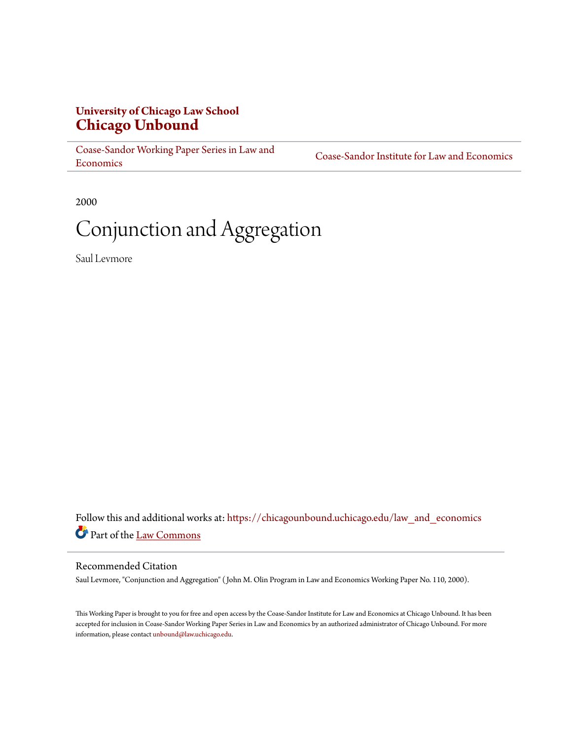**University of Chicago Law School**
**Chicago Unbound**

Coase-Sandor Working Paper Series in Law and Economics | Coase-Sandor Institute for Law and Economics

2000

# Conjunction and Aggregation

Saul Levmore

Follow this and additional works at: https://chicagounbound.uchicago.edu/law_and_economics

Part of the Law Commons

## Recommended Citation

Saul Levmore, "Conjunction and Aggregation" ( John M. Olin Program in Law and Economics Working Paper No. 110, 2000).

This Working Paper is brought to you for free and open access by the Coase-Sandor Institute for Law and Economics at Chicago Unbound. It has been accepted for inclusion in Coase-Sandor Working Paper Series in Law and Economics by an authorized administrator of Chicago Unbound. For more information, please contact unbound@law.uchicago.edu.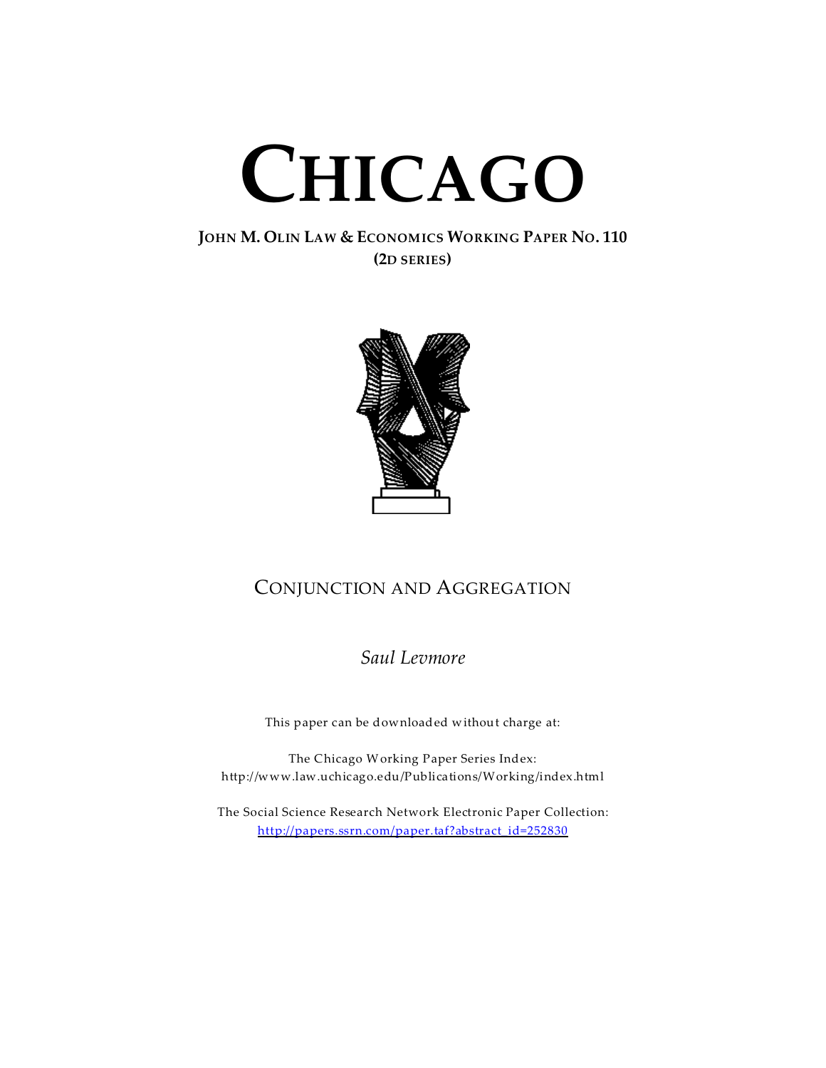# CHICAGO

**JOHN M. OLIN LAW & ECONOMICS WORKING PAPER NO. 110**
**(2D SERIES)**

## CONJUNCTION AND AGGREGATION

*Saul Levmore*

This paper can be downloaded without charge at:

The Chicago Working Paper Series Index:
http://www.law.uchicago.edu/Publications/Working/index.html

The Social Science Research Network Electronic Paper Collection:
http://papers.ssrn.com/paper.taf?abstract_id=252830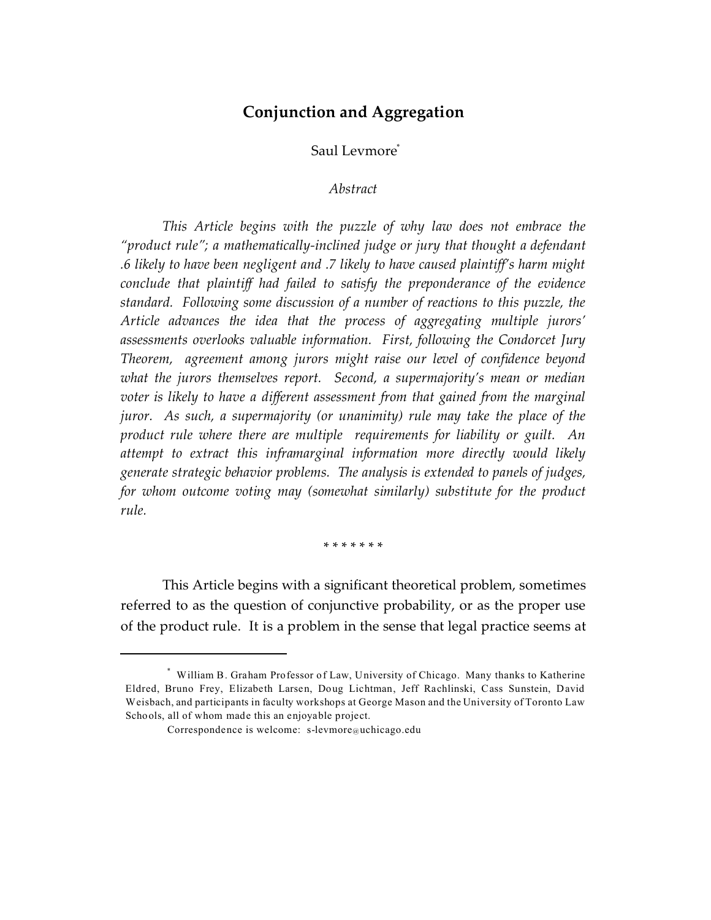# Conjunction and Aggregation

Saul Levmore[*]

*Abstract*

*This Article begins with the puzzle of why law does not embrace the "product rule"; a mathematically-inclined judge or jury that thought a defendant .6 likely to have been negligent and .7 likely to have caused plaintiff's harm might conclude that plaintiff had failed to satisfy the preponderance of the evidence standard. Following some discussion of a number of reactions to this puzzle, the Article advances the idea that the process of aggregating multiple jurors' assessments overlooks valuable information. First, following the Condorcet Jury Theorem, agreement among jurors might raise our level of confidence beyond what the jurors themselves report. Second, a supermajority's mean or median voter is likely to have a different assessment from that gained from the marginal juror. As such, a supermajority (or unanimity) rule may take the place of the product rule where there are multiple requirements for liability or guilt. An attempt to extract this inframarginal information more directly would likely generate strategic behavior problems. The analysis is extended to panels of judges, for whom outcome voting may (somewhat similarly) substitute for the product rule.*

\* \* \* \* \* \* \*

This Article begins with a significant theoretical problem, sometimes referred to as the question of conjunctive probability, or as the proper use of the product rule. It is a problem in the sense that legal practice seems at

---

[*] William B. Graham Professor of Law, University of Chicago. Many thanks to Katherine Eldred, Bruno Frey, Elizabeth Larsen, Doug Lichtman, Jeff Rachlinski, Cass Sunstein, David Weisbach, and participants in faculty workshops at George Mason and the University of Toronto Law Schools, all of whom made this an enjoyable project.

Correspondence is welcome: s-levmore@uchicago.edu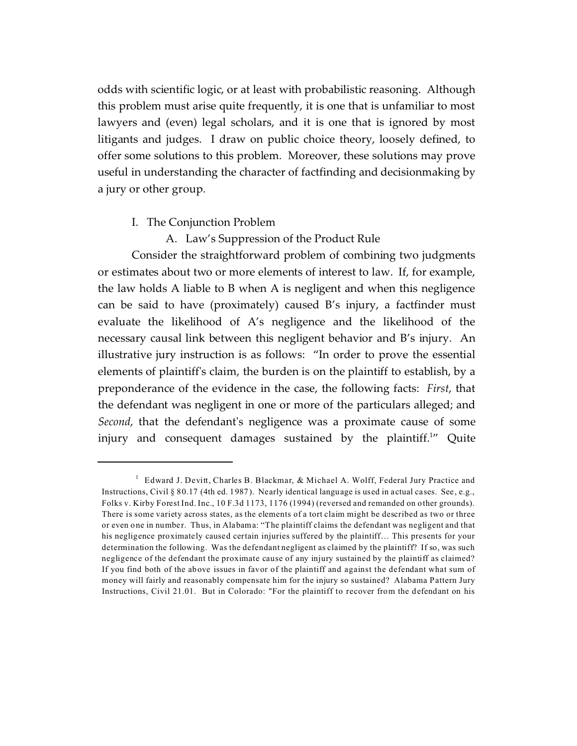odds with scientific logic, or at least with probabilistic reasoning. Although this problem must arise quite frequently, it is one that is unfamiliar to most lawyers and (even) legal scholars, and it is one that is ignored by most litigants and judges. I draw on public choice theory, loosely defined, to offer some solutions to this problem. Moreover, these solutions may prove useful in understanding the character of factfinding and decisionmaking by a jury or other group.

## I. The Conjunction Problem

### A. Law's Suppression of the Product Rule

Consider the straightforward problem of combining two judgments or estimates about two or more elements of interest to law. If, for example, the law holds A liable to B when A is negligent and when this negligence can be said to have (proximately) caused B's injury, a factfinder must evaluate the likelihood of A's negligence and the likelihood of the necessary causal link between this negligent behavior and B's injury. An illustrative jury instruction is as follows: "In order to prove the essential elements of plaintiff's claim, the burden is on the plaintiff to establish, by a preponderance of the evidence in the case, the following facts: *First*, that the defendant was negligent in one or more of the particulars alleged; and *Second*, that the defendant's negligence was a proximate cause of some injury and consequent damages sustained by the plaintiff.[1]" Quite

---

[1] Edward J. Devitt, Charles B. Blackmar, & Michael A. Wolff, Federal Jury Practice and Instructions, Civil § 80.17 (4th ed. 1987). Nearly identical language is used in actual cases. See, e.g., Folks v. Kirby Forest Ind. Inc., 10 F.3d 1173, 1176 (1994) (reversed and remanded on other grounds). There is some variety across states, as the elements of a tort claim might be described as two or three or even one in number. Thus, in Alabama: "The plaintiff claims the defendant was negligent and that his negligence proximately caused certain injuries suffered by the plaintiff... This presents for your determination the following. Was the defendant negligent as claimed by the plaintiff? If so, was such negligence of the defendant the proximate cause of any injury sustained by the plaintiff as claimed? If you find both of the above issues in favor of the plaintiff and against the defendant what sum of money will fairly and reasonably compensate him for the injury so sustained? Alabama Pattern Jury Instructions, Civil 21.01. But in Colorado: "For the plaintiff to recover from the defendant on his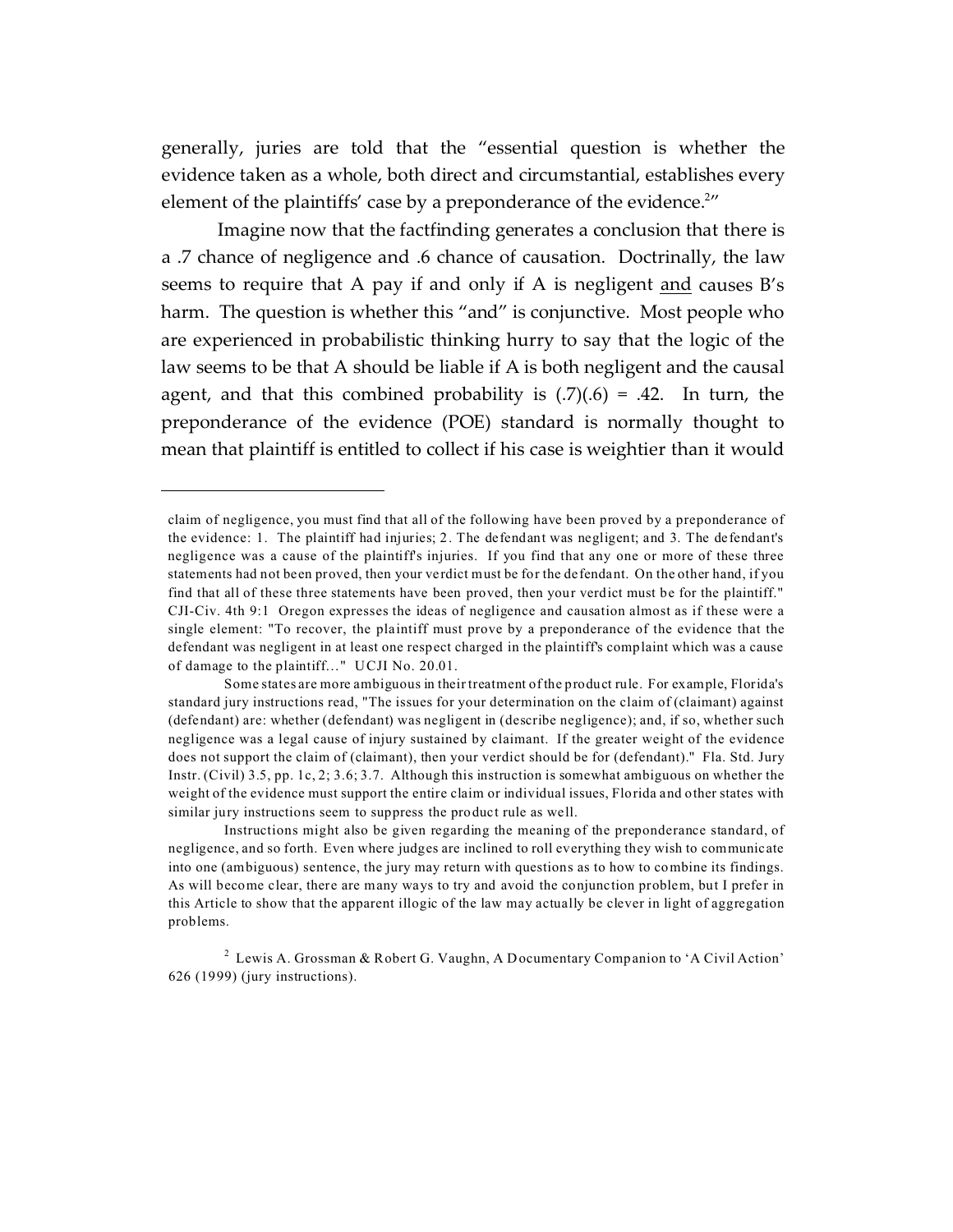generally, juries are told that the "essential question is whether the evidence taken as a whole, both direct and circumstantial, establishes every element of the plaintiffs' case by a preponderance of the evidence.[2]"

Imagine now that the factfinding generates a conclusion that there is a .7 chance of negligence and .6 chance of causation. Doctrinally, the law seems to require that A pay if and only if A is negligent <u>and</u> causes B's harm. The question is whether this "and" is conjunctive. Most people who are experienced in probabilistic thinking hurry to say that the logic of the law seems to be that A should be liable if A is both negligent and the causal agent, and that this combined probability is $(.7)(.6) = .42$. In turn, the preponderance of the evidence (POE) standard is normally thought to mean that plaintiff is entitled to collect if his case is weightier than it would

---

claim of negligence, you must find that all of the following have been proved by a preponderance of the evidence: 1. The plaintiff had injuries; 2. The defendant was negligent; and 3. The defendant's negligence was a cause of the plaintiff's injuries. If you find that any one or more of these three statements had not been proved, then your verdict must be for the defendant. On the other hand, if you find that all of these three statements have been proved, then your verdict must be for the plaintiff." CJI-Civ. 4th 9:1 Oregon expresses the ideas of negligence and causation almost as if these were a single element: "To recover, the plaintiff must prove by a preponderance of the evidence that the defendant was negligent in at least one respect charged in the plaintiff's complaint which was a cause of damage to the plaintiff..." UCJI No. 20.01.

Some states are more ambiguous in their treatment of the product rule. For example, Florida's standard jury instructions read, "The issues for your determination on the claim of (claimant) against (defendant) are: whether (defendant) was negligent in (describe negligence); and, if so, whether such negligence was a legal cause of injury sustained by claimant. If the greater weight of the evidence does not support the claim of (claimant), then your verdict should be for (defendant)." Fla. Std. Jury Instr. (Civil) 3.5, pp. 1c, 2; 3.6; 3.7. Although this instruction is somewhat ambiguous on whether the weight of the evidence must support the entire claim or individual issues, Florida and other states with similar jury instructions seem to suppress the product rule as well.

Instructions might also be given regarding the meaning of the preponderance standard, of negligence, and so forth. Even where judges are inclined to roll everything they wish to communicate into one (ambiguous) sentence, the jury may return with questions as to how to combine its findings. As will become clear, there are many ways to try and avoid the conjunction problem, but I prefer in this Article to show that the apparent illogic of the law may actually be clever in light of aggregation problems.

[2] Lewis A. Grossman & Robert G. Vaughn, A Documentary Companion to 'A Civil Action' 626 (1999) (jury instructions).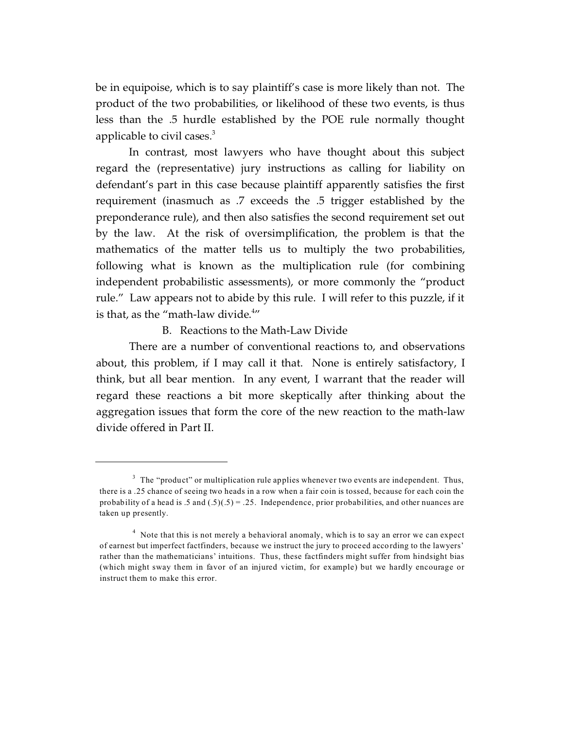be in equipoise, which is to say plaintiff's case is more likely than not. The product of the two probabilities, or likelihood of these two events, is thus less than the .5 hurdle established by the POE rule normally thought applicable to civil cases.[3]

In contrast, most lawyers who have thought about this subject regard the (representative) jury instructions as calling for liability on defendant's part in this case because plaintiff apparently satisfies the first requirement (inasmuch as .7 exceeds the .5 trigger established by the preponderance rule), and then also satisfies the second requirement set out by the law. At the risk of oversimplification, the problem is that the mathematics of the matter tells us to multiply the two probabilities, following what is known as the multiplication rule (for combining independent probabilistic assessments), or more commonly the "product rule." Law appears not to abide by this rule. I will refer to this puzzle, if it is that, as the "math-law divide.[4]"

### B. Reactions to the Math-Law Divide

There are a number of conventional reactions to, and observations about, this problem, if I may call it that. None is entirely satisfactory, I think, but all bear mention. In any event, I warrant that the reader will regard these reactions a bit more skeptically after thinking about the aggregation issues that form the core of the new reaction to the math-law divide offered in Part II.

---

[3] The "product" or multiplication rule applies whenever two events are independent. Thus, there is a .25 chance of seeing two heads in a row when a fair coin is tossed, because for each coin the probability of a head is .5 and (.5)(.5) = .25. Independence, prior probabilities, and other nuances are taken up presently.

[4] Note that this is not merely a behavioral anomaly, which is to say an error we can expect of earnest but imperfect factfinders, because we instruct the jury to proceed according to the lawyers' rather than the mathematicians' intuitions. Thus, these factfinders might suffer from hindsight bias (which might sway them in favor of an injured victim, for example) but we hardly encourage or instruct them to make this error.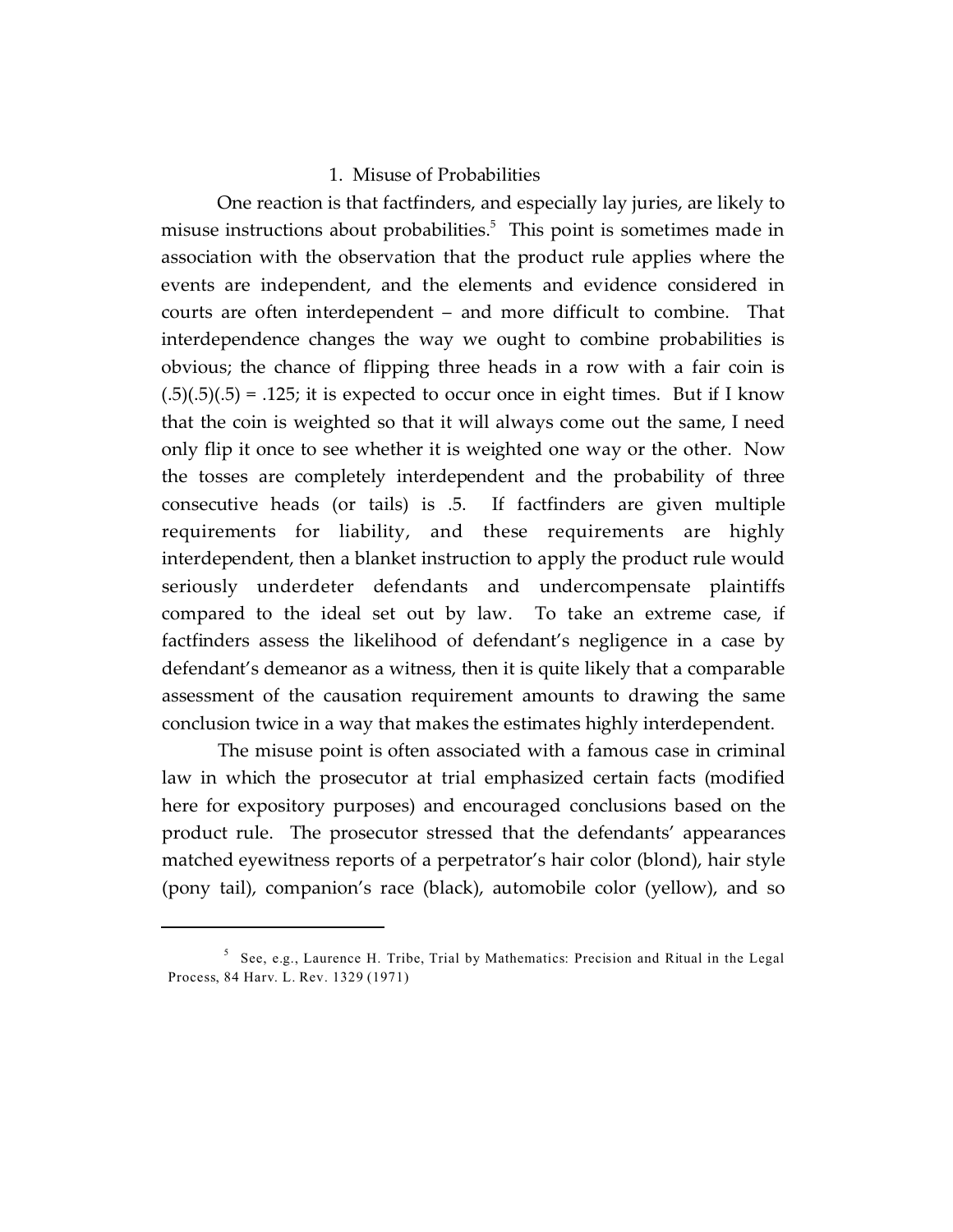### 1. Misuse of Probabilities

One reaction is that factfinders, and especially lay juries, are likely to misuse instructions about probabilities.[5] This point is sometimes made in association with the observation that the product rule applies where the events are independent, and the elements and evidence considered in courts are often interdependent – and more difficult to combine. That interdependence changes the way we ought to combine probabilities is obvious; the chance of flipping three heads in a row with a fair coin is $(.5)(.5)(.5) = .125$; it is expected to occur once in eight times. But if I know that the coin is weighted so that it will always come out the same, I need only flip it once to see whether it is weighted one way or the other. Now the tosses are completely interdependent and the probability of three consecutive heads (or tails) is .5. If factfinders are given multiple requirements for liability, and these requirements are highly interdependent, then a blanket instruction to apply the product rule would seriously underdeter defendants and undercompensate plaintiffs compared to the ideal set out by law. To take an extreme case, if factfinders assess the likelihood of defendant's negligence in a case by defendant's demeanor as a witness, then it is quite likely that a comparable assessment of the causation requirement amounts to drawing the same conclusion twice in a way that makes the estimates highly interdependent.

The misuse point is often associated with a famous case in criminal law in which the prosecutor at trial emphasized certain facts (modified here for expository purposes) and encouraged conclusions based on the product rule. The prosecutor stressed that the defendants' appearances matched eyewitness reports of a perpetrator's hair color (blond), hair style (pony tail), companion's race (black), automobile color (yellow), and so

---

[5] See, e.g., Laurence H. Tribe, Trial by Mathematics: Precision and Ritual in the Legal Process, 84 Harv. L. Rev. 1329 (1971)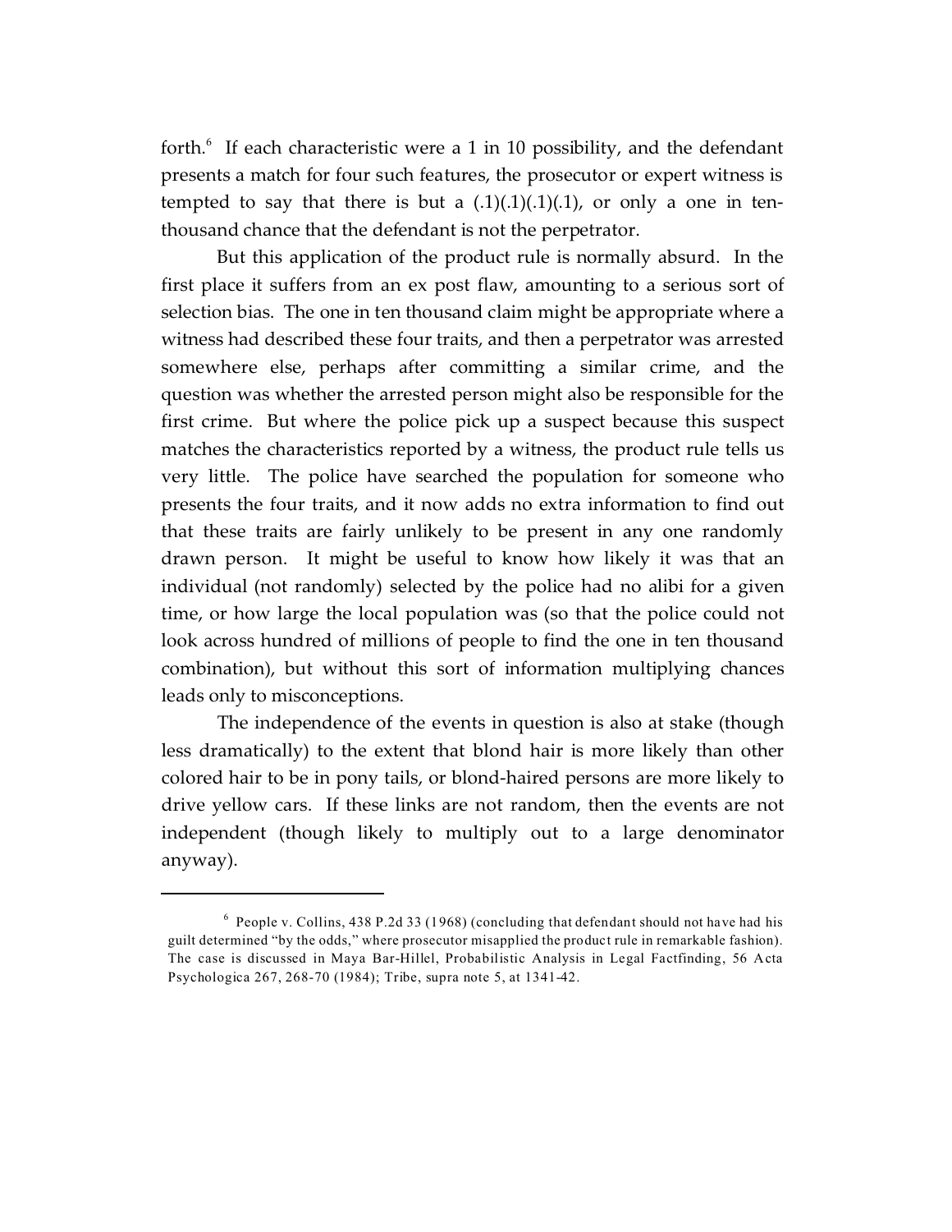forth.[6] If each characteristic were a 1 in 10 possibility, and the defendant presents a match for four such features, the prosecutor or expert witness is tempted to say that there is but a (.1)(.1)(.1)(.1), or only a one in ten-thousand chance that the defendant is not the perpetrator.

But this application of the product rule is normally absurd. In the first place it suffers from an ex post flaw, amounting to a serious sort of selection bias. The one in ten thousand claim might be appropriate where a witness had described these four traits, and then a perpetrator was arrested somewhere else, perhaps after committing a similar crime, and the question was whether the arrested person might also be responsible for the first crime. But where the police pick up a suspect because this suspect matches the characteristics reported by a witness, the product rule tells us very little. The police have searched the population for someone who presents the four traits, and it now adds no extra information to find out that these traits are fairly unlikely to be present in any one randomly drawn person. It might be useful to know how likely it was that an individual (not randomly) selected by the police had no alibi for a given time, or how large the local population was (so that the police could not look across hundred of millions of people to find the one in ten thousand combination), but without this sort of information multiplying chances leads only to misconceptions.

The independence of the events in question is also at stake (though less dramatically) to the extent that blond hair is more likely than other colored hair to be in pony tails, or blond-haired persons are more likely to drive yellow cars. If these links are not random, then the events are not independent (though likely to multiply out to a large denominator anyway).

---

[6] People v. Collins, 438 P.2d 33 (1968) (concluding that defendant should not have had his guilt determined "by the odds," where prosecutor misapplied the product rule in remarkable fashion). The case is discussed in Maya Bar-Hillel, Probabilistic Analysis in Legal Factfinding, 56 Acta Psychologica 267, 268-70 (1984); Tribe, supra note 5, at 1341-42.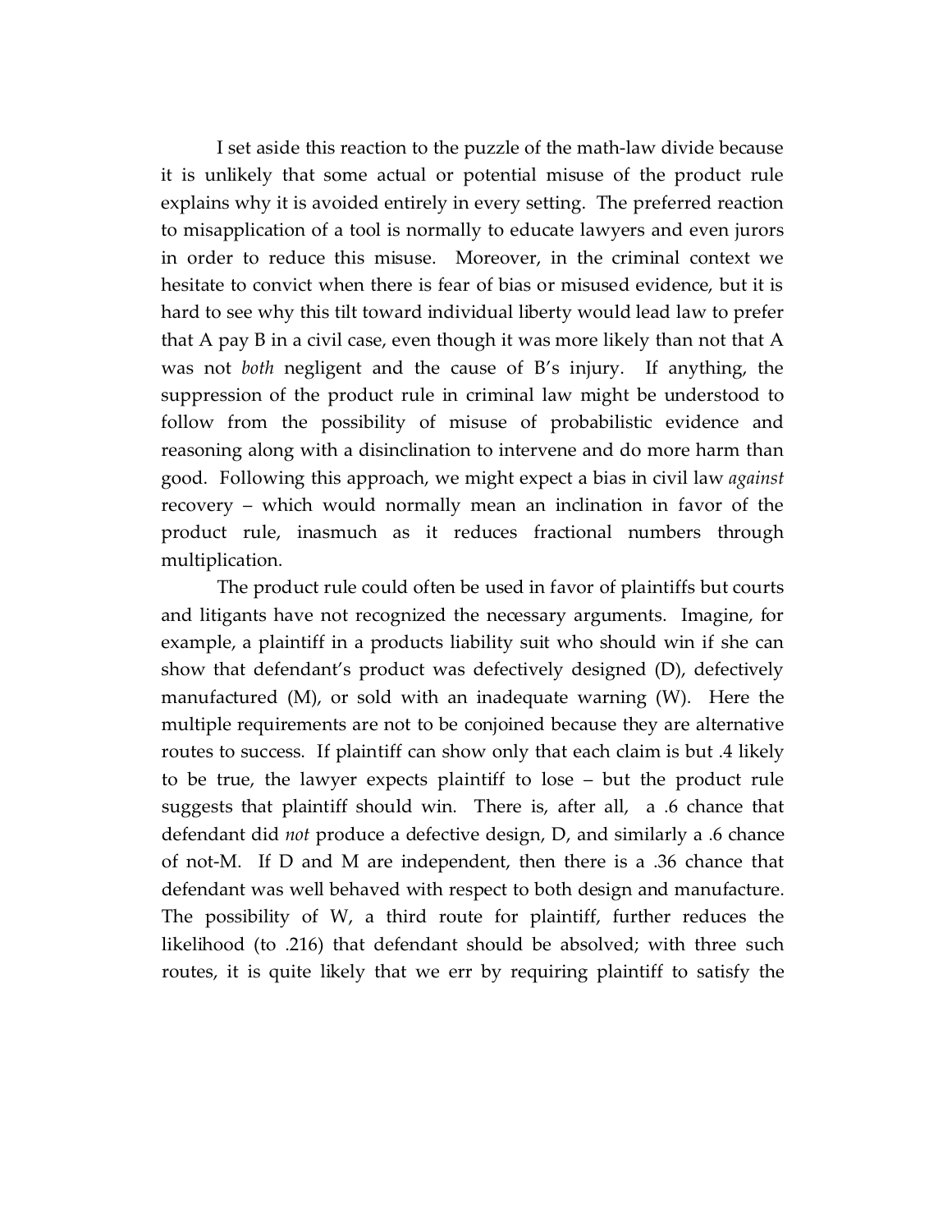I set aside this reaction to the puzzle of the math-law divide because it is unlikely that some actual or potential misuse of the product rule explains why it is avoided entirely in every setting. The preferred reaction to misapplication of a tool is normally to educate lawyers and even jurors in order to reduce this misuse. Moreover, in the criminal context we hesitate to convict when there is fear of bias or misused evidence, but it is hard to see why this tilt toward individual liberty would lead law to prefer that A pay B in a civil case, even though it was more likely than not that A was not *both* negligent and the cause of B's injury. If anything, the suppression of the product rule in criminal law might be understood to follow from the possibility of misuse of probabilistic evidence and reasoning along with a disinclination to intervene and do more harm than good. Following this approach, we might expect a bias in civil law *against* recovery – which would normally mean an inclination in favor of the product rule, inasmuch as it reduces fractional numbers through multiplication.

The product rule could often be used in favor of plaintiffs but courts and litigants have not recognized the necessary arguments. Imagine, for example, a plaintiff in a products liability suit who should win if she can show that defendant's product was defectively designed (D), defectively manufactured (M), or sold with an inadequate warning (W). Here the multiple requirements are not to be conjoined because they are alternative routes to success. If plaintiff can show only that each claim is but .4 likely to be true, the lawyer expects plaintiff to lose – but the product rule suggests that plaintiff should win. There is, after all, a .6 chance that defendant did *not* produce a defective design, D, and similarly a .6 chance of not-M. If D and M are independent, then there is a .36 chance that defendant was well behaved with respect to both design and manufacture. The possibility of W, a third route for plaintiff, further reduces the likelihood (to .216) that defendant should be absolved; with three such routes, it is quite likely that we err by requiring plaintiff to satisfy the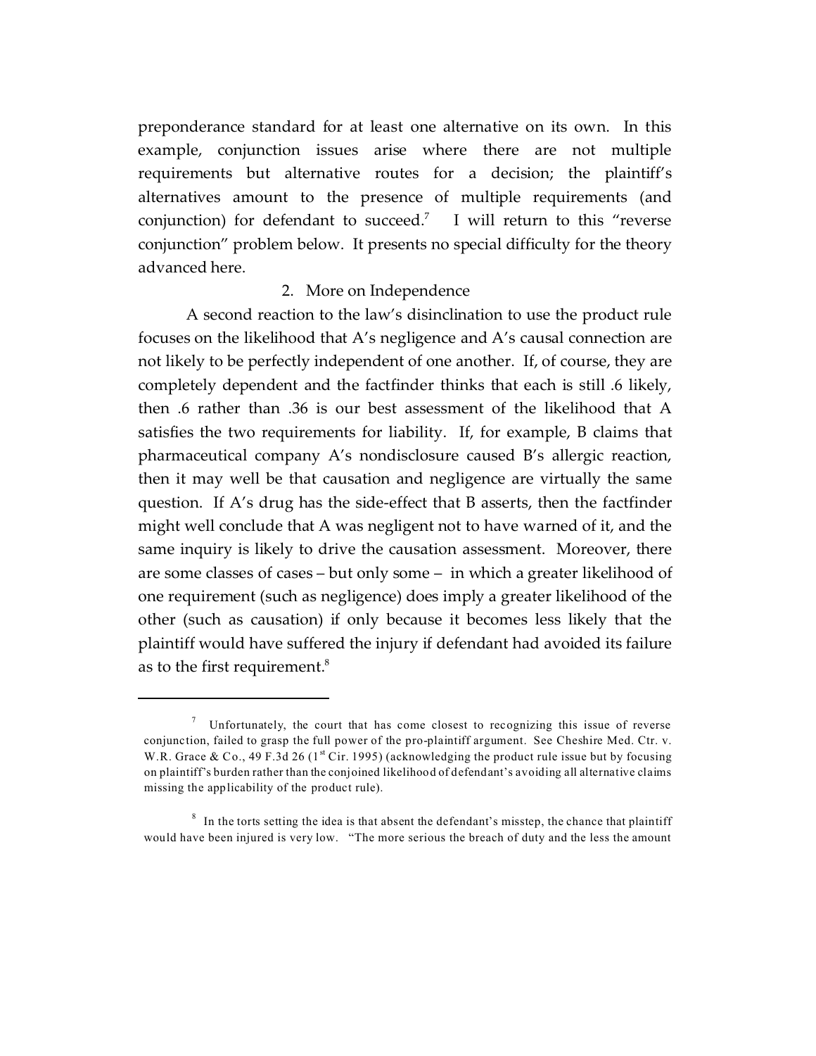preponderance standard for at least one alternative on its own. In this example, conjunction issues arise where there are not multiple requirements but alternative routes for a decision; the plaintiff's alternatives amount to the presence of multiple requirements (and conjunction) for defendant to succeed.[7] I will return to this "reverse conjunction" problem below. It presents no special difficulty for the theory advanced here.

### 2. More on Independence

A second reaction to the law's disinclination to use the product rule focuses on the likelihood that A's negligence and A's causal connection are not likely to be perfectly independent of one another. If, of course, they are completely dependent and the factfinder thinks that each is still .6 likely, then .6 rather than .36 is our best assessment of the likelihood that A satisfies the two requirements for liability. If, for example, B claims that pharmaceutical company A's nondisclosure caused B's allergic reaction, then it may well be that causation and negligence are virtually the same question. If A's drug has the side-effect that B asserts, then the factfinder might well conclude that A was negligent not to have warned of it, and the same inquiry is likely to drive the causation assessment. Moreover, there are some classes of cases – but only some – in which a greater likelihood of one requirement (such as negligence) does imply a greater likelihood of the other (such as causation) if only because it becomes less likely that the plaintiff would have suffered the injury if defendant had avoided its failure as to the first requirement.[8]

---

[7] Unfortunately, the court that has come closest to recognizing this issue of reverse conjunction, failed to grasp the full power of the pro-plaintiff argument. See Cheshire Med. Ctr. v. W.R. Grace & Co., 49 F.3d 26 (1st Cir. 1995) (acknowledging the product rule issue but by focusing on plaintiff's burden rather than the conjoined likelihood of defendant's avoiding all alternative claims missing the applicability of the product rule).

[8] In the torts setting the idea is that absent the defendant's misstep, the chance that plaintiff would have been injured is very low. "The more serious the breach of duty and the less the amount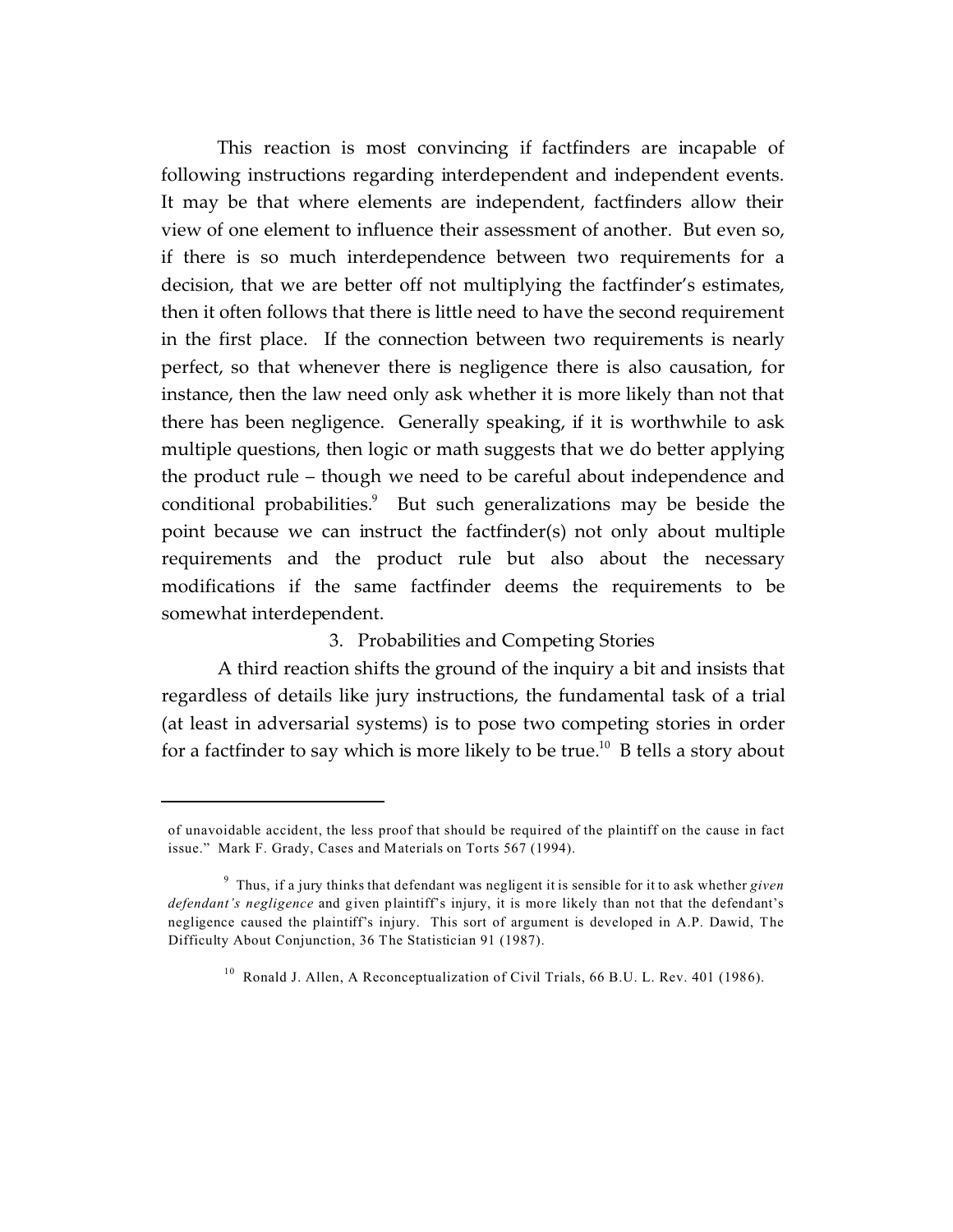This reaction is most convincing if factfinders are incapable of following instructions regarding interdependent and independent events. It may be that where elements are independent, factfinders allow their view of one element to influence their assessment of another. But even so, if there is so much interdependence between two requirements for a decision, that we are better off not multiplying the factfinder's estimates, then it often follows that there is little need to have the second requirement in the first place. If the connection between two requirements is nearly perfect, so that whenever there is negligence there is also causation, for instance, then the law need only ask whether it is more likely than not that there has been negligence. Generally speaking, if it is worthwhile to ask multiple questions, then logic or math suggests that we do better applying the product rule – though we need to be careful about independence and conditional probabilities.[9] But such generalizations may be beside the point because we can instruct the factfinder(s) not only about multiple requirements and the product rule but also about the necessary modifications if the same factfinder deems the requirements to be somewhat interdependent.

### 3. Probabilities and Competing Stories

A third reaction shifts the ground of the inquiry a bit and insists that regardless of details like jury instructions, the fundamental task of a trial (at least in adversarial systems) is to pose two competing stories in order for a factfinder to say which is more likely to be true.[10] B tells a story about

---

of unavoidable accident, the less proof that should be required of the plaintiff on the cause in fact issue." Mark F. Grady, Cases and Materials on Torts 567 (1994).

[9] Thus, if a jury thinks that defendant was negligent it is sensible for it to ask whether *given defendant's negligence* and given plaintiff's injury, it is more likely than not that the defendant's negligence caused the plaintiff's injury. This sort of argument is developed in A.P. Dawid, The Difficulty About Conjunction, 36 The Statistician 91 (1987).

[10] Ronald J. Allen, A Reconceptualization of Civil Trials, 66 B.U. L. Rev. 401 (1986).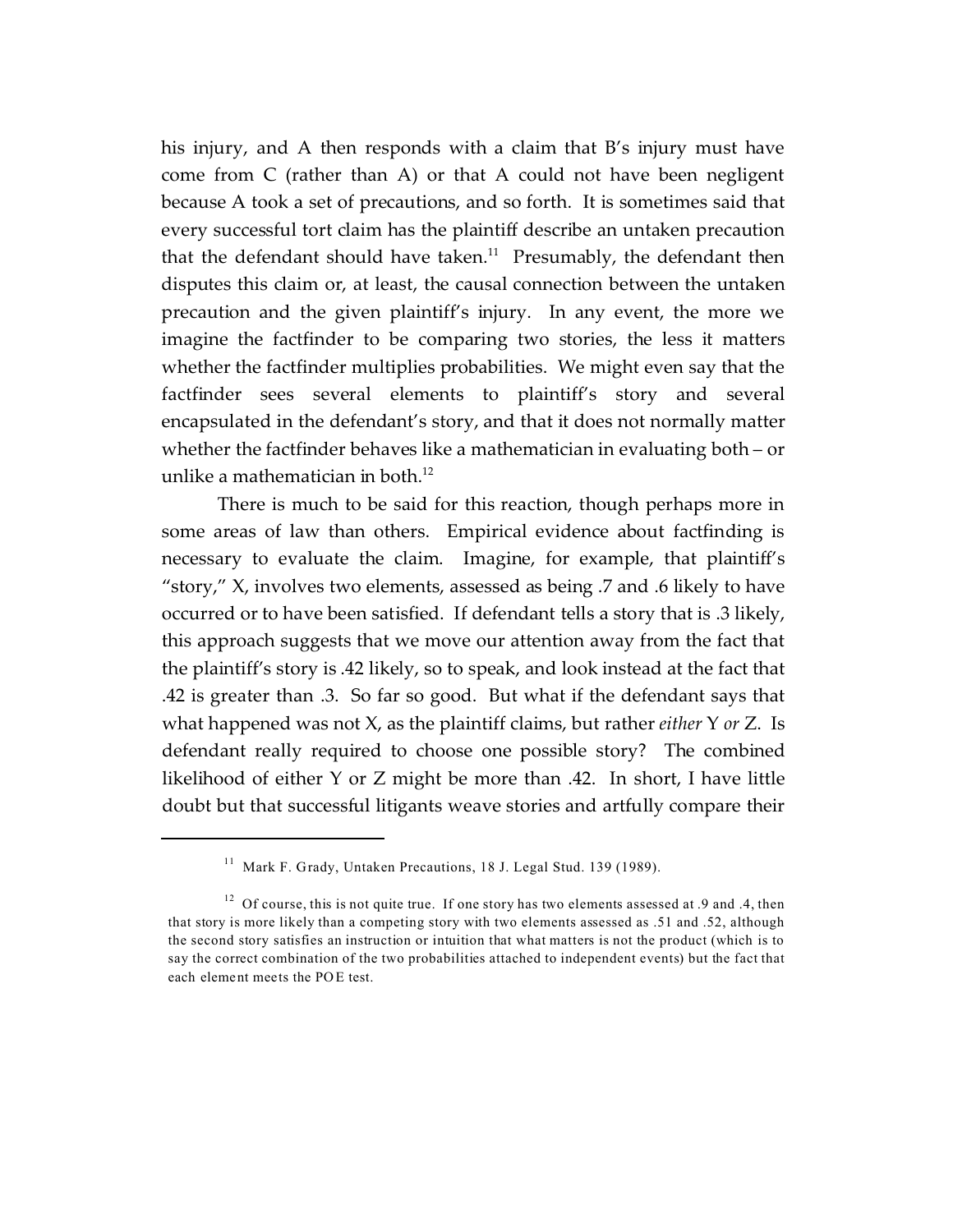his injury, and A then responds with a claim that B's injury must have come from C (rather than A) or that A could not have been negligent because A took a set of precautions, and so forth. It is sometimes said that every successful tort claim has the plaintiff describe an untaken precaution that the defendant should have taken.[11] Presumably, the defendant then disputes this claim or, at least, the causal connection between the untaken precaution and the given plaintiff's injury. In any event, the more we imagine the factfinder to be comparing two stories, the less it matters whether the factfinder multiplies probabilities. We might even say that the factfinder sees several elements to plaintiff's story and several encapsulated in the defendant's story, and that it does not normally matter whether the factfinder behaves like a mathematician in evaluating both – or unlike a mathematician in both.[12]

There is much to be said for this reaction, though perhaps more in some areas of law than others. Empirical evidence about factfinding is necessary to evaluate the claim. Imagine, for example, that plaintiff's "story," X, involves two elements, assessed as being .7 and .6 likely to have occurred or to have been satisfied. If defendant tells a story that is .3 likely, this approach suggests that we move our attention away from the fact that the plaintiff's story is .42 likely, so to speak, and look instead at the fact that .42 is greater than .3. So far so good. But what if the defendant says that what happened was not X, as the plaintiff claims, but rather *either* Y *or* Z. Is defendant really required to choose one possible story? The combined likelihood of either Y or Z might be more than .42. In short, I have little doubt but that successful litigants weave stories and artfully compare their

---

[11] Mark F. Grady, Untaken Precautions, 18 J. Legal Stud. 139 (1989).

[12] Of course, this is not quite true. If one story has two elements assessed at .9 and .4, then that story is more likely than a competing story with two elements assessed as .51 and .52, although the second story satisfies an instruction or intuition that what matters is not the product (which is to say the correct combination of the two probabilities attached to independent events) but the fact that each element meets the POE test.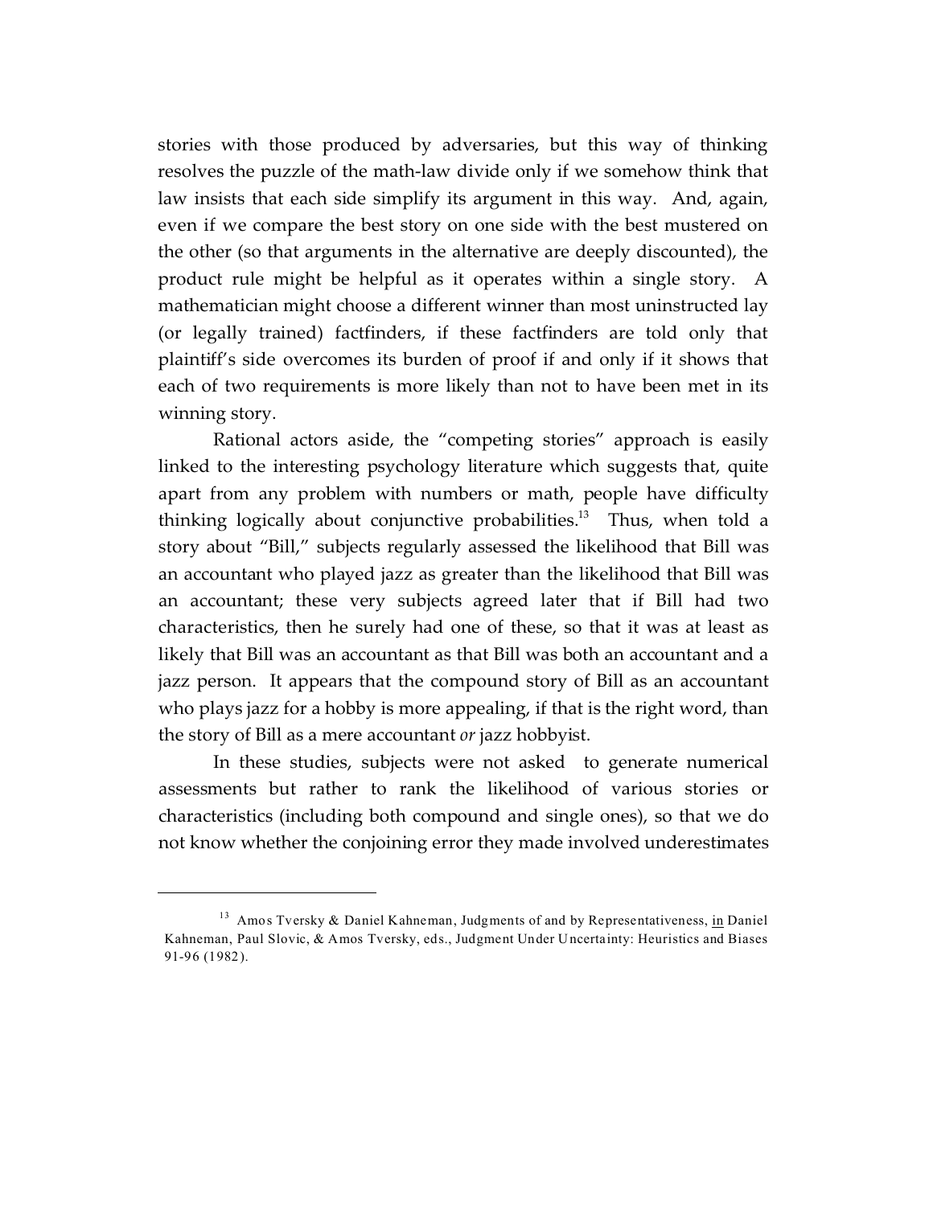stories with those produced by adversaries, but this way of thinking resolves the puzzle of the math-law divide only if we somehow think that law insists that each side simplify its argument in this way. And, again, even if we compare the best story on one side with the best mustered on the other (so that arguments in the alternative are deeply discounted), the product rule might be helpful as it operates within a single story. A mathematician might choose a different winner than most uninstructed lay (or legally trained) factfinders, if these factfinders are told only that plaintiff's side overcomes its burden of proof if and only if it shows that each of two requirements is more likely than not to have been met in its winning story.

Rational actors aside, the "competing stories" approach is easily linked to the interesting psychology literature which suggests that, quite apart from any problem with numbers or math, people have difficulty thinking logically about conjunctive probabilities.[13] Thus, when told a story about "Bill," subjects regularly assessed the likelihood that Bill was an accountant who played jazz as greater than the likelihood that Bill was an accountant; these very subjects agreed later that if Bill had two characteristics, then he surely had one of these, so that it was at least as likely that Bill was an accountant as that Bill was both an accountant and a jazz person. It appears that the compound story of Bill as an accountant who plays jazz for a hobby is more appealing, if that is the right word, than the story of Bill as a mere accountant *or* jazz hobbyist.

In these studies, subjects were not asked to generate numerical assessments but rather to rank the likelihood of various stories or characteristics (including both compound and single ones), so that we do not know whether the conjoining error they made involved underestimates

---

[13] Amos Tversky & Daniel Kahneman, Judgments of and by Representativeness, in Daniel Kahneman, Paul Slovic, & Amos Tversky, eds., Judgment Under Uncertainty: Heuristics and Biases 91-96 (1982).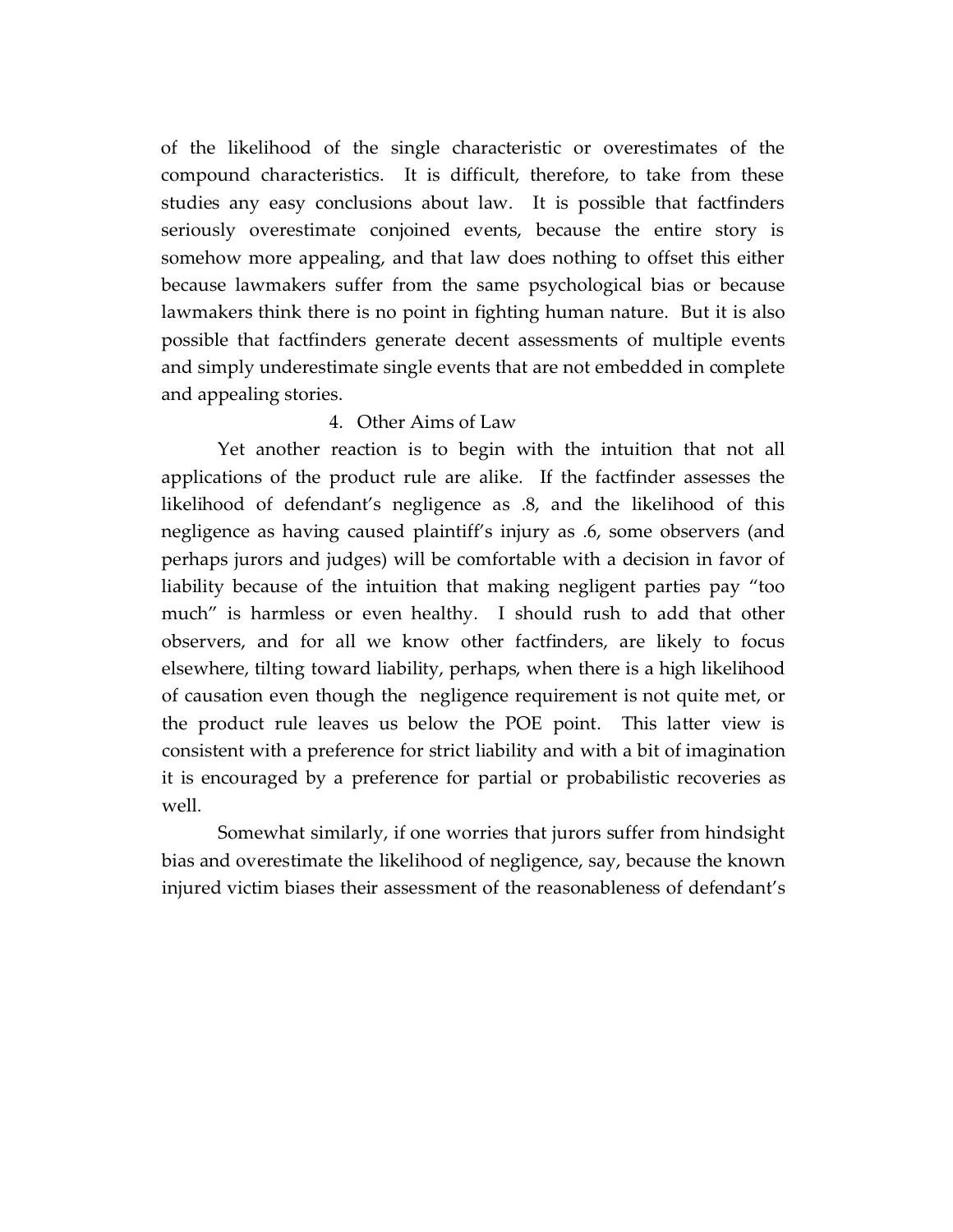of the likelihood of the single characteristic or overestimates of the compound characteristics. It is difficult, therefore, to take from these studies any easy conclusions about law. It is possible that factfinders seriously overestimate conjoined events, because the entire story is somehow more appealing, and that law does nothing to offset this either because lawmakers suffer from the same psychological bias or because lawmakers think there is no point in fighting human nature. But it is also possible that factfinders generate decent assessments of multiple events and simply underestimate single events that are not embedded in complete and appealing stories.

4. Other Aims of Law

Yet another reaction is to begin with the intuition that not all applications of the product rule are alike. If the factfinder assesses the likelihood of defendant's negligence as .8, and the likelihood of this negligence as having caused plaintiff's injury as .6, some observers (and perhaps jurors and judges) will be comfortable with a decision in favor of liability because of the intuition that making negligent parties pay "too much" is harmless or even healthy. I should rush to add that other observers, and for all we know other factfinders, are likely to focus elsewhere, tilting toward liability, perhaps, when there is a high likelihood of causation even though the negligence requirement is not quite met, or the product rule leaves us below the POE point. This latter view is consistent with a preference for strict liability and with a bit of imagination it is encouraged by a preference for partial or probabilistic recoveries as well.

Somewhat similarly, if one worries that jurors suffer from hindsight bias and overestimate the likelihood of negligence, say, because the known injured victim biases their assessment of the reasonableness of defendant's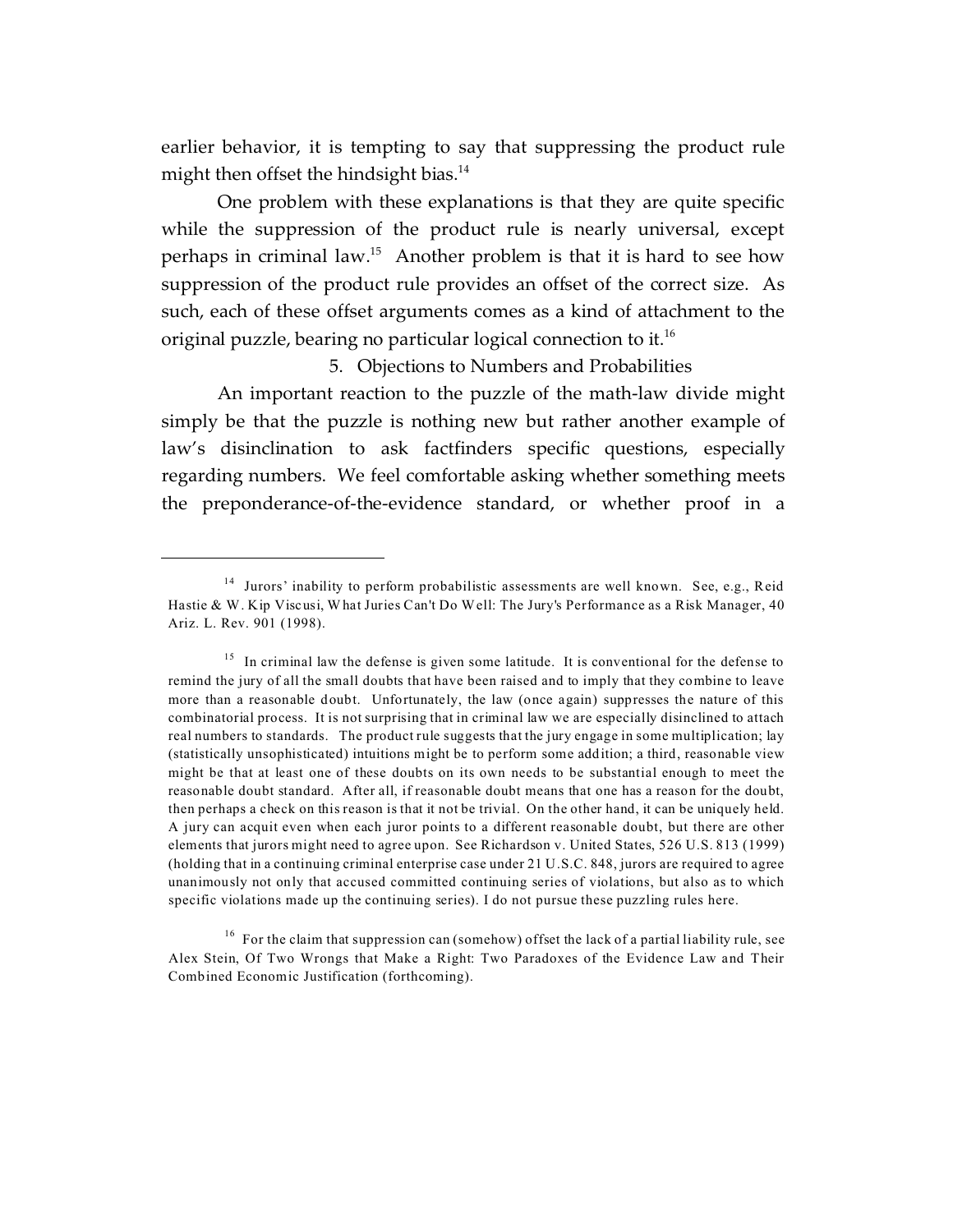earlier behavior, it is tempting to say that suppressing the product rule might then offset the hindsight bias.[14]

One problem with these explanations is that they are quite specific while the suppression of the product rule is nearly universal, except perhaps in criminal law.[15] Another problem is that it is hard to see how suppression of the product rule provides an offset of the correct size. As such, each of these offset arguments comes as a kind of attachment to the original puzzle, bearing no particular logical connection to it.[16]

### 5. Objections to Numbers and Probabilities

An important reaction to the puzzle of the math-law divide might simply be that the puzzle is nothing new but rather another example of law's disinclination to ask factfinders specific questions, especially regarding numbers. We feel comfortable asking whether something meets the preponderance-of-the-evidence standard, or whether proof in a

---

[14] Jurors' inability to perform probabilistic assessments are well known. See, e.g., Reid Hastie & W. Kip Viscusi, What Juries Can't Do Well: The Jury's Performance as a Risk Manager, 40 Ariz. L. Rev. 901 (1998).

[15] In criminal law the defense is given some latitude. It is conventional for the defense to remind the jury of all the small doubts that have been raised and to imply that they combine to leave more than a reasonable doubt. Unfortunately, the law (once again) suppresses the nature of this combinatorial process. It is not surprising that in criminal law we are especially disinclined to attach real numbers to standards. The product rule suggests that the jury engage in some multiplication; lay (statistically unsophisticated) intuitions might be to perform some addition; a third, reasonable view might be that at least one of these doubts on its own needs to be substantial enough to meet the reasonable doubt standard. After all, if reasonable doubt means that one has a reason for the doubt, then perhaps a check on this reason is that it not be trivial. On the other hand, it can be uniquely held. A jury can acquit even when each juror points to a different reasonable doubt, but there are other elements that jurors might need to agree upon. See Richardson v. United States, 526 U.S. 813 (1999) (holding that in a continuing criminal enterprise case under 21 U.S.C. 848, jurors are required to agree unanimously not only that accused committed continuing series of violations, but also as to which specific violations made up the continuing series). I do not pursue these puzzling rules here.

[16] For the claim that suppression can (somehow) offset the lack of a partial liability rule, see Alex Stein, Of Two Wrongs that Make a Right: Two Paradoxes of the Evidence Law and Their Combined Economic Justification (forthcoming).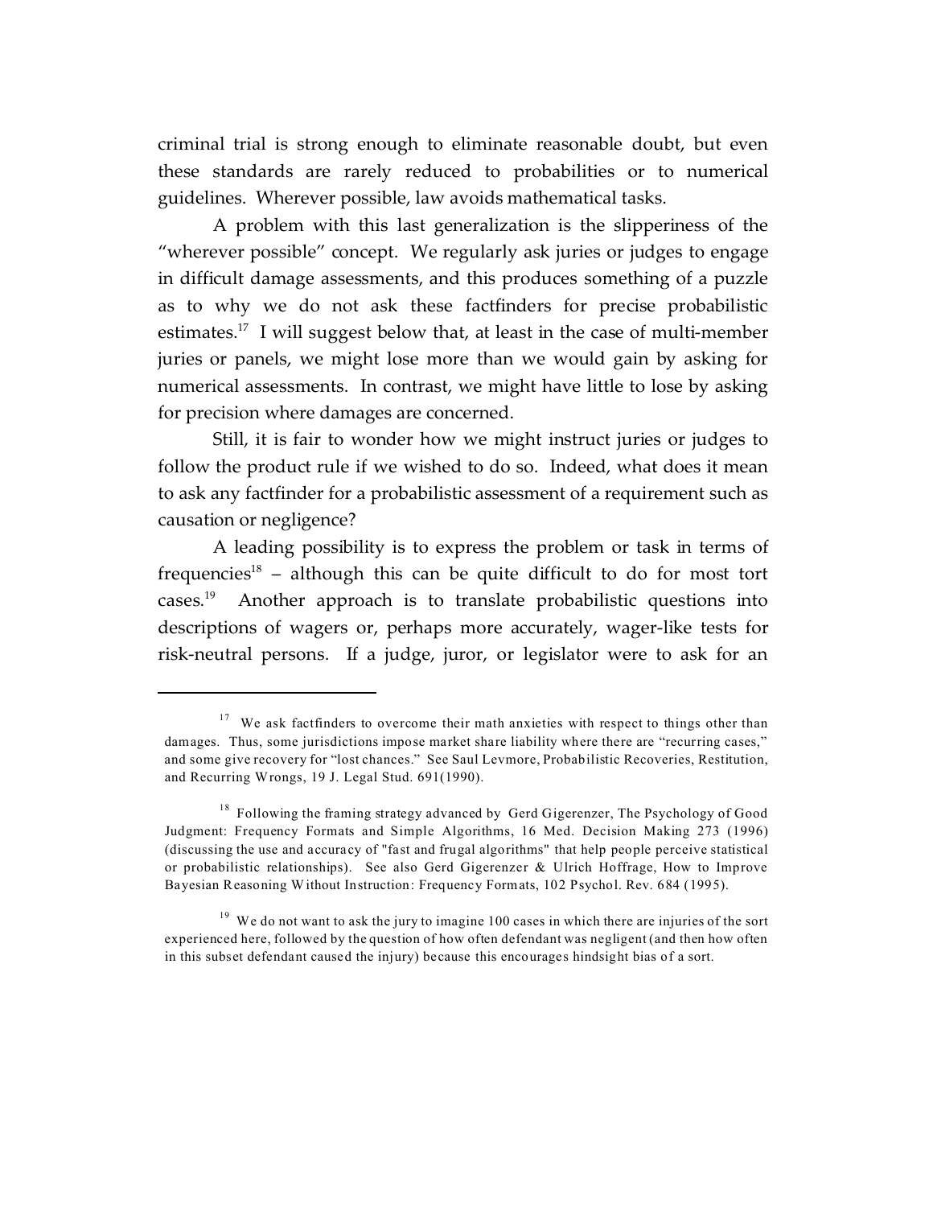criminal trial is strong enough to eliminate reasonable doubt, but even these standards are rarely reduced to probabilities or to numerical guidelines. Wherever possible, law avoids mathematical tasks.

A problem with this last generalization is the slipperiness of the "wherever possible" concept. We regularly ask juries or judges to engage in difficult damage assessments, and this produces something of a puzzle as to why we do not ask these factfinders for precise probabilistic estimates.[17] I will suggest below that, at least in the case of multi-member juries or panels, we might lose more than we would gain by asking for numerical assessments. In contrast, we might have little to lose by asking for precision where damages are concerned.

Still, it is fair to wonder how we might instruct juries or judges to follow the product rule if we wished to do so. Indeed, what does it mean to ask any factfinder for a probabilistic assessment of a requirement such as causation or negligence?

A leading possibility is to express the problem or task in terms of frequencies[18] – although this can be quite difficult to do for most tort cases.[19] Another approach is to translate probabilistic questions into descriptions of wagers or, perhaps more accurately, wager-like tests for risk-neutral persons. If a judge, juror, or legislator were to ask for an

---

[17] We ask factfinders to overcome their math anxieties with respect to things other than damages. Thus, some jurisdictions impose market share liability where there are "recurring cases," and some give recovery for "lost chances." See Saul Levmore, Probabilistic Recoveries, Restitution, and Recurring Wrongs, 19 J. Legal Stud. 691(1990).

[18] Following the framing strategy advanced by Gerd Gigerenzer, The Psychology of Good Judgment: Frequency Formats and Simple Algorithms, 16 Med. Decision Making 273 (1996) (discussing the use and accuracy of "fast and frugal algorithms" that help people perceive statistical or probabilistic relationships). See also Gerd Gigerenzer & Ulrich Hoffrage, How to Improve Bayesian Reasoning Without Instruction: Frequency Formats, 102 Psychol. Rev. 684 (1995).

[19] We do not want to ask the jury to imagine 100 cases in which there are injuries of the sort experienced here, followed by the question of how often defendant was negligent (and then how often in this subset defendant caused the injury) because this encourages hindsight bias of a sort.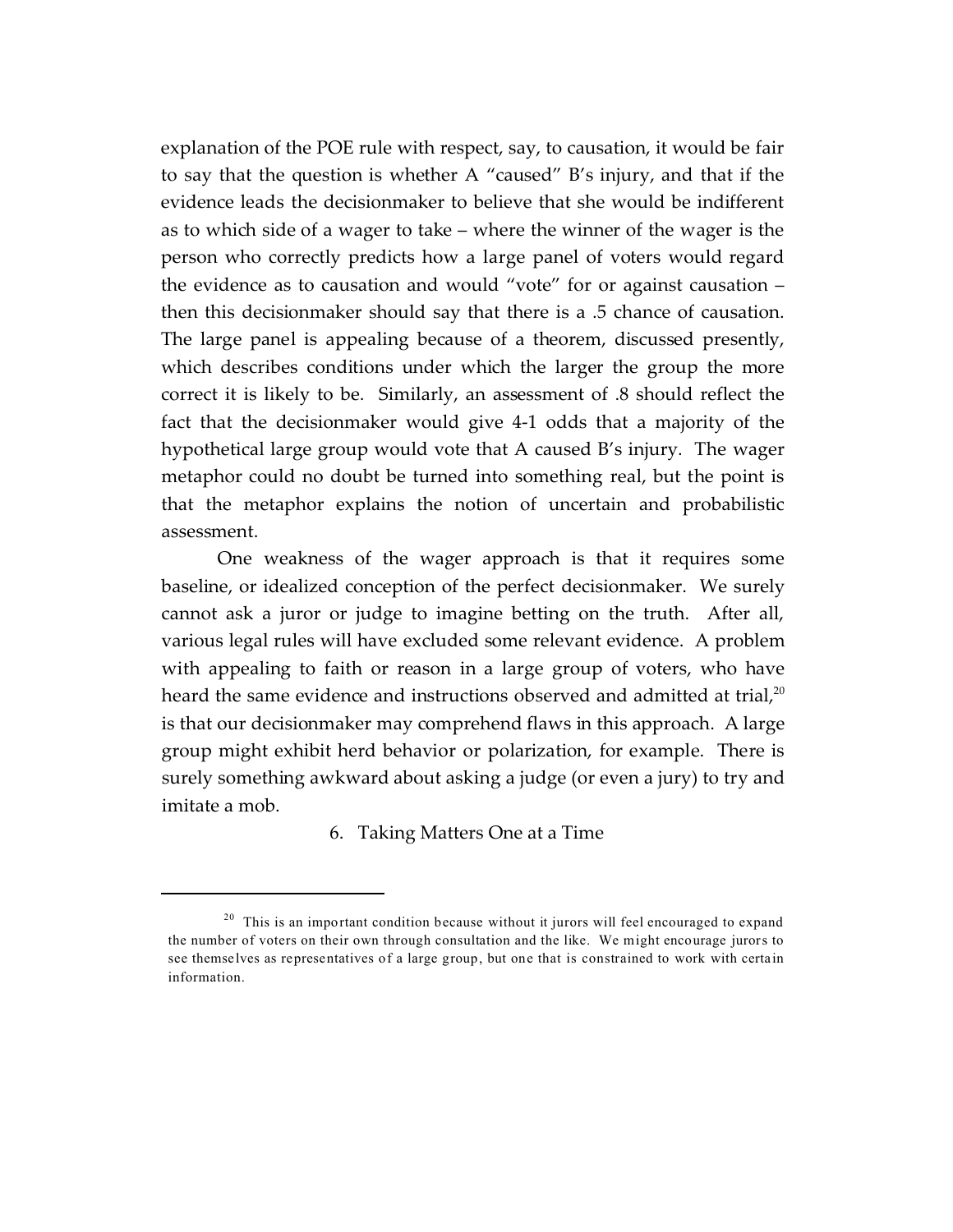explanation of the POE rule with respect, say, to causation, it would be fair to say that the question is whether A "caused" B's injury, and that if the evidence leads the decisionmaker to believe that she would be indifferent as to which side of a wager to take – where the winner of the wager is the person who correctly predicts how a large panel of voters would regard the evidence as to causation and would "vote" for or against causation – then this decisionmaker should say that there is a .5 chance of causation. The large panel is appealing because of a theorem, discussed presently, which describes conditions under which the larger the group the more correct it is likely to be. Similarly, an assessment of .8 should reflect the fact that the decisionmaker would give 4-1 odds that a majority of the hypothetical large group would vote that A caused B's injury. The wager metaphor could no doubt be turned into something real, but the point is that the metaphor explains the notion of uncertain and probabilistic assessment.

One weakness of the wager approach is that it requires some baseline, or idealized conception of the perfect decisionmaker. We surely cannot ask a juror or judge to imagine betting on the truth. After all, various legal rules will have excluded some relevant evidence. A problem with appealing to faith or reason in a large group of voters, who have heard the same evidence and instructions observed and admitted at trial,[20] is that our decisionmaker may comprehend flaws in this approach. A large group might exhibit herd behavior or polarization, for example. There is surely something awkward about asking a judge (or even a jury) to try and imitate a mob.

### 6. Taking Matters One at a Time

---

[20] This is an important condition because without it jurors will feel encouraged to expand the number of voters on their own through consultation and the like. We might encourage jurors to see themselves as representatives of a large group, but one that is constrained to work with certain information.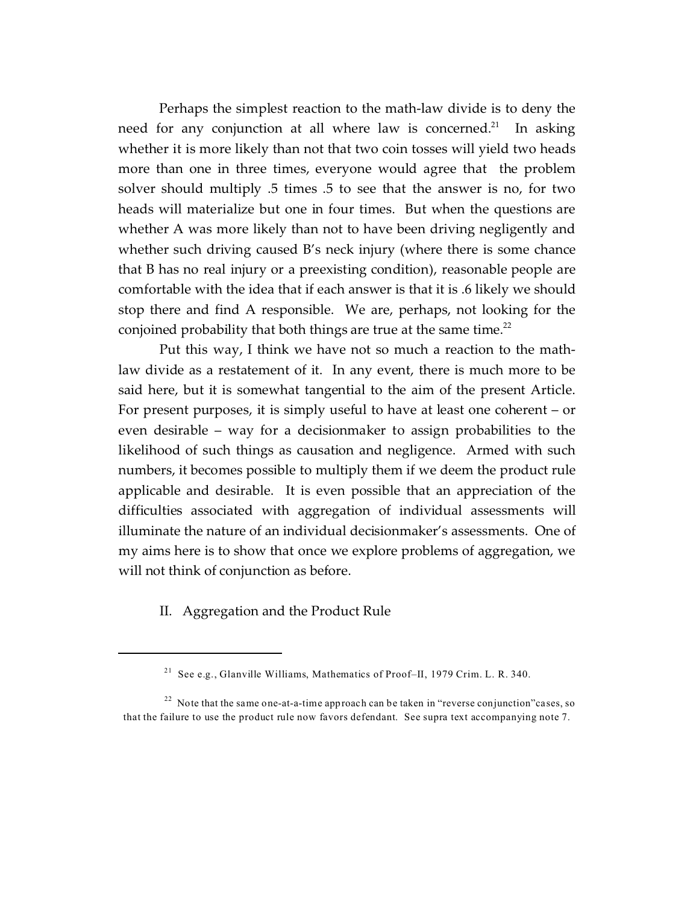Perhaps the simplest reaction to the math-law divide is to deny the need for any conjunction at all where law is concerned.[21] In asking whether it is more likely than not that two coin tosses will yield two heads more than one in three times, everyone would agree that the problem solver should multiply .5 times .5 to see that the answer is no, for two heads will materialize but one in four times. But when the questions are whether A was more likely than not to have been driving negligently and whether such driving caused B's neck injury (where there is some chance that B has no real injury or a preexisting condition), reasonable people are comfortable with the idea that if each answer is that it is .6 likely we should stop there and find A responsible. We are, perhaps, not looking for the conjoined probability that both things are true at the same time.[22]

Put this way, I think we have not so much a reaction to the math-law divide as a restatement of it. In any event, there is much more to be said here, but it is somewhat tangential to the aim of the present Article. For present purposes, it is simply useful to have at least one coherent – or even desirable – way for a decisionmaker to assign probabilities to the likelihood of such things as causation and negligence. Armed with such numbers, it becomes possible to multiply them if we deem the product rule applicable and desirable. It is even possible that an appreciation of the difficulties associated with aggregation of individual assessments will illuminate the nature of an individual decisionmaker's assessments. One of my aims here is to show that once we explore problems of aggregation, we will not think of conjunction as before.

## II. Aggregation and the Product Rule

---

[21] See e.g., Glanville Williams, Mathematics of Proof–II, 1979 Crim. L. R. 340.

[22] Note that the same one-at-a-time approach can be taken in "reverse conjunction" cases, so that the failure to use the product rule now favors defendant. See supra text accompanying note 7.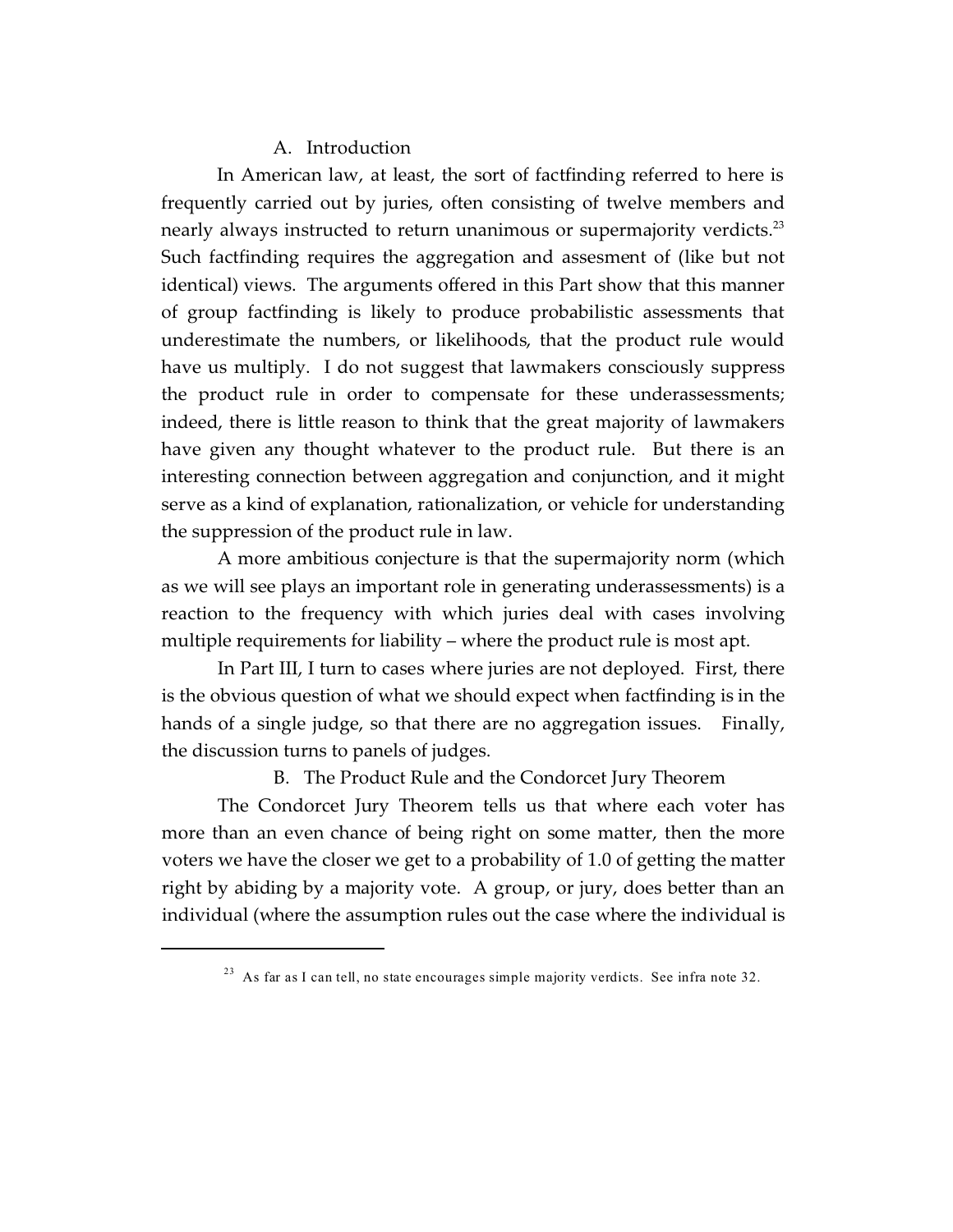### A. Introduction

In American law, at least, the sort of factfinding referred to here is frequently carried out by juries, often consisting of twelve members and nearly always instructed to return unanimous or supermajority verdicts.[23] Such factfinding requires the aggregation and assesment of (like but not identical) views. The arguments offered in this Part show that this manner of group factfinding is likely to produce probabilistic assessments that underestimate the numbers, or likelihoods, that the product rule would have us multiply. I do not suggest that lawmakers consciously suppress the product rule in order to compensate for these underassessments; indeed, there is little reason to think that the great majority of lawmakers have given any thought whatever to the product rule. But there is an interesting connection between aggregation and conjunction, and it might serve as a kind of explanation, rationalization, or vehicle for understanding the suppression of the product rule in law.

A more ambitious conjecture is that the supermajority norm (which as we will see plays an important role in generating underassessments) is a reaction to the frequency with which juries deal with cases involving multiple requirements for liability – where the product rule is most apt.

In Part III, I turn to cases where juries are not deployed. First, there is the obvious question of what we should expect when factfinding is in the hands of a single judge, so that there are no aggregation issues. Finally, the discussion turns to panels of judges.

### B. The Product Rule and the Condorcet Jury Theorem

The Condorcet Jury Theorem tells us that where each voter has more than an even chance of being right on some matter, then the more voters we have the closer we get to a probability of 1.0 of getting the matter right by abiding by a majority vote. A group, or jury, does better than an individual (where the assumption rules out the case where the individual is

---

[23] As far as I can tell, no state encourages simple majority verdicts. See infra note 32.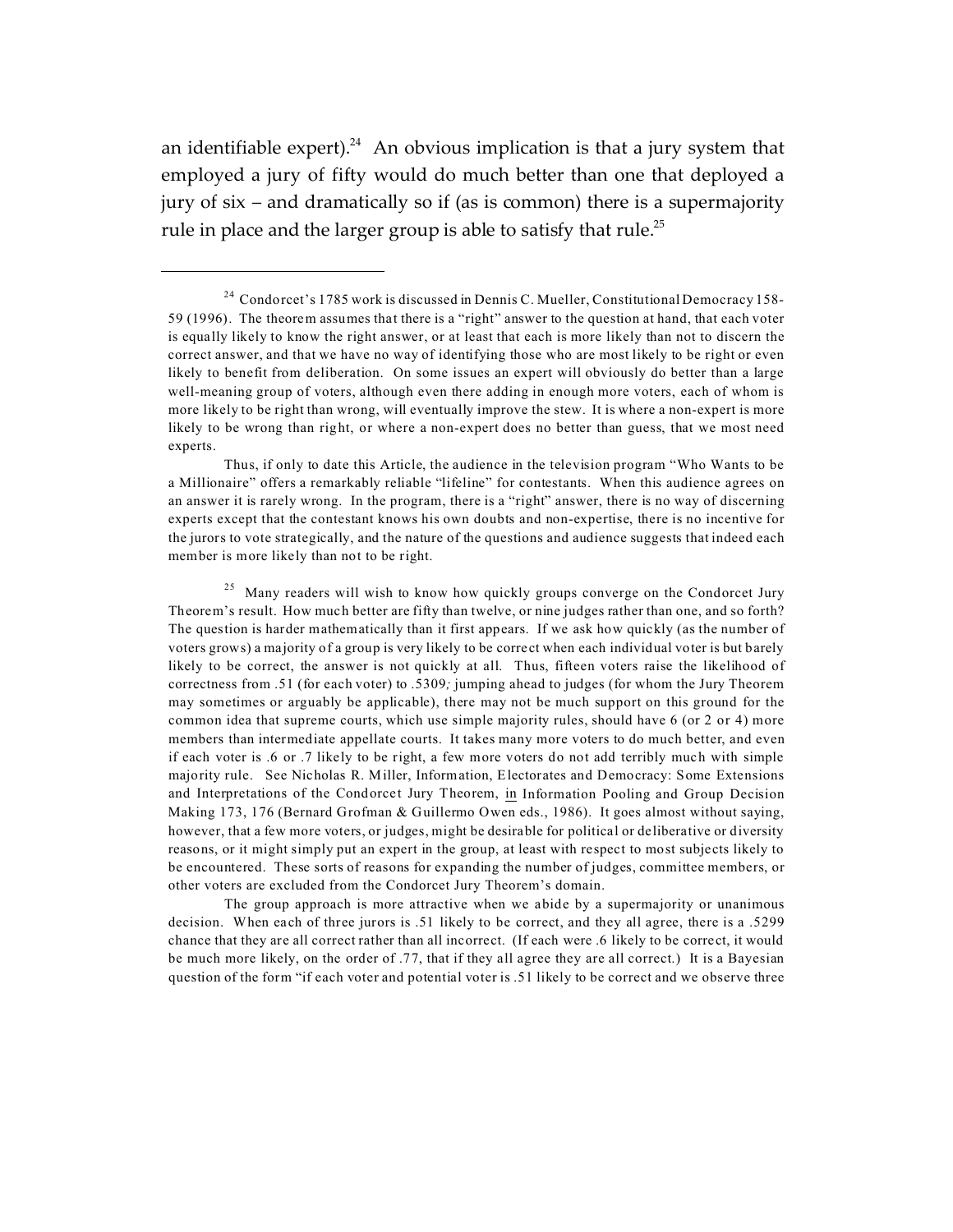an identifiable expert).[24] An obvious implication is that a jury system that employed a jury of fifty would do much better than one that deployed a jury of six – and dramatically so if (as is common) there is a supermajority rule in place and the larger group is able to satisfy that rule.[25]

---

[24] Condorcet's 1785 work is discussed in Dennis C. Mueller, Constitutional Democracy 158-59 (1996). The theorem assumes that there is a "right" answer to the question at hand, that each voter is equally likely to know the right answer, or at least that each is more likely than not to discern the correct answer, and that we have no way of identifying those who are most likely to be right or even likely to benefit from deliberation. On some issues an expert will obviously do better than a large well-meaning group of voters, although even there adding in enough more voters, each of whom is more likely to be right than wrong, will eventually improve the stew. It is where a non-expert is more likely to be wrong than right, or where a non-expert does no better than guess, that we most need experts.

Thus, if only to date this Article, the audience in the television program "Who Wants to be a Millionaire" offers a remarkably reliable "lifeline" for contestants. When this audience agrees on an answer it is rarely wrong. In the program, there is a "right" answer, there is no way of discerning experts except that the contestant knows his own doubts and non-expertise, there is no incentive for the jurors to vote strategically, and the nature of the questions and audience suggests that indeed each member is more likely than not to be right.

[25] Many readers will wish to know how quickly groups converge on the Condorcet Jury Theorem's result. How much better are fifty than twelve, or nine judges rather than one, and so forth? The question is harder mathematically than it first appears. If we ask how quickly (as the number of voters grows) a majority of a group is very likely to be correct when each individual voter is but barely likely to be correct, the answer is not quickly at all. Thus, fifteen voters raise the likelihood of correctness from .51 (for each voter) to .5309; jumping ahead to judges (for whom the Jury Theorem may sometimes or arguably be applicable), there may not be much support on this ground for the common idea that supreme courts, which use simple majority rules, should have 6 (or 2 or 4) more members than intermediate appellate courts. It takes many more voters to do much better, and even if each voter is .6 or .7 likely to be right, a few more voters do not add terribly much with simple majority rule. See Nicholas R. Miller, Information, Electorates and Democracy: Some Extensions and Interpretations of the Condorcet Jury Theorem, in Information Pooling and Group Decision Making 173, 176 (Bernard Grofman & Guillermo Owen eds., 1986). It goes almost without saying, however, that a few more voters, or judges, might be desirable for political or deliberative or diversity reasons, or it might simply put an expert in the group, at least with respect to most subjects likely to be encountered. These sorts of reasons for expanding the number of judges, committee members, or other voters are excluded from the Condorcet Jury Theorem's domain.

The group approach is more attractive when we abide by a supermajority or unanimous decision. When each of three jurors is .51 likely to be correct, and they all agree, there is a .5299 chance that they are all correct rather than all incorrect. (If each were .6 likely to be correct, it would be much more likely, on the order of .77, that if they all agree they are all correct.) It is a Bayesian question of the form "if each voter and potential voter is .51 likely to be correct and we observe three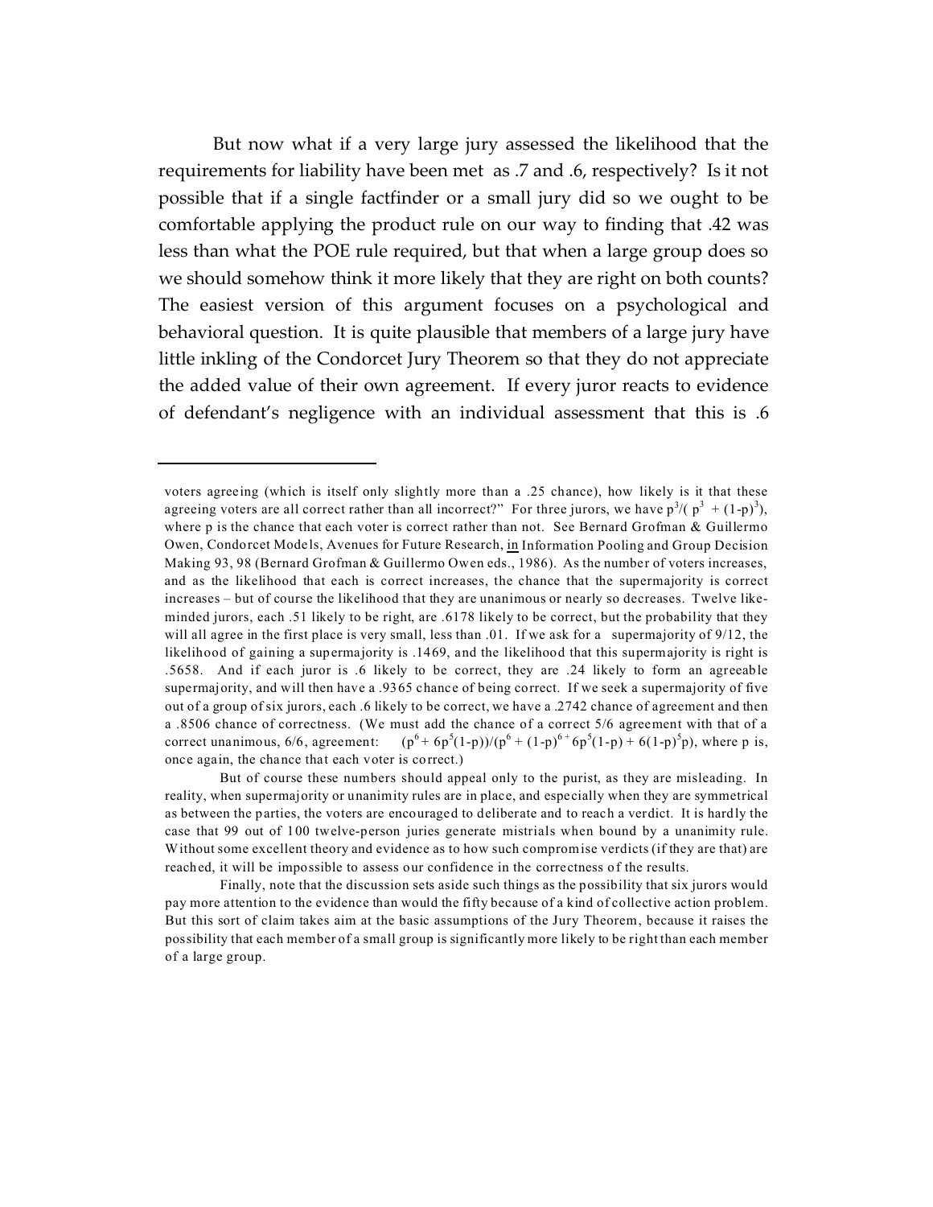But now what if a very large jury assessed the likelihood that the requirements for liability have been met as .7 and .6, respectively? Is it not possible that if a single factfinder or a small jury did so we ought to be comfortable applying the product rule on our way to finding that .42 was less than what the POE rule required, but that when a large group does so we should somehow think it more likely that they are right on both counts? The easiest version of this argument focuses on a psychological and behavioral question. It is quite plausible that members of a large jury have little inkling of the Condorcet Jury Theorem so that they do not appreciate the added value of their own agreement. If every juror reacts to evidence of defendant's negligence with an individual assessment that this is .6

---

voters agreeing (which is itself only slightly more than a .25 chance), how likely is it that these agreeing voters are all correct rather than all incorrect?" For three jurors, we have $p^3/(p^3 + (1-p)^3)$, where p is the chance that each voter is correct rather than not. See Bernard Grofman & Guillermo Owen, Condorcet Models, Avenues for Future Research, in Information Pooling and Group Decision Making 93, 98 (Bernard Grofman & Guillermo Owen eds., 1986). As the number of voters increases, and as the likelihood that each is correct increases, the chance that the supermajority is correct increases – but of course the likelihood that they are unanimous or nearly so decreases. Twelve like-minded jurors, each .51 likely to be right, are .6178 likely to be correct, but the probability that they will all agree in the first place is very small, less than .01. If we ask for a supermajority of 9/12, the likelihood of gaining a supermajority is .1469, and the likelihood that this supermajority is right is .5658. And if each juror is .6 likely to be correct, they are .24 likely to form an agreeable supermajority, and will then have a .9365 chance of being correct. If we seek a supermajority of five out of a group of six jurors, each .6 likely to be correct, we have a .2742 chance of agreement and then a .8506 chance of correctness. (We must add the chance of a correct 5/6 agreement with that of a correct unanimous, 6/6, agreement: $(p^6 + 6p^5(1-p))/(p^6 + (1-p)^6 + 6p^5(1-p) + 6(1-p)^5p)$, where p is, once again, the chance that each voter is correct.)

But of course these numbers should appeal only to the purist, as they are misleading. In reality, when supermajority or unanimity rules are in place, and especially when they are symmetrical as between the parties, the voters are encouraged to deliberate and to reach a verdict. It is hardly the case that 99 out of 100 twelve-person juries generate mistrials when bound by a unanimity rule. Without some excellent theory and evidence as to how such compromise verdicts (if they are that) are reached, it will be impossible to assess our confidence in the correctness of the results.

Finally, note that the discussion sets aside such things as the possibility that six jurors would pay more attention to the evidence than would the fifty because of a kind of collective action problem. But this sort of claim takes aim at the basic assumptions of the Jury Theorem, because it raises the possibility that each member of a small group is significantly more likely to be right than each member of a large group.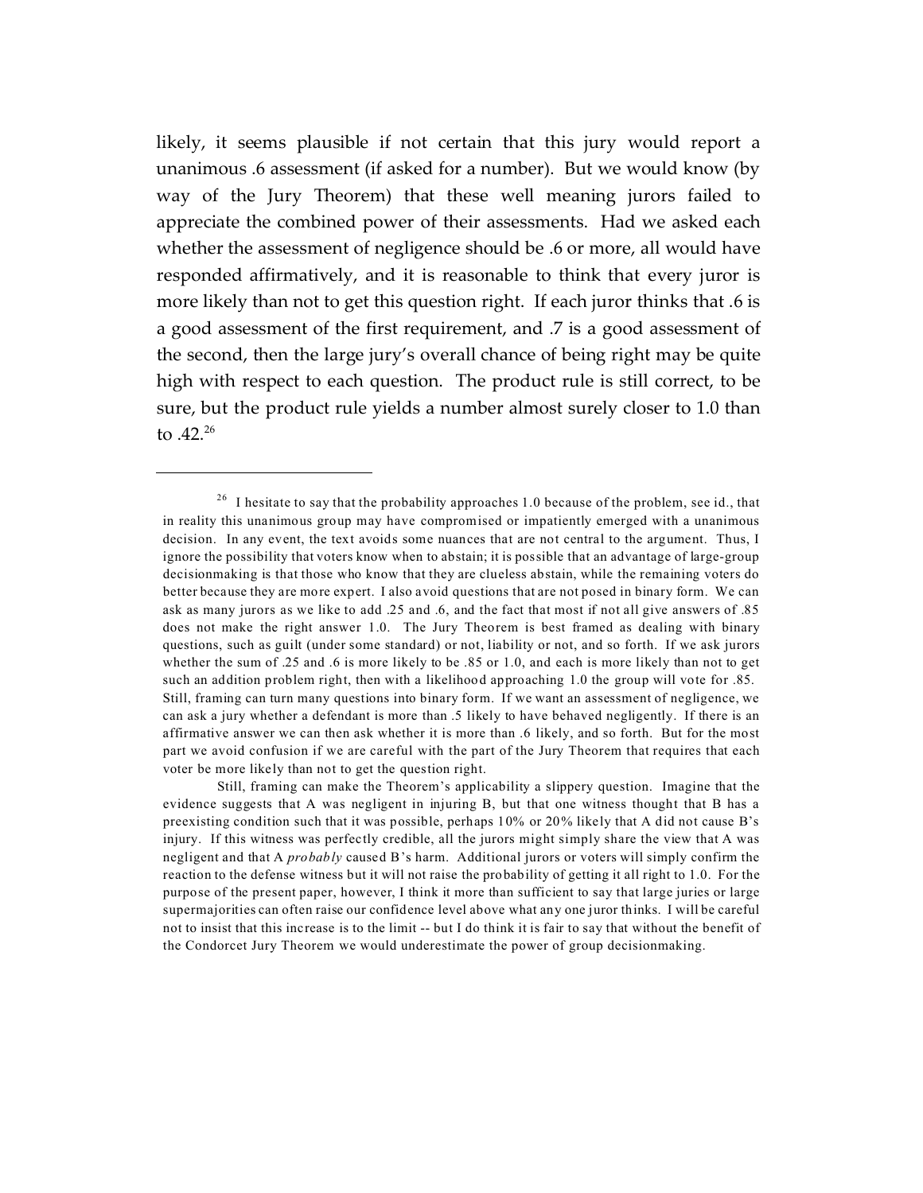likely, it seems plausible if not certain that this jury would report a unanimous .6 assessment (if asked for a number). But we would know (by way of the Jury Theorem) that these well meaning jurors failed to appreciate the combined power of their assessments. Had we asked each whether the assessment of negligence should be .6 or more, all would have responded affirmatively, and it is reasonable to think that every juror is more likely than not to get this question right. If each juror thinks that .6 is a good assessment of the first requirement, and .7 is a good assessment of the second, then the large jury's overall chance of being right may be quite high with respect to each question. The product rule is still correct, to be sure, but the product rule yields a number almost surely closer to 1.0 than to .42.[26]

---

[26] I hesitate to say that the probability approaches 1.0 because of the problem, see id., that in reality this unanimous group may have compromised or impatiently emerged with a unanimous decision. In any event, the text avoids some nuances that are not central to the argument. Thus, I ignore the possibility that voters know when to abstain; it is possible that an advantage of large-group decisionmaking is that those who know that they are clueless abstain, while the remaining voters do better because they are more expert. I also avoid questions that are not posed in binary form. We can ask as many jurors as we like to add .25 and .6, and the fact that most if not all give answers of .85 does not make the right answer 1.0. The Jury Theorem is best framed as dealing with binary questions, such as guilt (under some standard) or not, liability or not, and so forth. If we ask jurors whether the sum of .25 and .6 is more likely to be .85 or 1.0, and each is more likely than not to get such an addition problem right, then with a likelihood approaching 1.0 the group will vote for .85. Still, framing can turn many questions into binary form. If we want an assessment of negligence, we can ask a jury whether a defendant is more than .5 likely to have behaved negligently. If there is an affirmative answer we can then ask whether it is more than .6 likely, and so forth. But for the most part we avoid confusion if we are careful with the part of the Jury Theorem that requires that each voter be more likely than not to get the question right.

Still, framing can make the Theorem's applicability a slippery question. Imagine that the evidence suggests that A was negligent in injuring B, but that one witness thought that B has a preexisting condition such that it was possible, perhaps 10% or 20% likely that A did not cause B's injury. If this witness was perfectly credible, all the jurors might simply share the view that A was negligent and that A *probably* caused B's harm. Additional jurors or voters will simply confirm the reaction to the defense witness but it will not raise the probability of getting it all right to 1.0. For the purpose of the present paper, however, I think it more than sufficient to say that large juries or large supermajorities can often raise our confidence level above what any one juror thinks. I will be careful not to insist that this increase is to the limit -- but I do think it is fair to say that without the benefit of the Condorcet Jury Theorem we would underestimate the power of group decisionmaking.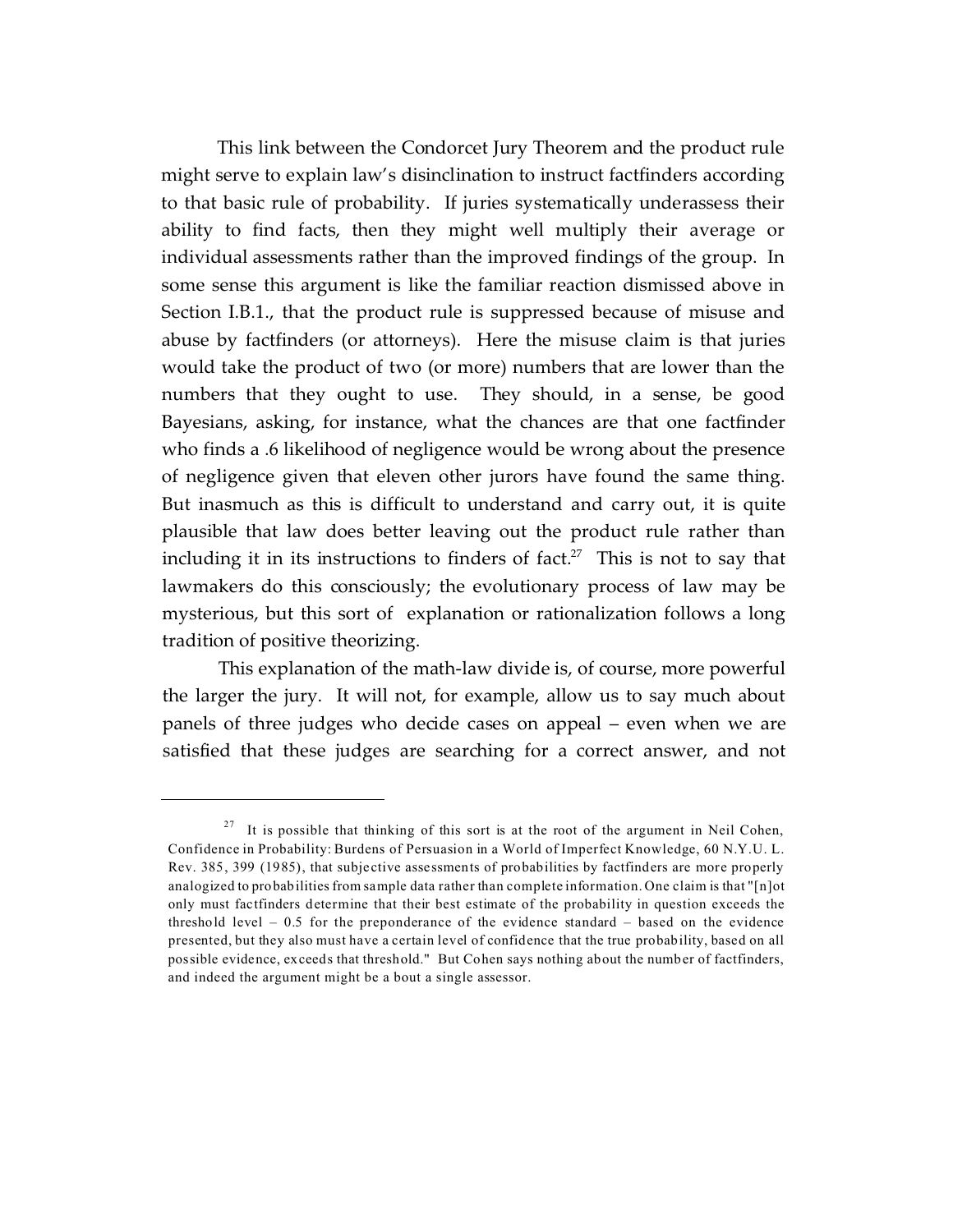This link between the Condorcet Jury Theorem and the product rule might serve to explain law's disinclination to instruct factfinders according to that basic rule of probability. If juries systematically underassess their ability to find facts, then they might well multiply their average or individual assessments rather than the improved findings of the group. In some sense this argument is like the familiar reaction dismissed above in Section I.B.1., that the product rule is suppressed because of misuse and abuse by factfinders (or attorneys). Here the misuse claim is that juries would take the product of two (or more) numbers that are lower than the numbers that they ought to use. They should, in a sense, be good Bayesians, asking, for instance, what the chances are that one factfinder who finds a .6 likelihood of negligence would be wrong about the presence of negligence given that eleven other jurors have found the same thing. But inasmuch as this is difficult to understand and carry out, it is quite plausible that law does better leaving out the product rule rather than including it in its instructions to finders of fact.[27] This is not to say that lawmakers do this consciously; the evolutionary process of law may be mysterious, but this sort of explanation or rationalization follows a long tradition of positive theorizing.

This explanation of the math-law divide is, of course, more powerful the larger the jury. It will not, for example, allow us to say much about panels of three judges who decide cases on appeal – even when we are satisfied that these judges are searching for a correct answer, and not

---

[27] It is possible that thinking of this sort is at the root of the argument in Neil Cohen, Confidence in Probability: Burdens of Persuasion in a World of Imperfect Knowledge, 60 N.Y.U. L. Rev. 385, 399 (1985), that subjective assessments of probabilities by factfinders are more properly analogized to probabilities from sample data rather than complete information. One claim is that "[n]ot only must factfinders determine that their best estimate of the probability in question exceeds the threshold level – 0.5 for the preponderance of the evidence standard – based on the evidence presented, but they also must have a certain level of confidence that the true probability, based on all possible evidence, exceeds that threshold." But Cohen says nothing about the number of factfinders, and indeed the argument might be a bout a single assessor.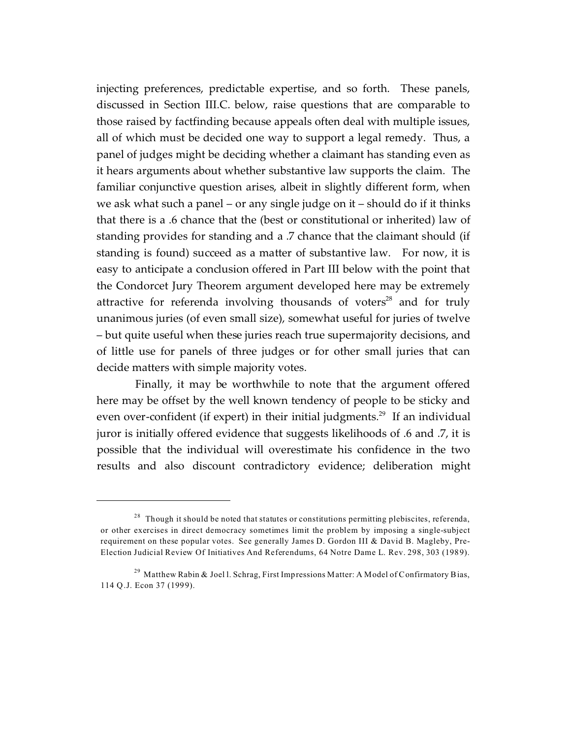injecting preferences, predictable expertise, and so forth. These panels, discussed in Section III.C. below, raise questions that are comparable to those raised by factfinding because appeals often deal with multiple issues, all of which must be decided one way to support a legal remedy. Thus, a panel of judges might be deciding whether a claimant has standing even as it hears arguments about whether substantive law supports the claim. The familiar conjunctive question arises, albeit in slightly different form, when we ask what such a panel – or any single judge on it – should do if it thinks that there is a .6 chance that the (best or constitutional or inherited) law of standing provides for standing and a .7 chance that the claimant should (if standing is found) succeed as a matter of substantive law. For now, it is easy to anticipate a conclusion offered in Part III below with the point that the Condorcet Jury Theorem argument developed here may be extremely attractive for referenda involving thousands of voters[28] and for truly unanimous juries (of even small size), somewhat useful for juries of twelve – but quite useful when these juries reach true supermajority decisions, and of little use for panels of three judges or for other small juries that can decide matters with simple majority votes.

Finally, it may be worthwhile to note that the argument offered here may be offset by the well known tendency of people to be sticky and even over-confident (if expert) in their initial judgments.[29] If an individual juror is initially offered evidence that suggests likelihoods of .6 and .7, it is possible that the individual will overestimate his confidence in the two results and also discount contradictory evidence; deliberation might

---

[28] Though it should be noted that statutes or constitutions permitting plebiscites, referenda, or other exercises in direct democracy sometimes limit the problem by imposing a single-subject requirement on these popular votes. See generally James D. Gordon III & David B. Magleby, Pre-Election Judicial Review Of Initiatives And Referendums, 64 Notre Dame L. Rev. 298, 303 (1989).

[29] Matthew Rabin & Joel l. Schrag, First Impressions Matter: A Model of Confirmatory Bias, 114 Q.J. Econ 37 (1999).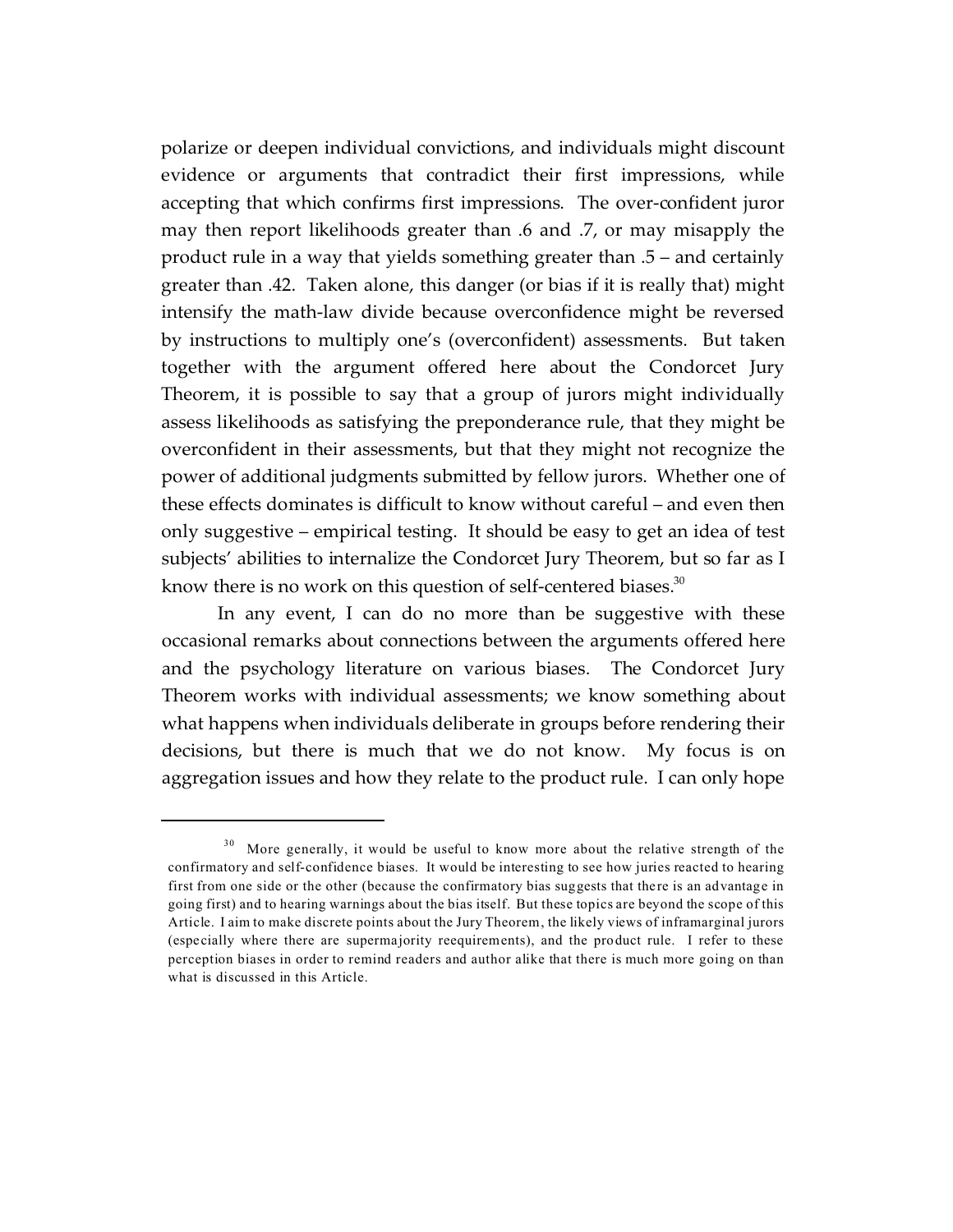polarize or deepen individual convictions, and individuals might discount evidence or arguments that contradict their first impressions, while accepting that which confirms first impressions. The over-confident juror may then report likelihoods greater than .6 and .7, or may misapply the product rule in a way that yields something greater than .5 – and certainly greater than .42. Taken alone, this danger (or bias if it is really that) might intensify the math-law divide because overconfidence might be reversed by instructions to multiply one's (overconfident) assessments. But taken together with the argument offered here about the Condorcet Jury Theorem, it is possible to say that a group of jurors might individually assess likelihoods as satisfying the preponderance rule, that they might be overconfident in their assessments, but that they might not recognize the power of additional judgments submitted by fellow jurors. Whether one of these effects dominates is difficult to know without careful – and even then only suggestive – empirical testing. It should be easy to get an idea of test subjects' abilities to internalize the Condorcet Jury Theorem, but so far as I know there is no work on this question of self-centered biases.[30]

In any event, I can do no more than be suggestive with these occasional remarks about connections between the arguments offered here and the psychology literature on various biases. The Condorcet Jury Theorem works with individual assessments; we know something about what happens when individuals deliberate in groups before rendering their decisions, but there is much that we do not know. My focus is on aggregation issues and how they relate to the product rule. I can only hope

---

[30] More generally, it would be useful to know more about the relative strength of the confirmatory and self-confidence biases. It would be interesting to see how juries reacted to hearing first from one side or the other (because the confirmatory bias suggests that there is an advantage in going first) and to hearing warnings about the bias itself. But these topics are beyond the scope of this Article. I aim to make discrete points about the Jury Theorem, the likely views of inframarginal jurors (especially where there are supermajority reequirements), and the product rule. I refer to these perception biases in order to remind readers and author alike that there is much more going on than what is discussed in this Article.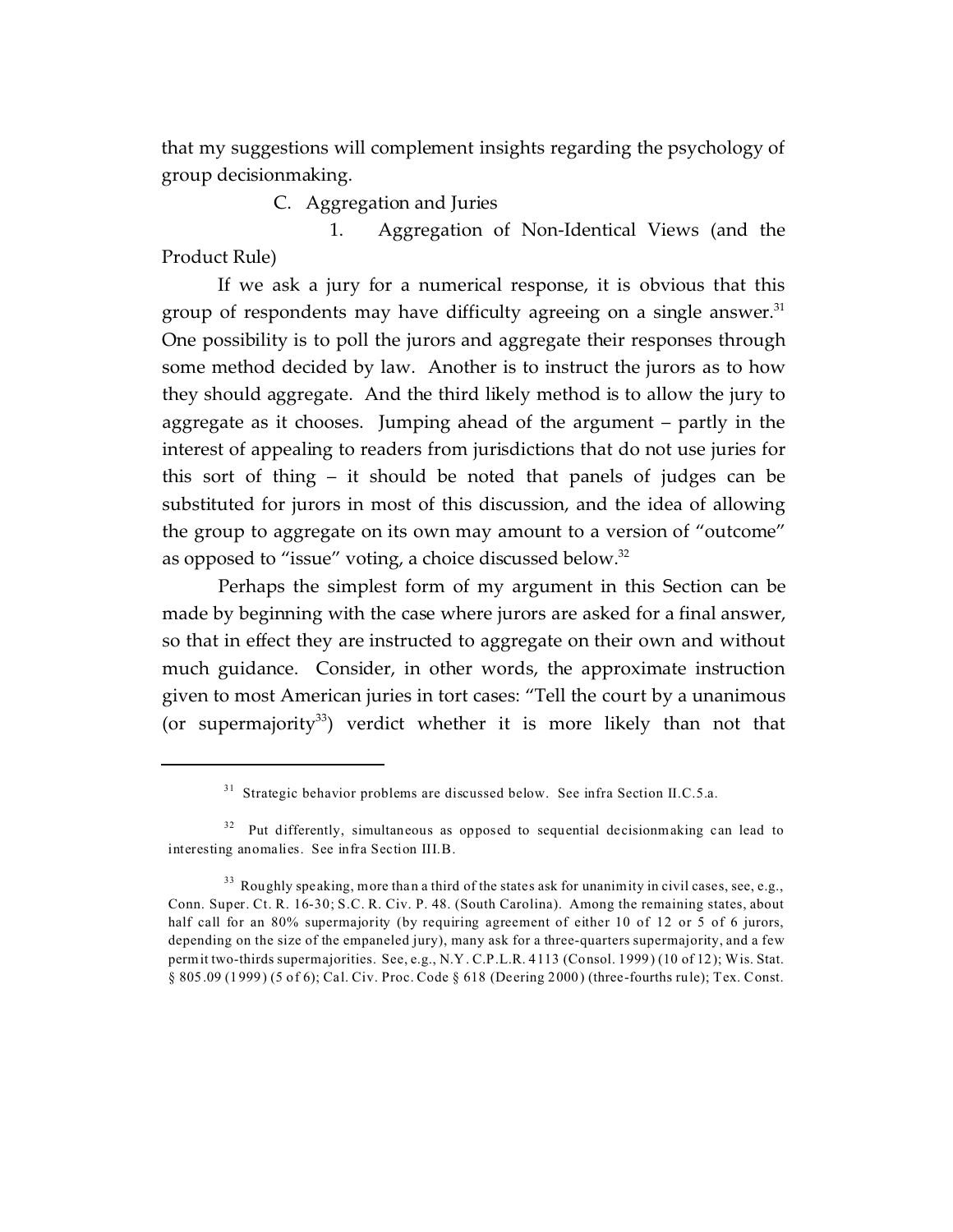that my suggestions will complement insights regarding the psychology of group decisionmaking.

### C. Aggregation and Juries

#### 1. Aggregation of Non-Identical Views (and the Product Rule)

If we ask a jury for a numerical response, it is obvious that this group of respondents may have difficulty agreeing on a single answer.[31] One possibility is to poll the jurors and aggregate their responses through some method decided by law. Another is to instruct the jurors as to how they should aggregate. And the third likely method is to allow the jury to aggregate as it chooses. Jumping ahead of the argument – partly in the interest of appealing to readers from jurisdictions that do not use juries for this sort of thing – it should be noted that panels of judges can be substituted for jurors in most of this discussion, and the idea of allowing the group to aggregate on its own may amount to a version of "outcome" as opposed to "issue" voting, a choice discussed below.[32]

Perhaps the simplest form of my argument in this Section can be made by beginning with the case where jurors are asked for a final answer, so that in effect they are instructed to aggregate on their own and without much guidance. Consider, in other words, the approximate instruction given to most American juries in tort cases: "Tell the court by a unanimous (or supermajority[33]) verdict whether it is more likely than not that

---

[31] Strategic behavior problems are discussed below. See infra Section II.C.5.a.

[32] Put differently, simultaneous as opposed to sequential decisionmaking can lead to interesting anomalies. See infra Section III.B.

[33] Roughly speaking, more than a third of the states ask for unanimity in civil cases, see, e.g., Conn. Super. Ct. R. 16-30; S.C. R. Civ. P. 48. (South Carolina). Among the remaining states, about half call for an 80% supermajority (by requiring agreement of either 10 of 12 or 5 of 6 jurors, depending on the size of the empaneled jury), many ask for a three-quarters supermajority, and a few permit two-thirds supermajorities. See, e.g., N.Y. C.P.L.R. 4113 (Consol. 1999) (10 of 12); Wis. Stat. § 805.09 (1999) (5 of 6); Cal. Civ. Proc. Code § 618 (Deering 2000) (three-fourths rule); Tex. Const.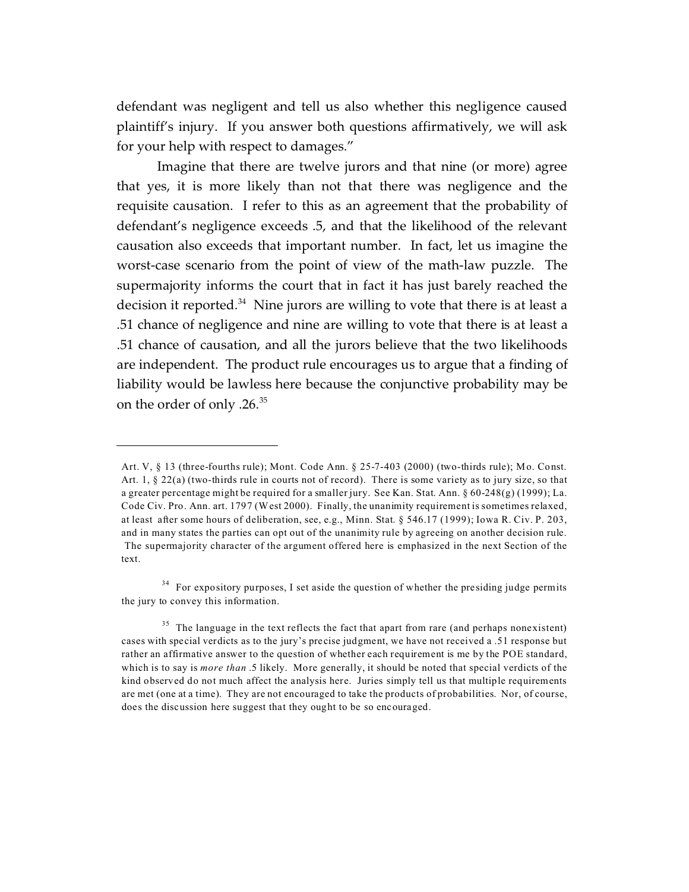defendant was negligent and tell us also whether this negligence caused plaintiff's injury. If you answer both questions affirmatively, we will ask for your help with respect to damages."

Imagine that there are twelve jurors and that nine (or more) agree that yes, it is more likely than not that there was negligence and the requisite causation. I refer to this as an agreement that the probability of defendant's negligence exceeds .5, and that the likelihood of the relevant causation also exceeds that important number. In fact, let us imagine the worst-case scenario from the point of view of the math-law puzzle. The supermajority informs the court that in fact it has just barely reached the decision it reported.[34] Nine jurors are willing to vote that there is at least a .51 chance of negligence and nine are willing to vote that there is at least a .51 chance of causation, and all the jurors believe that the two likelihoods are independent. The product rule encourages us to argue that a finding of liability would be lawless here because the conjunctive probability may be on the order of only .26.[35]

---

Art. V, § 13 (three-fourths rule); Mont. Code Ann. § 25-7-403 (2000) (two-thirds rule); Mo. Const. Art. 1, § 22(a) (two-thirds rule in courts not of record). There is some variety as to jury size, so that a greater percentage might be required for a smaller jury. See Kan. Stat. Ann. § 60-248(g) (1999); La. Code Civ. Pro. Ann. art. 1797 (West 2000). Finally, the unanimity requirement is sometimes relaxed, at least after some hours of deliberation, see, e.g., Minn. Stat. § 546.17 (1999); Iowa R. Civ. P. 203, and in many states the parties can opt out of the unanimity rule by agreeing on another decision rule. The supermajority character of the argument offered here is emphasized in the next Section of the text.

[34] For expository purposes, I set aside the question of whether the presiding judge permits the jury to convey this information.

[35] The language in the text reflects the fact that apart from rare (and perhaps nonexistent) cases with special verdicts as to the jury's precise judgment, we have not received a .51 response but rather an affirmative answer to the question of whether each requirement is me by the POE standard, which is to say is *more than* .5 likely. More generally, it should be noted that special verdicts of the kind observed do not much affect the analysis here. Juries simply tell us that multiple requirements are met (one at a time). They are not encouraged to take the products of probabilities. Nor, of course, does the discussion here suggest that they ought to be so encouraged.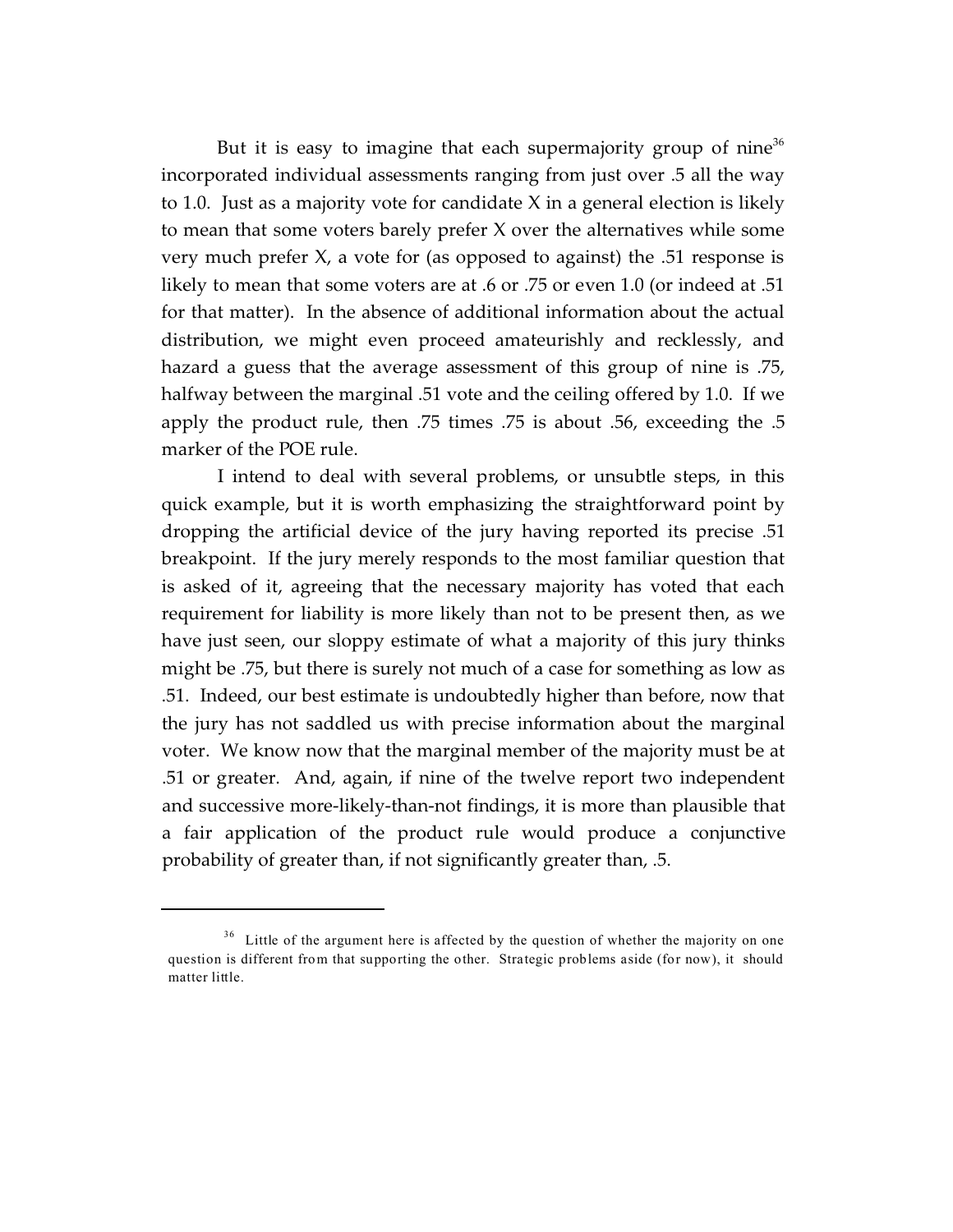But it is easy to imagine that each supermajority group of nine[36] incorporated individual assessments ranging from just over .5 all the way to 1.0. Just as a majority vote for candidate X in a general election is likely to mean that some voters barely prefer X over the alternatives while some very much prefer X, a vote for (as opposed to against) the .51 response is likely to mean that some voters are at .6 or .75 or even 1.0 (or indeed at .51 for that matter). In the absence of additional information about the actual distribution, we might even proceed amateurishly and recklessly, and hazard a guess that the average assessment of this group of nine is .75, halfway between the marginal .51 vote and the ceiling offered by 1.0. If we apply the product rule, then .75 times .75 is about .56, exceeding the .5 marker of the POE rule.

I intend to deal with several problems, or unsubtle steps, in this quick example, but it is worth emphasizing the straightforward point by dropping the artificial device of the jury having reported its precise .51 breakpoint. If the jury merely responds to the most familiar question that is asked of it, agreeing that the necessary majority has voted that each requirement for liability is more likely than not to be present then, as we have just seen, our sloppy estimate of what a majority of this jury thinks might be .75, but there is surely not much of a case for something as low as .51. Indeed, our best estimate is undoubtedly higher than before, now that the jury has not saddled us with precise information about the marginal voter. We know now that the marginal member of the majority must be at .51 or greater. And, again, if nine of the twelve report two independent and successive more-likely-than-not findings, it is more than plausible that a fair application of the product rule would produce a conjunctive probability of greater than, if not significantly greater than, .5.

---

[36] Little of the argument here is affected by the question of whether the majority on one question is different from that supporting the other. Strategic problems aside (for now), it should matter little.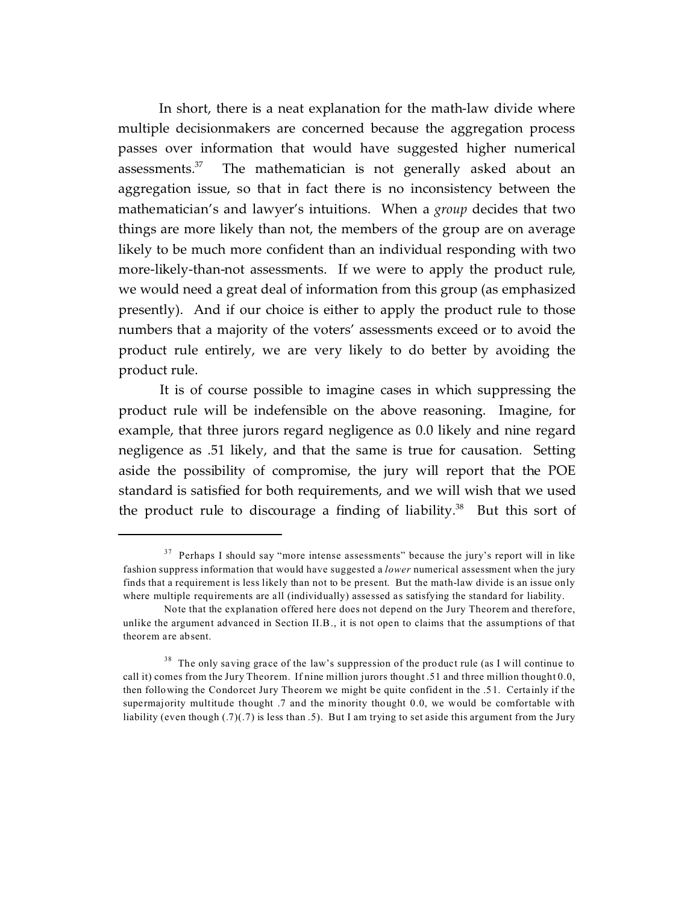In short, there is a neat explanation for the math-law divide where multiple decisionmakers are concerned because the aggregation process passes over information that would have suggested higher numerical assessments.[37] The mathematician is not generally asked about an aggregation issue, so that in fact there is no inconsistency between the mathematician's and lawyer's intuitions. When a *group* decides that two things are more likely than not, the members of the group are on average likely to be much more confident than an individual responding with two more-likely-than-not assessments. If we were to apply the product rule, we would need a great deal of information from this group (as emphasized presently). And if our choice is either to apply the product rule to those numbers that a majority of the voters' assessments exceed or to avoid the product rule entirely, we are very likely to do better by avoiding the product rule.

It is of course possible to imagine cases in which suppressing the product rule will be indefensible on the above reasoning. Imagine, for example, that three jurors regard negligence as 0.0 likely and nine regard negligence as .51 likely, and that the same is true for causation. Setting aside the possibility of compromise, the jury will report that the POE standard is satisfied for both requirements, and we will wish that we used the product rule to discourage a finding of liability.[38] But this sort of

---

[37] Perhaps I should say "more intense assessments" because the jury's report will in like fashion suppress information that would have suggested a *lower* numerical assessment when the jury finds that a requirement is less likely than not to be present. But the math-law divide is an issue only where multiple requirements are all (individually) assessed as satisfying the standard for liability.

Note that the explanation offered here does not depend on the Jury Theorem and therefore, unlike the argument advanced in Section II.B., it is not open to claims that the assumptions of that theorem are absent.

[38] The only saving grace of the law's suppression of the product rule (as I will continue to call it) comes from the Jury Theorem. If nine million jurors thought .51 and three million thought 0.0, then following the Condorcet Jury Theorem we might be quite confident in the .51. Certainly if the supermajority multitude thought .7 and the minority thought 0.0, we would be comfortable with liability (even though (.7)(.7) is less than .5). But I am trying to set aside this argument from the Jury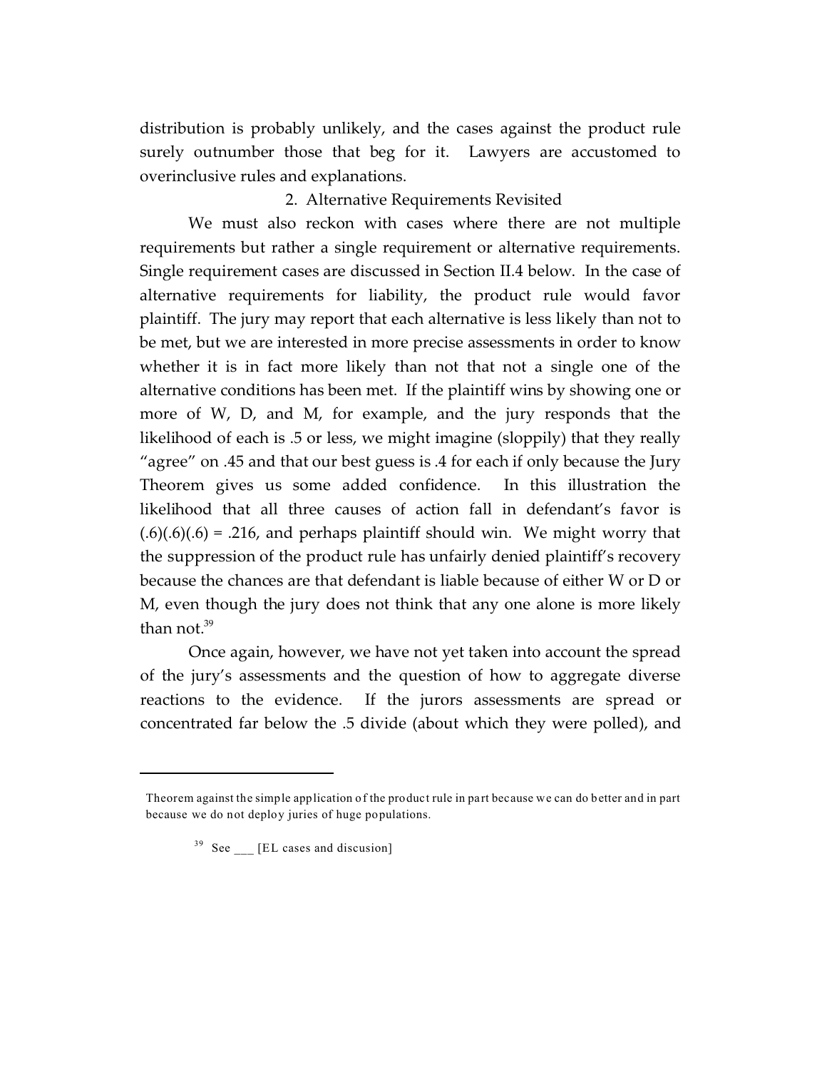distribution is probably unlikely, and the cases against the product rule surely outnumber those that beg for it. Lawyers are accustomed to overinclusive rules and explanations.

### 2. Alternative Requirements Revisited

We must also reckon with cases where there are not multiple requirements but rather a single requirement or alternative requirements. Single requirement cases are discussed in Section II.4 below. In the case of alternative requirements for liability, the product rule would favor plaintiff. The jury may report that each alternative is less likely than not to be met, but we are interested in more precise assessments in order to know whether it is in fact more likely than not that not a single one of the alternative conditions has been met. If the plaintiff wins by showing one or more of W, D, and M, for example, and the jury responds that the likelihood of each is .5 or less, we might imagine (sloppily) that they really "agree" on .45 and that our best guess is .4 for each if only because the Jury Theorem gives us some added confidence. In this illustration the likelihood that all three causes of action fall in defendant's favor is $(.6)(.6)(.6) = .216$, and perhaps plaintiff should win. We might worry that the suppression of the product rule has unfairly denied plaintiff's recovery because the chances are that defendant is liable because of either W or D or M, even though the jury does not think that any one alone is more likely than not.[39]

Once again, however, we have not yet taken into account the spread of the jury's assessments and the question of how to aggregate diverse reactions to the evidence. If the jurors assessments are spread or concentrated far below the .5 divide (about which they were polled), and

---

Theorem against the simple application of the product rule in part because we can do better and in part because we do not deploy juries of huge populations.

[39] See ___ [EL cases and discusion]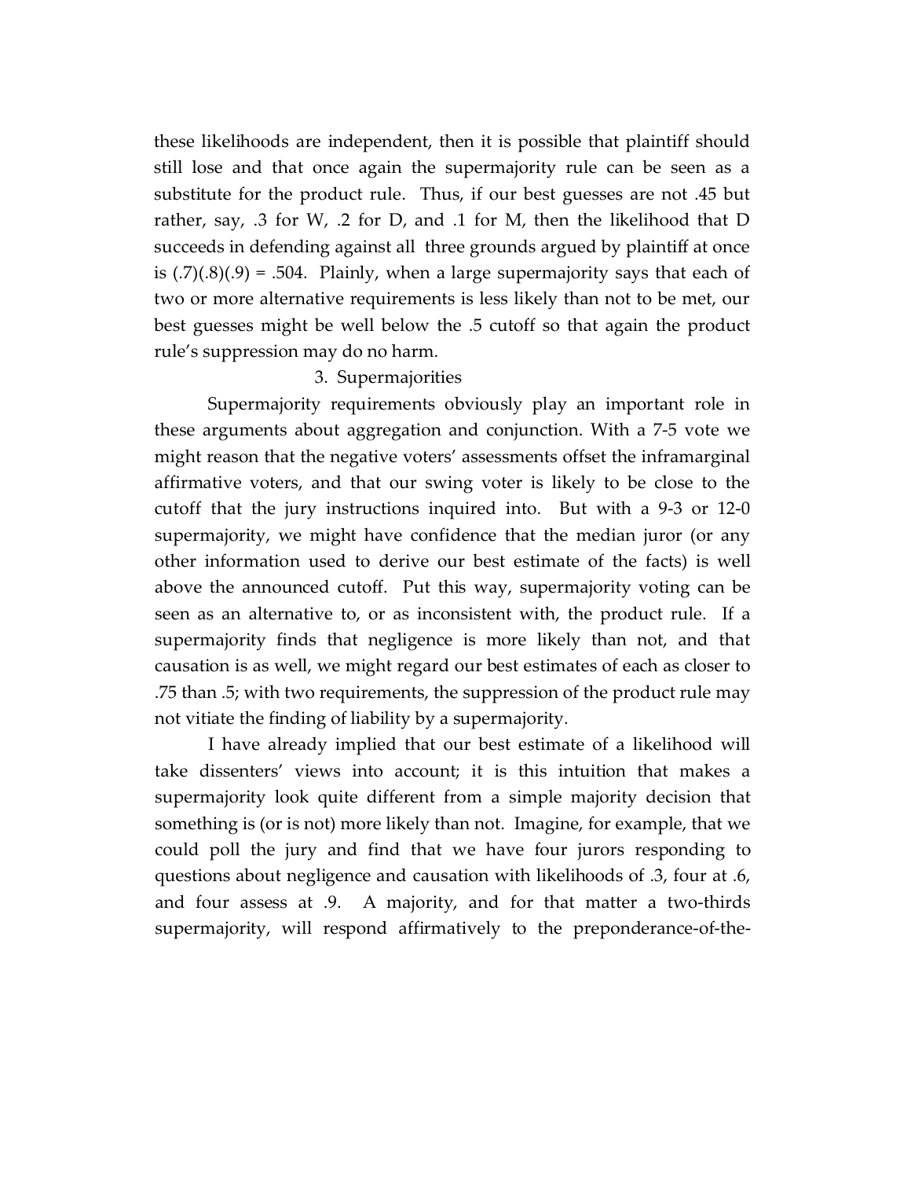these likelihoods are independent, then it is possible that plaintiff should still lose and that once again the supermajority rule can be seen as a substitute for the product rule. Thus, if our best guesses are not .45 but rather, say, .3 for W, .2 for D, and .1 for M, then the likelihood that D succeeds in defending against all three grounds argued by plaintiff at once is (.7)(.8)(.9) = .504. Plainly, when a large supermajority says that each of two or more alternative requirements is less likely than not to be met, our best guesses might be well below the .5 cutoff so that again the product rule's suppression may do no harm.

### 3. Supermajorities

Supermajority requirements obviously play an important role in these arguments about aggregation and conjunction. With a 7-5 vote we might reason that the negative voters' assessments offset the inframarginal affirmative voters, and that our swing voter is likely to be close to the cutoff that the jury instructions inquired into. But with a 9-3 or 12-0 supermajority, we might have confidence that the median juror (or any other information used to derive our best estimate of the facts) is well above the announced cutoff. Put this way, supermajority voting can be seen as an alternative to, or as inconsistent with, the product rule. If a supermajority finds that negligence is more likely than not, and that causation is as well, we might regard our best estimates of each as closer to .75 than .5; with two requirements, the suppression of the product rule may not vitiate the finding of liability by a supermajority.

I have already implied that our best estimate of a likelihood will take dissenters' views into account; it is this intuition that makes a supermajority look quite different from a simple majority decision that something is (or is not) more likely than not. Imagine, for example, that we could poll the jury and find that we have four jurors responding to questions about negligence and causation with likelihoods of .3, four at .6, and four assess at .9. A majority, and for that matter a two-thirds supermajority, will respond affirmatively to the preponderance-of-the-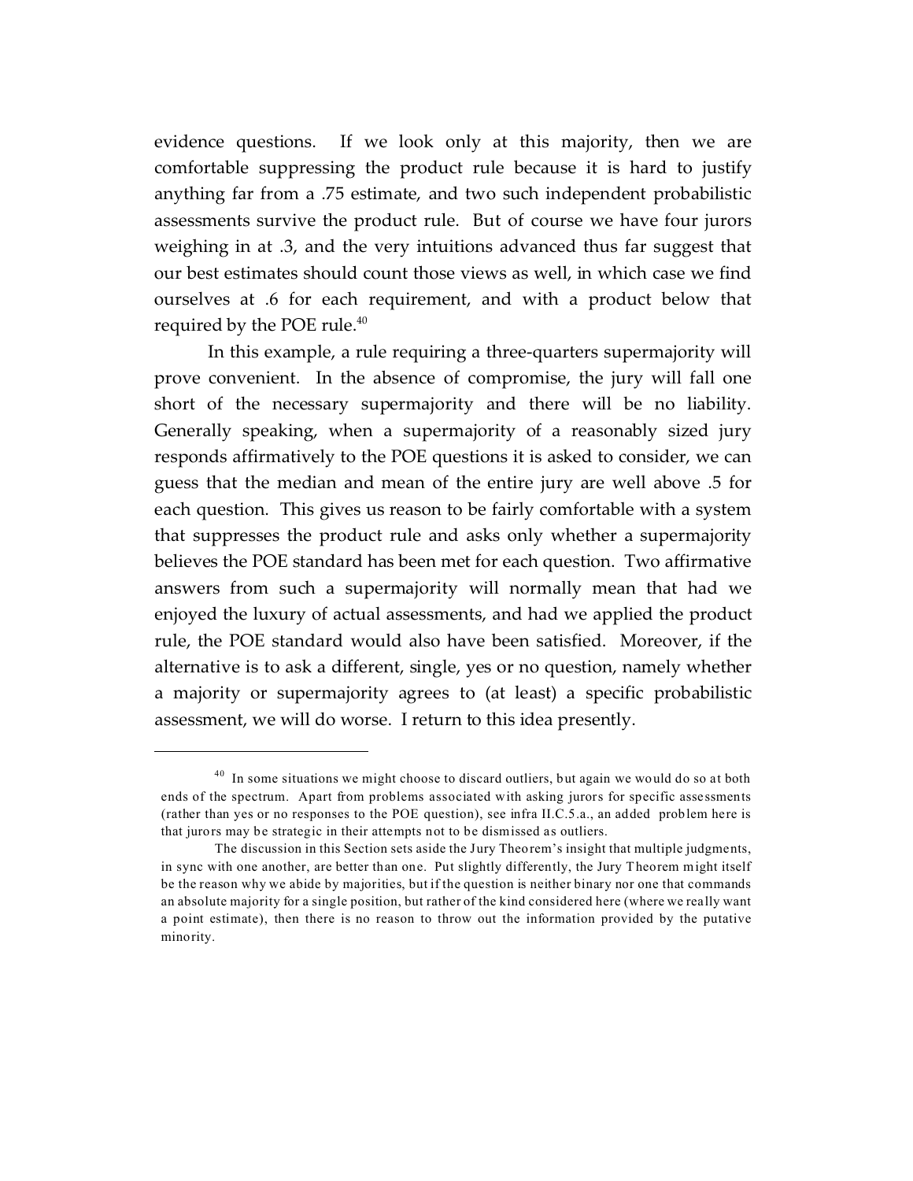evidence questions. If we look only at this majority, then we are comfortable suppressing the product rule because it is hard to justify anything far from a .75 estimate, and two such independent probabilistic assessments survive the product rule. But of course we have four jurors weighing in at .3, and the very intuitions advanced thus far suggest that our best estimates should count those views as well, in which case we find ourselves at .6 for each requirement, and with a product below that required by the POE rule.[40]

In this example, a rule requiring a three-quarters supermajority will prove convenient. In the absence of compromise, the jury will fall one short of the necessary supermajority and there will be no liability. Generally speaking, when a supermajority of a reasonably sized jury responds affirmatively to the POE questions it is asked to consider, we can guess that the median and mean of the entire jury are well above .5 for each question. This gives us reason to be fairly comfortable with a system that suppresses the product rule and asks only whether a supermajority believes the POE standard has been met for each question. Two affirmative answers from such a supermajority will normally mean that had we enjoyed the luxury of actual assessments, and had we applied the product rule, the POE standard would also have been satisfied. Moreover, if the alternative is to ask a different, single, yes or no question, namely whether a majority or supermajority agrees to (at least) a specific probabilistic assessment, we will do worse. I return to this idea presently.

---

[40] In some situations we might choose to discard outliers, but again we would do so at both ends of the spectrum. Apart from problems associated with asking jurors for specific assessments (rather than yes or no responses to the POE question), see infra II.C.5.a., an added problem here is that jurors may be strategic in their attempts not to be dismissed as outliers.

The discussion in this Section sets aside the Jury Theorem's insight that multiple judgments, in sync with one another, are better than one. Put slightly differently, the Jury Theorem might itself be the reason why we abide by majorities, but if the question is neither binary nor one that commands an absolute majority for a single position, but rather of the kind considered here (where we really want a point estimate), then there is no reason to throw out the information provided by the putative minority.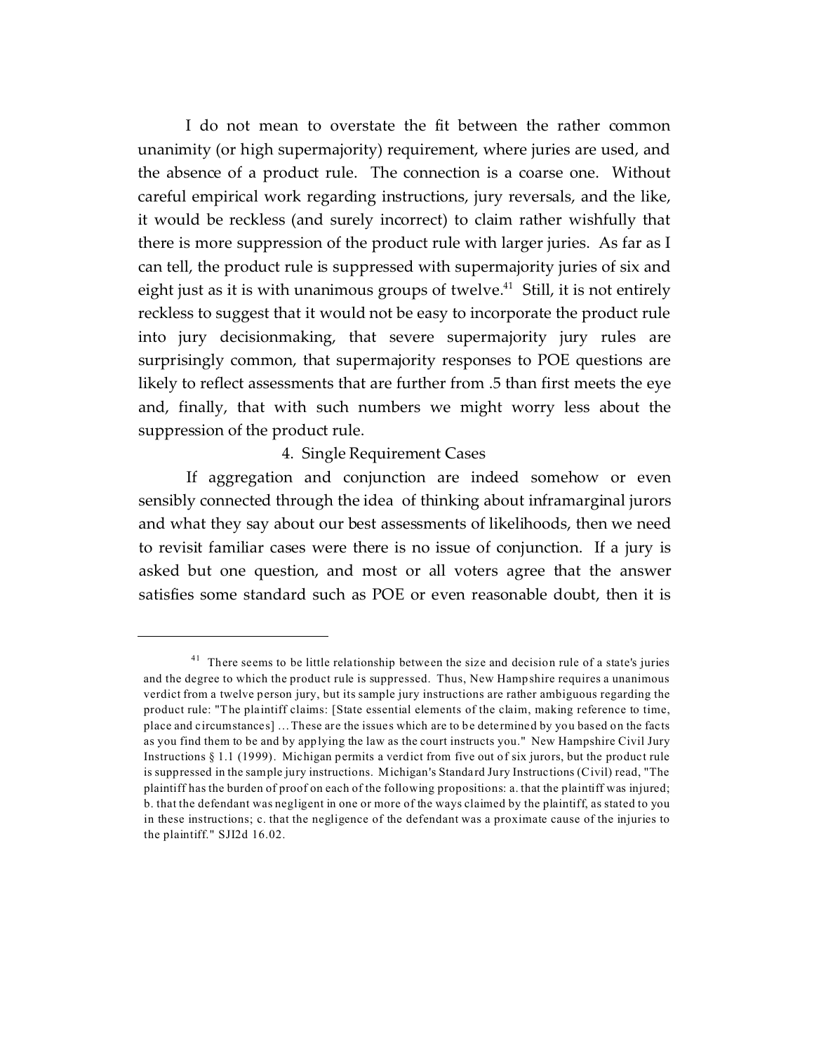I do not mean to overstate the fit between the rather common unanimity (or high supermajority) requirement, where juries are used, and the absence of a product rule. The connection is a coarse one. Without careful empirical work regarding instructions, jury reversals, and the like, it would be reckless (and surely incorrect) to claim rather wishfully that there is more suppression of the product rule with larger juries. As far as I can tell, the product rule is suppressed with supermajority juries of six and eight just as it is with unanimous groups of twelve.[41] Still, it is not entirely reckless to suggest that it would not be easy to incorporate the product rule into jury decisionmaking, that severe supermajority jury rules are surprisingly common, that supermajority responses to POE questions are likely to reflect assessments that are further from .5 than first meets the eye and, finally, that with such numbers we might worry less about the suppression of the product rule.

### 4. Single Requirement Cases

If aggregation and conjunction are indeed somehow or even sensibly connected through the idea of thinking about inframarginal jurors and what they say about our best assessments of likelihoods, then we need to revisit familiar cases were there is no issue of conjunction. If a jury is asked but one question, and most or all voters agree that the answer satisfies some standard such as POE or even reasonable doubt, then it is

---

[41] There seems to be little relationship between the size and decision rule of a state's juries and the degree to which the product rule is suppressed. Thus, New Hampshire requires a unanimous verdict from a twelve person jury, but its sample jury instructions are rather ambiguous regarding the product rule: "The plaintiff claims: [State essential elements of the claim, making reference to time, place and circumstances] ... These are the issues which are to be determined by you based on the facts as you find them to be and by applying the law as the court instructs you." New Hampshire Civil Jury Instructions § 1.1 (1999). Michigan permits a verdict from five out of six jurors, but the product rule is suppressed in the sample jury instructions. Michigan's Standard Jury Instructions (Civil) read, "The plaintiff has the burden of proof on each of the following propositions: a. that the plaintiff was injured; b. that the defendant was negligent in one or more of the ways claimed by the plaintiff, as stated to you in these instructions; c. that the negligence of the defendant was a proximate cause of the injuries to the plaintiff." SJI2d 16.02.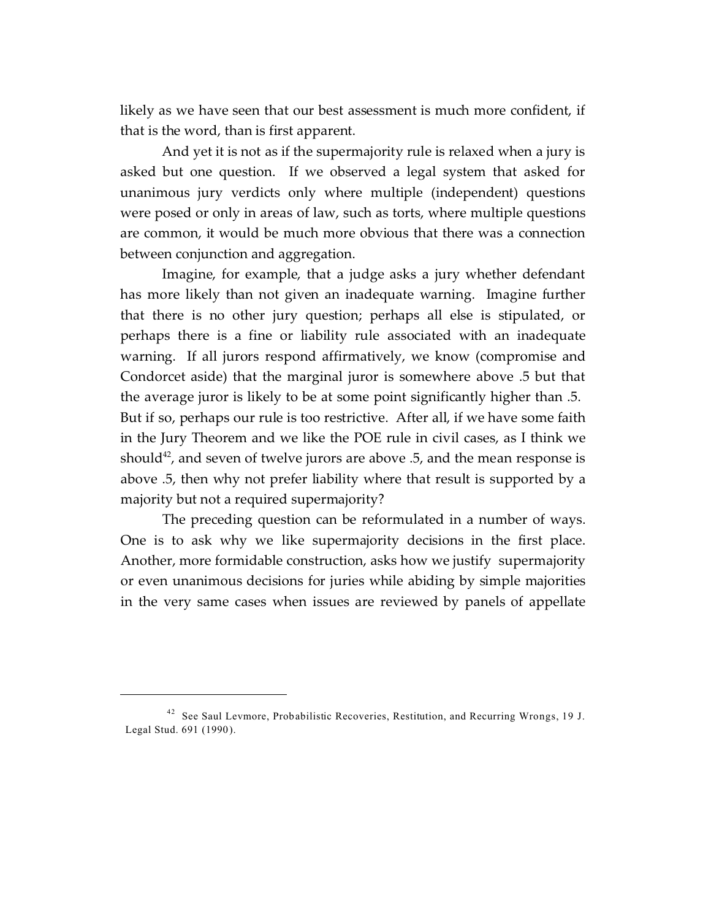likely as we have seen that our best assessment is much more confident, if that is the word, than is first apparent.

And yet it is not as if the supermajority rule is relaxed when a jury is asked but one question. If we observed a legal system that asked for unanimous jury verdicts only where multiple (independent) questions were posed or only in areas of law, such as torts, where multiple questions are common, it would be much more obvious that there was a connection between conjunction and aggregation.

Imagine, for example, that a judge asks a jury whether defendant has more likely than not given an inadequate warning. Imagine further that there is no other jury question; perhaps all else is stipulated, or perhaps there is a fine or liability rule associated with an inadequate warning. If all jurors respond affirmatively, we know (compromise and Condorcet aside) that the marginal juror is somewhere above .5 but that the average juror is likely to be at some point significantly higher than .5. But if so, perhaps our rule is too restrictive. After all, if we have some faith in the Jury Theorem and we like the POE rule in civil cases, as I think we should[42], and seven of twelve jurors are above .5, and the mean response is above .5, then why not prefer liability where that result is supported by a majority but not a required supermajority?

The preceding question can be reformulated in a number of ways. One is to ask why we like supermajority decisions in the first place. Another, more formidable construction, asks how we justify supermajority or even unanimous decisions for juries while abiding by simple majorities in the very same cases when issues are reviewed by panels of appellate

---

[42] See Saul Levmore, Probabilistic Recoveries, Restitution, and Recurring Wrongs, 19 J. Legal Stud. 691 (1990).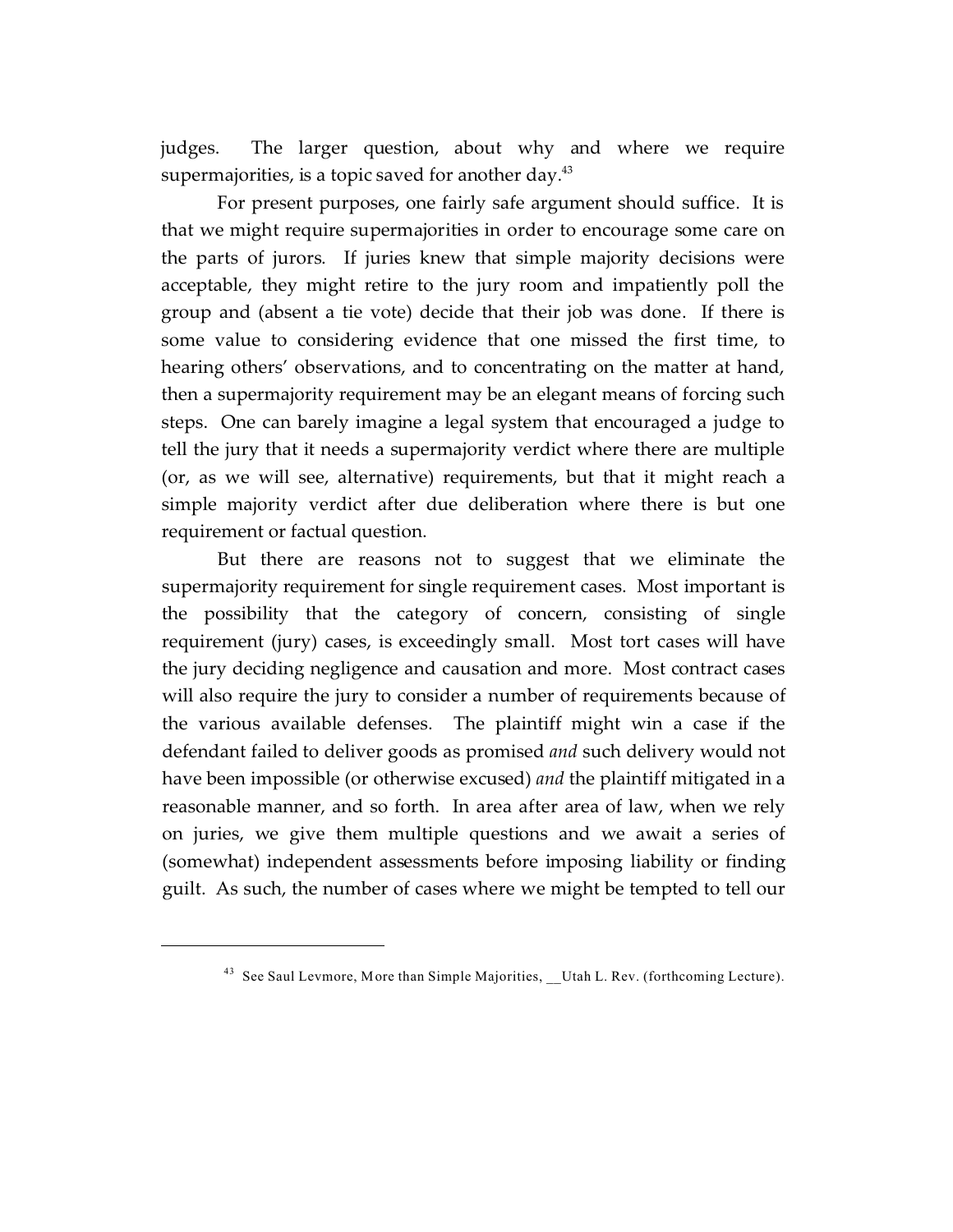judges. The larger question, about why and where we require supermajorities, is a topic saved for another day.[43]

For present purposes, one fairly safe argument should suffice. It is that we might require supermajorities in order to encourage some care on the parts of jurors. If juries knew that simple majority decisions were acceptable, they might retire to the jury room and impatiently poll the group and (absent a tie vote) decide that their job was done. If there is some value to considering evidence that one missed the first time, to hearing others' observations, and to concentrating on the matter at hand, then a supermajority requirement may be an elegant means of forcing such steps. One can barely imagine a legal system that encouraged a judge to tell the jury that it needs a supermajority verdict where there are multiple (or, as we will see, alternative) requirements, but that it might reach a simple majority verdict after due deliberation where there is but one requirement or factual question.

But there are reasons not to suggest that we eliminate the supermajority requirement for single requirement cases. Most important is the possibility that the category of concern, consisting of single requirement (jury) cases, is exceedingly small. Most tort cases will have the jury deciding negligence and causation and more. Most contract cases will also require the jury to consider a number of requirements because of the various available defenses. The plaintiff might win a case if the defendant failed to deliver goods as promised *and* such delivery would not have been impossible (or otherwise excused) *and* the plaintiff mitigated in a reasonable manner, and so forth. In area after area of law, when we rely on juries, we give them multiple questions and we await a series of (somewhat) independent assessments before imposing liability or finding guilt. As such, the number of cases where we might be tempted to tell our

---

[43] See Saul Levmore, More than Simple Majorities, __Utah L. Rev. (forthcoming Lecture).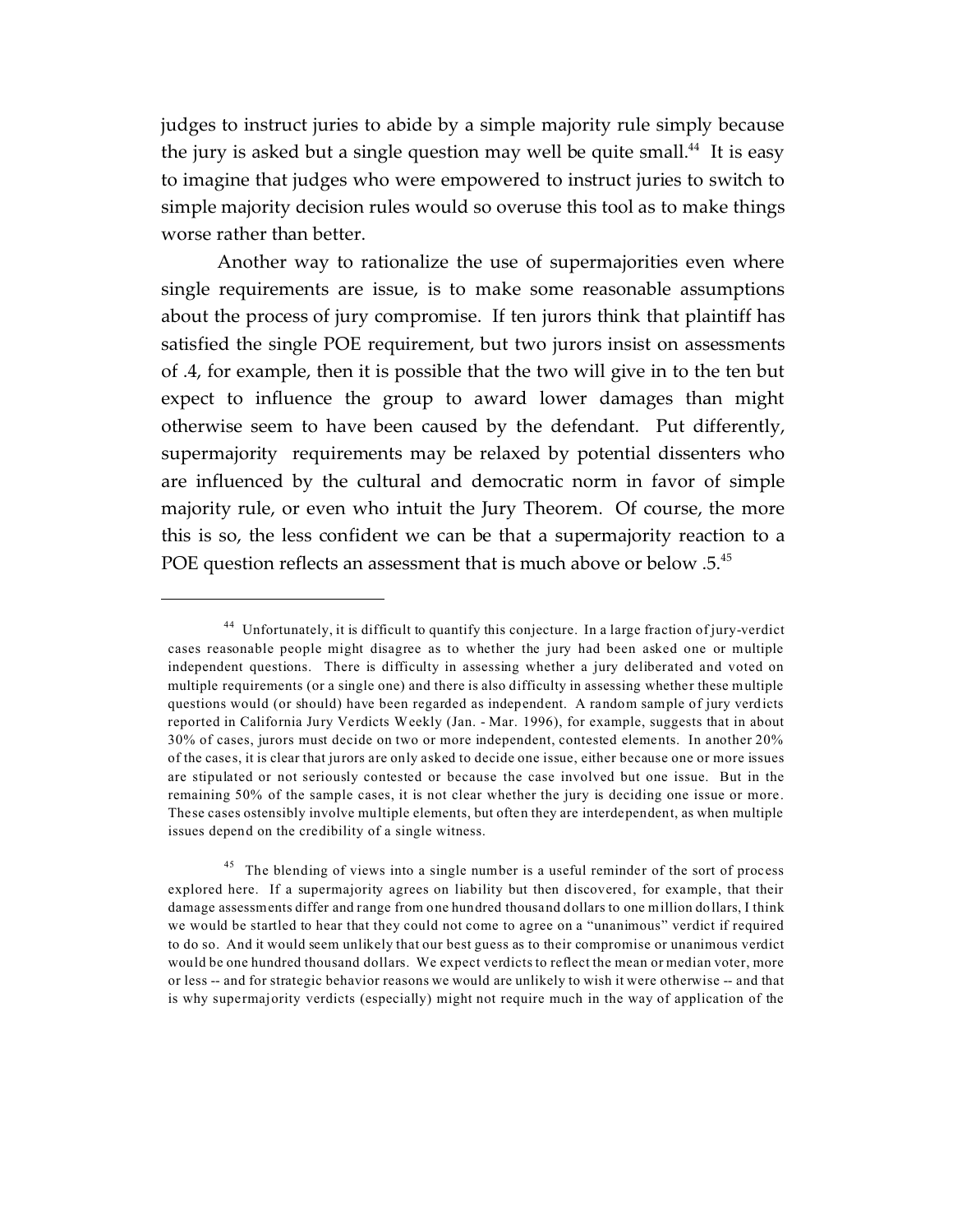judges to instruct juries to abide by a simple majority rule simply because the jury is asked but a single question may well be quite small.[44] It is easy to imagine that judges who were empowered to instruct juries to switch to simple majority decision rules would so overuse this tool as to make things worse rather than better.

Another way to rationalize the use of supermajorities even where single requirements are issue, is to make some reasonable assumptions about the process of jury compromise. If ten jurors think that plaintiff has satisfied the single POE requirement, but two jurors insist on assessments of .4, for example, then it is possible that the two will give in to the ten but expect to influence the group to award lower damages than might otherwise seem to have been caused by the defendant. Put differently, supermajority requirements may be relaxed by potential dissenters who are influenced by the cultural and democratic norm in favor of simple majority rule, or even who intuit the Jury Theorem. Of course, the more this is so, the less confident we can be that a supermajority reaction to a POE question reflects an assessment that is much above or below .5.[45]

---

[44] Unfortunately, it is difficult to quantify this conjecture. In a large fraction of jury-verdict cases reasonable people might disagree as to whether the jury had been asked one or multiple independent questions. There is difficulty in assessing whether a jury deliberated and voted on multiple requirements (or a single one) and there is also difficulty in assessing whether these multiple questions would (or should) have been regarded as independent. A random sample of jury verdicts reported in California Jury Verdicts Weekly (Jan. - Mar. 1996), for example, suggests that in about 30% of cases, jurors must decide on two or more independent, contested elements. In another 20% of the cases, it is clear that jurors are only asked to decide one issue, either because one or more issues are stipulated or not seriously contested or because the case involved but one issue. But in the remaining 50% of the sample cases, it is not clear whether the jury is deciding one issue or more. These cases ostensibly involve multiple elements, but often they are interdependent, as when multiple issues depend on the credibility of a single witness.

[45] The blending of views into a single number is a useful reminder of the sort of process explored here. If a supermajority agrees on liability but then discovered, for example, that their damage assessments differ and range from one hundred thousand dollars to one million dollars, I think we would be startled to hear that they could not come to agree on a "unanimous" verdict if required to do so. And it would seem unlikely that our best guess as to their compromise or unanimous verdict would be one hundred thousand dollars. We expect verdicts to reflect the mean or median voter, more or less -- and for strategic behavior reasons we would are unlikely to wish it were otherwise -- and that is why supermajority verdicts (especially) might not require much in the way of application of the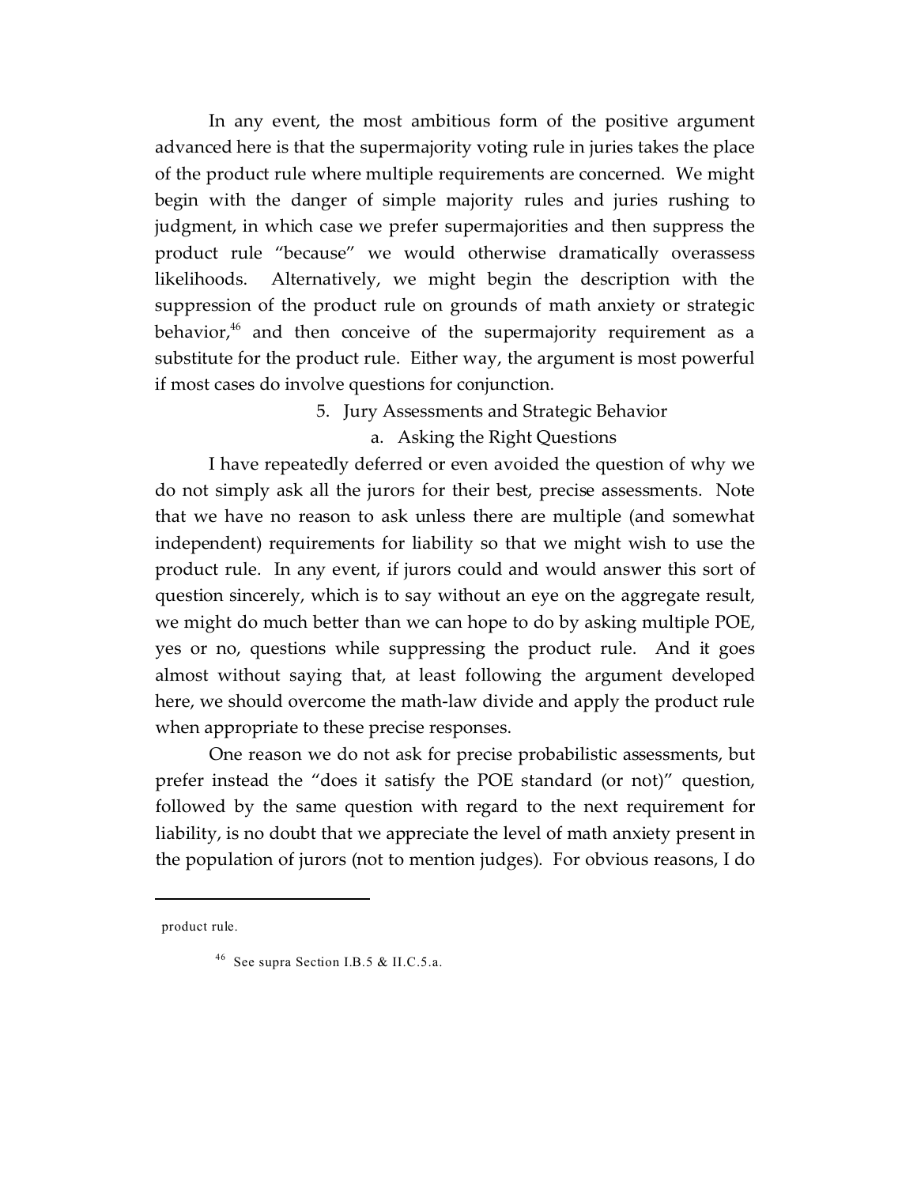In any event, the most ambitious form of the positive argument advanced here is that the supermajority voting rule in juries takes the place of the product rule where multiple requirements are concerned. We might begin with the danger of simple majority rules and juries rushing to judgment, in which case we prefer supermajorities and then suppress the product rule "because" we would otherwise dramatically overassess likelihoods. Alternatively, we might begin the description with the suppression of the product rule on grounds of math anxiety or strategic behavior,[46] and then conceive of the supermajority requirement as a substitute for the product rule. Either way, the argument is most powerful if most cases do involve questions for conjunction.

5. Jury Assessments and Strategic Behavior

a. Asking the Right Questions

I have repeatedly deferred or even avoided the question of why we do not simply ask all the jurors for their best, precise assessments. Note that we have no reason to ask unless there are multiple (and somewhat independent) requirements for liability so that we might wish to use the product rule. In any event, if jurors could and would answer this sort of question sincerely, which is to say without an eye on the aggregate result, we might do much better than we can hope to do by asking multiple POE, yes or no, questions while suppressing the product rule. And it goes almost without saying that, at least following the argument developed here, we should overcome the math-law divide and apply the product rule when appropriate to these precise responses.

One reason we do not ask for precise probabilistic assessments, but prefer instead the "does it satisfy the POE standard (or not)" question, followed by the same question with regard to the next requirement for liability, is no doubt that we appreciate the level of math anxiety present in the population of jurors (not to mention judges). For obvious reasons, I do

---

product rule.

[46] See supra Section I.B.5 & II.C.5.a.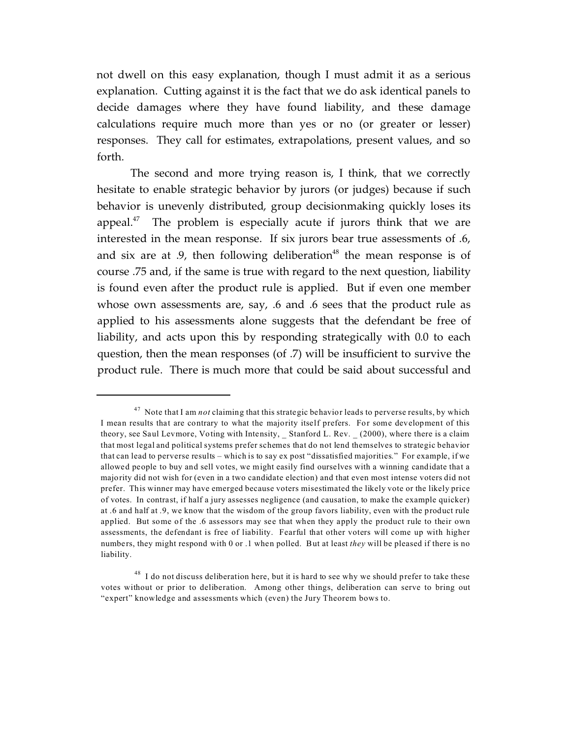not dwell on this easy explanation, though I must admit it as a serious explanation. Cutting against it is the fact that we do ask identical panels to decide damages where they have found liability, and these damage calculations require much more than yes or no (or greater or lesser) responses. They call for estimates, extrapolations, present values, and so forth.

The second and more trying reason is, I think, that we correctly hesitate to enable strategic behavior by jurors (or judges) because if such behavior is unevenly distributed, group decisionmaking quickly loses its appeal.[47] The problem is especially acute if jurors think that we are interested in the mean response. If six jurors bear true assessments of .6, and six are at .9, then following deliberation[48] the mean response is of course .75 and, if the same is true with regard to the next question, liability is found even after the product rule is applied. But if even one member whose own assessments are, say, .6 and .6 sees that the product rule as applied to his assessments alone suggests that the defendant be free of liability, and acts upon this by responding strategically with 0.0 to each question, then the mean responses (of .7) will be insufficient to survive the product rule. There is much more that could be said about successful and

---

[47] Note that I am *not* claiming that this strategic behavior leads to perverse results, by which I mean results that are contrary to what the majority itself prefers. For some development of this theory, see Saul Levmore, Voting with Intensity, _ Stanford L. Rev. _ (2000), where there is a claim that most legal and political systems prefer schemes that do not lend themselves to strategic behavior that can lead to perverse results – which is to say ex post "dissatisfied majorities." For example, if we allowed people to buy and sell votes, we might easily find ourselves with a winning candidate that a majority did not wish for (even in a two candidate election) and that even most intense voters did not prefer. This winner may have emerged because voters misestimated the likely vote or the likely price of votes. In contrast, if half a jury assesses negligence (and causation, to make the example quicker) at .6 and half at .9, we know that the wisdom of the group favors liability, even with the product rule applied. But some of the .6 assessors may see that when they apply the product rule to their own assessments, the defendant is free of liability. Fearful that other voters will come up with higher numbers, they might respond with 0 or .1 when polled. But at least *they* will be pleased if there is no liability.

[48] I do not discuss deliberation here, but it is hard to see why we should prefer to take these votes without or prior to deliberation. Among other things, deliberation can serve to bring out "expert" knowledge and assessments which (even) the Jury Theorem bows to.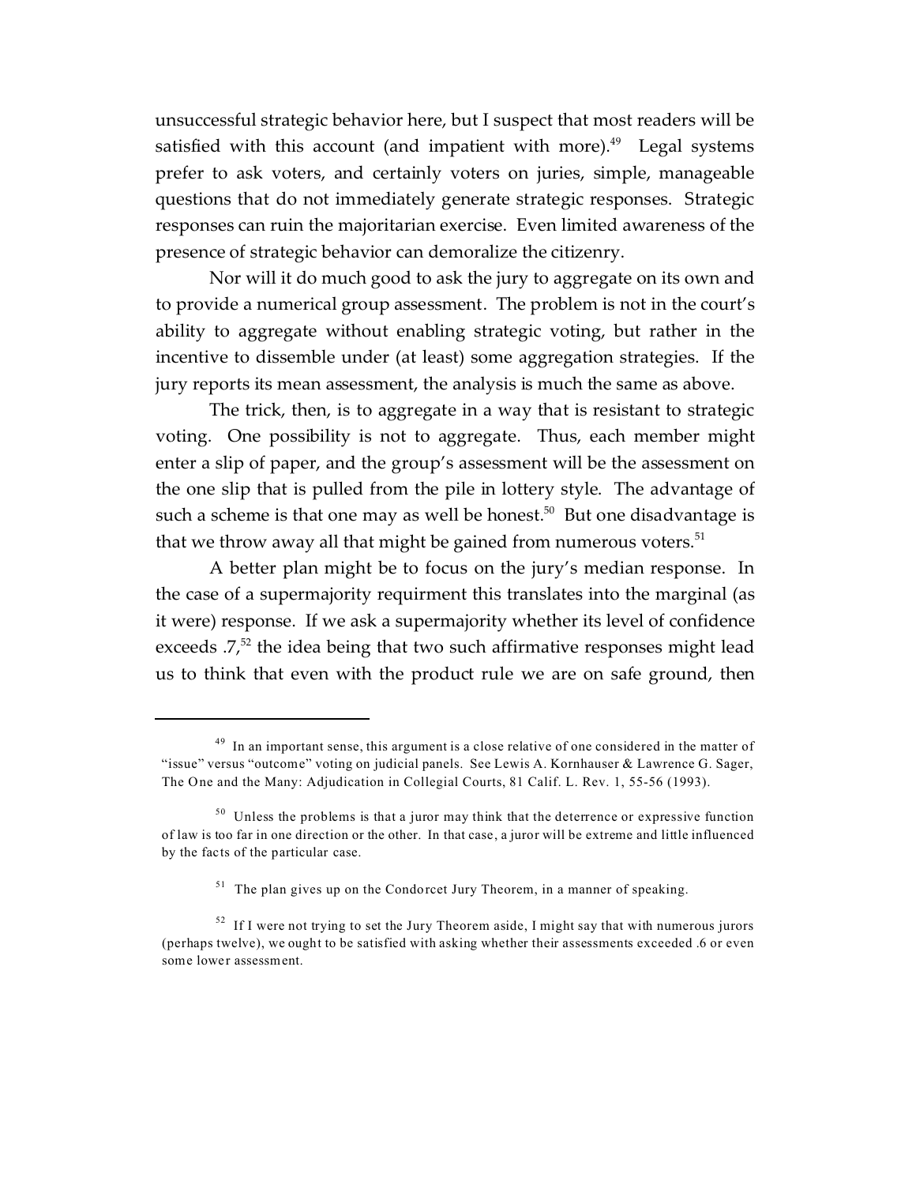unsuccessful strategic behavior here, but I suspect that most readers will be satisfied with this account (and impatient with more).[49] Legal systems prefer to ask voters, and certainly voters on juries, simple, manageable questions that do not immediately generate strategic responses. Strategic responses can ruin the majoritarian exercise. Even limited awareness of the presence of strategic behavior can demoralize the citizenry.

Nor will it do much good to ask the jury to aggregate on its own and to provide a numerical group assessment. The problem is not in the court's ability to aggregate without enabling strategic voting, but rather in the incentive to dissemble under (at least) some aggregation strategies. If the jury reports its mean assessment, the analysis is much the same as above.

The trick, then, is to aggregate in a way that is resistant to strategic voting. One possibility is not to aggregate. Thus, each member might enter a slip of paper, and the group's assessment will be the assessment on the one slip that is pulled from the pile in lottery style. The advantage of such a scheme is that one may as well be honest.[50] But one disadvantage is that we throw away all that might be gained from numerous voters.[51]

A better plan might be to focus on the jury's median response. In the case of a supermajority requirment this translates into the marginal (as it were) response. If we ask a supermajority whether its level of confidence exceeds .7,[52] the idea being that two such affirmative responses might lead us to think that even with the product rule we are on safe ground, then

---

[49] In an important sense, this argument is a close relative of one considered in the matter of "issue" versus "outcome" voting on judicial panels. See Lewis A. Kornhauser & Lawrence G. Sager, The One and the Many: Adjudication in Collegial Courts, 81 Calif. L. Rev. 1, 55-56 (1993).

[50] Unless the problems is that a juror may think that the deterrence or expressive function of law is too far in one direction or the other. In that case, a juror will be extreme and little influenced by the facts of the particular case.

[51] The plan gives up on the Condorcet Jury Theorem, in a manner of speaking.

[52] If I were not trying to set the Jury Theorem aside, I might say that with numerous jurors (perhaps twelve), we ought to be satisfied with asking whether their assessments exceeded .6 or even some lower assessment.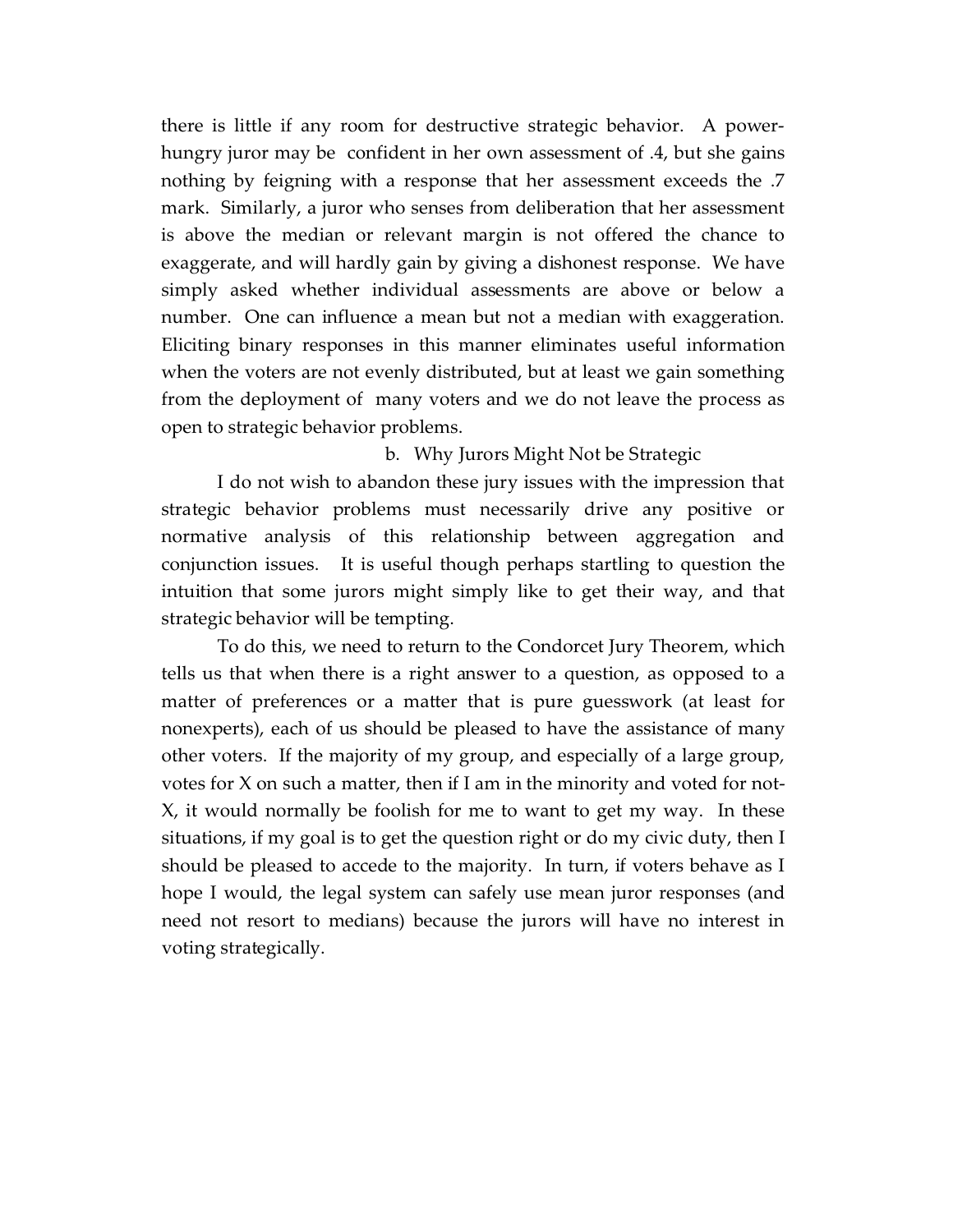there is little if any room for destructive strategic behavior. A power-hungry juror may be confident in her own assessment of .4, but she gains nothing by feigning with a response that her assessment exceeds the .7 mark. Similarly, a juror who senses from deliberation that her assessment is above the median or relevant margin is not offered the chance to exaggerate, and will hardly gain by giving a dishonest response. We have simply asked whether individual assessments are above or below a number. One can influence a mean but not a median with exaggeration. Eliciting binary responses in this manner eliminates useful information when the voters are not evenly distributed, but at least we gain something from the deployment of many voters and we do not leave the process as open to strategic behavior problems.

### b. Why Jurors Might Not be Strategic

I do not wish to abandon these jury issues with the impression that strategic behavior problems must necessarily drive any positive or normative analysis of this relationship between aggregation and conjunction issues. It is useful though perhaps startling to question the intuition that some jurors might simply like to get their way, and that strategic behavior will be tempting.

To do this, we need to return to the Condorcet Jury Theorem, which tells us that when there is a right answer to a question, as opposed to a matter of preferences or a matter that is pure guesswork (at least for nonexperts), each of us should be pleased to have the assistance of many other voters. If the majority of my group, and especially of a large group, votes for X on such a matter, then if I am in the minority and voted for not-X, it would normally be foolish for me to want to get my way. In these situations, if my goal is to get the question right or do my civic duty, then I should be pleased to accede to the majority. In turn, if voters behave as I hope I would, the legal system can safely use mean juror responses (and need not resort to medians) because the jurors will have no interest in voting strategically.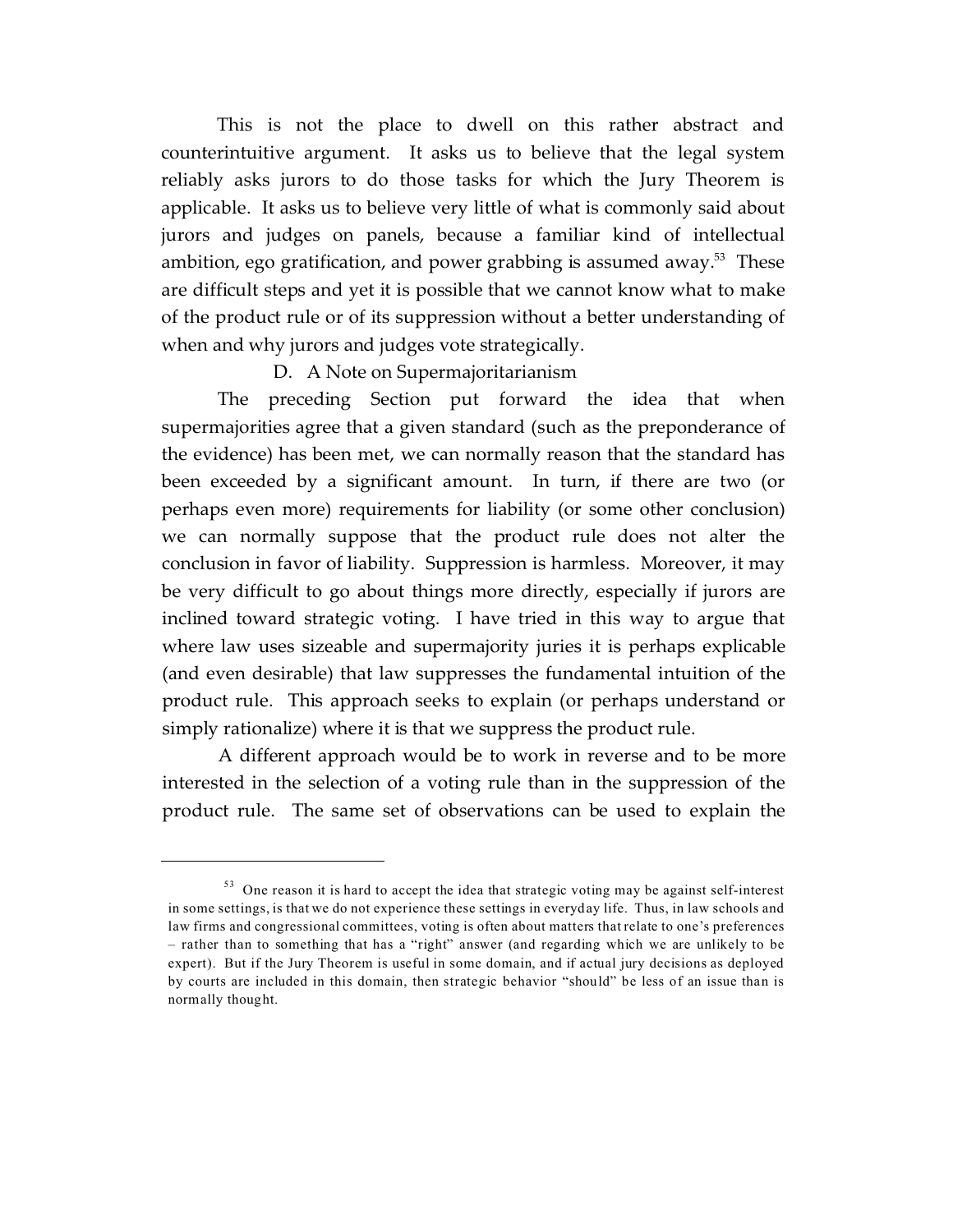This is not the place to dwell on this rather abstract and counterintuitive argument. It asks us to believe that the legal system reliably asks jurors to do those tasks for which the Jury Theorem is applicable. It asks us to believe very little of what is commonly said about jurors and judges on panels, because a familiar kind of intellectual ambition, ego gratification, and power grabbing is assumed away.[53] These are difficult steps and yet it is possible that we cannot know what to make of the product rule or of its suppression without a better understanding of when and why jurors and judges vote strategically.

### D. A Note on Supermajoritarianism

The preceding Section put forward the idea that when supermajorities agree that a given standard (such as the preponderance of the evidence) has been met, we can normally reason that the standard has been exceeded by a significant amount. In turn, if there are two (or perhaps even more) requirements for liability (or some other conclusion) we can normally suppose that the product rule does not alter the conclusion in favor of liability. Suppression is harmless. Moreover, it may be very difficult to go about things more directly, especially if jurors are inclined toward strategic voting. I have tried in this way to argue that where law uses sizeable and supermajority juries it is perhaps explicable (and even desirable) that law suppresses the fundamental intuition of the product rule. This approach seeks to explain (or perhaps understand or simply rationalize) where it is that we suppress the product rule.

A different approach would be to work in reverse and to be more interested in the selection of a voting rule than in the suppression of the product rule. The same set of observations can be used to explain the

---

[53] One reason it is hard to accept the idea that strategic voting may be against self-interest in some settings, is that we do not experience these settings in everyday life. Thus, in law schools and law firms and congressional committees, voting is often about matters that relate to one's preferences – rather than to something that has a "right" answer (and regarding which we are unlikely to be expert). But if the Jury Theorem is useful in some domain, and if actual jury decisions as deployed by courts are included in this domain, then strategic behavior "should" be less of an issue than is normally thought.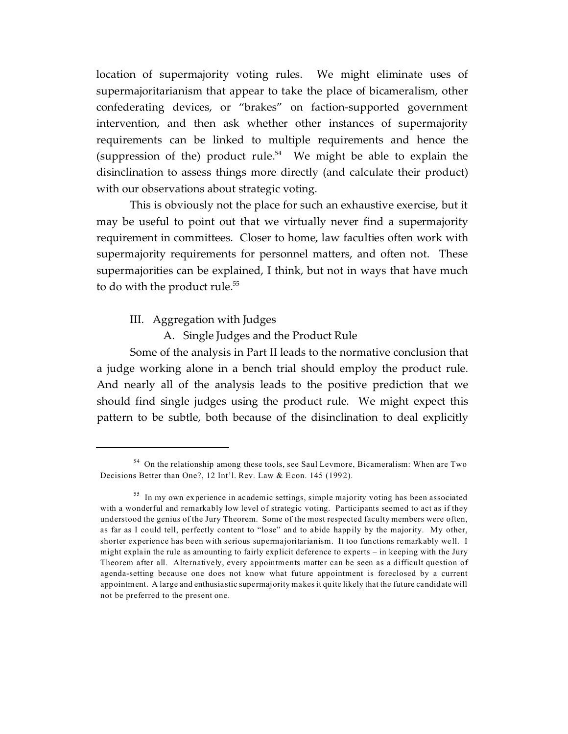location of supermajority voting rules. We might eliminate uses of supermajoritarianism that appear to take the place of bicameralism, other confederating devices, or "brakes" on faction-supported government intervention, and then ask whether other instances of supermajority requirements can be linked to multiple requirements and hence the (suppression of the) product rule.[54] We might be able to explain the disinclination to assess things more directly (and calculate their product) with our observations about strategic voting.

This is obviously not the place for such an exhaustive exercise, but it may be useful to point out that we virtually never find a supermajority requirement in committees. Closer to home, law faculties often work with supermajority requirements for personnel matters, and often not. These supermajorities can be explained, I think, but not in ways that have much to do with the product rule.[55]

## III. Aggregation with Judges

### A. Single Judges and the Product Rule

Some of the analysis in Part II leads to the normative conclusion that a judge working alone in a bench trial should employ the product rule. And nearly all of the analysis leads to the positive prediction that we should find single judges using the product rule. We might expect this pattern to be subtle, both because of the disinclination to deal explicitly

---

[54] On the relationship among these tools, see Saul Levmore, Bicameralism: When are Two Decisions Better than One?, 12 Int'l. Rev. Law & Econ. 145 (1992).

[55] In my own experience in academic settings, simple majority voting has been associated with a wonderful and remarkably low level of strategic voting. Participants seemed to act as if they understood the genius of the Jury Theorem. Some of the most respected faculty members were often, as far as I could tell, perfectly content to "lose" and to abide happily by the majority. My other, shorter experience has been with serious supermajoritarianism. It too functions remarkably well. I might explain the rule as amounting to fairly explicit deference to experts – in keeping with the Jury Theorem after all. Alternatively, every appointments matter can be seen as a difficult question of agenda-setting because one does not know what future appointment is foreclosed by a current appointment. A large and enthusiastic supermajority makes it quite likely that the future candidate will not be preferred to the present one.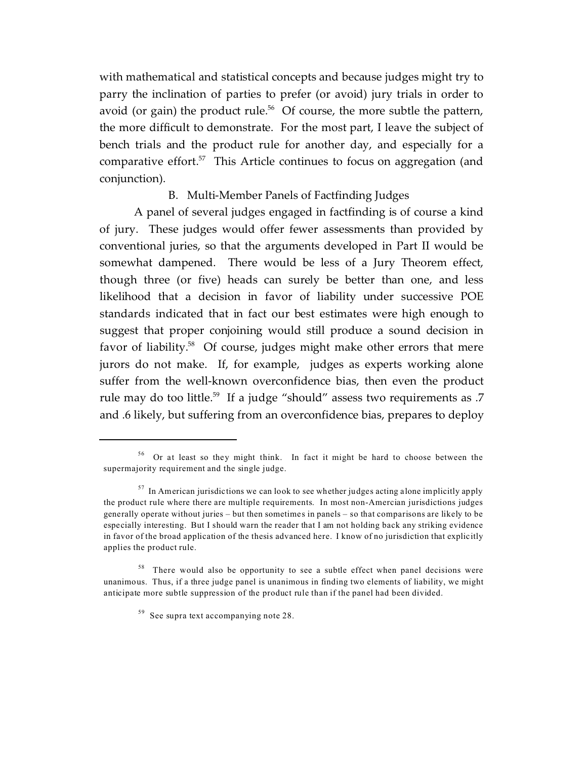with mathematical and statistical concepts and because judges might try to parry the inclination of parties to prefer (or avoid) jury trials in order to avoid (or gain) the product rule.[56] Of course, the more subtle the pattern, the more difficult to demonstrate. For the most part, I leave the subject of bench trials and the product rule for another day, and especially for a comparative effort.[57] This Article continues to focus on aggregation (and conjunction).

### B. Multi-Member Panels of Factfinding Judges

A panel of several judges engaged in factfinding is of course a kind of jury. These judges would offer fewer assessments than provided by conventional juries, so that the arguments developed in Part II would be somewhat dampened. There would be less of a Jury Theorem effect, though three (or five) heads can surely be better than one, and less likelihood that a decision in favor of liability under successive POE standards indicated that in fact our best estimates were high enough to suggest that proper conjoining would still produce a sound decision in favor of liability.[58] Of course, judges might make other errors that mere jurors do not make. If, for example, judges as experts working alone suffer from the well-known overconfidence bias, then even the product rule may do too little.[59] If a judge "should" assess two requirements as .7 and .6 likely, but suffering from an overconfidence bias, prepares to deploy

---

[56] Or at least so they might think. In fact it might be hard to choose between the supermajority requirement and the single judge.

[57] In American jurisdictions we can look to see whether judges acting alone implicitly apply the product rule where there are multiple requirements. In most non-Amercian jurisdictions judges generally operate without juries – but then sometimes in panels – so that comparisons are likely to be especially interesting. But I should warn the reader that I am not holding back any striking evidence in favor of the broad application of the thesis advanced here. I know of no jurisdiction that explicitly applies the product rule.

[58] There would also be opportunity to see a subtle effect when panel decisions were unanimous. Thus, if a three judge panel is unanimous in finding two elements of liability, we might anticipate more subtle suppression of the product rule than if the panel had been divided.

[59] See supra text accompanying note 28.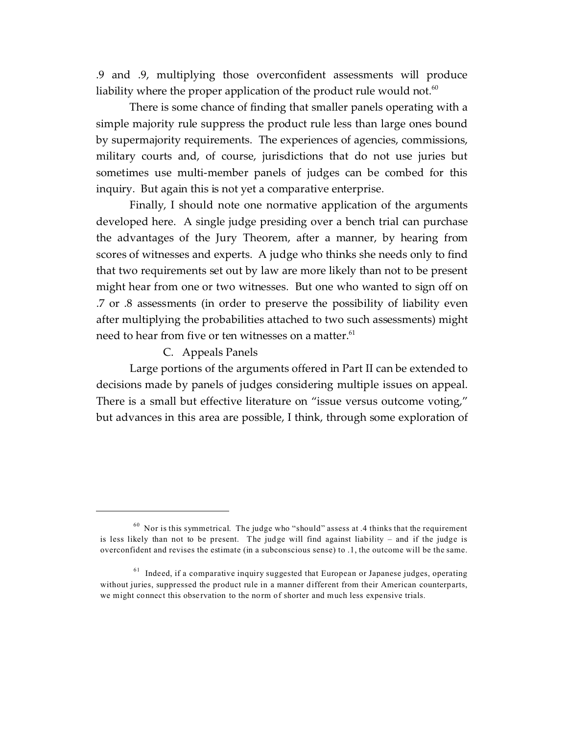.9 and .9, multiplying those overconfident assessments will produce liability where the proper application of the product rule would not.[60]

There is some chance of finding that smaller panels operating with a simple majority rule suppress the product rule less than large ones bound by supermajority requirements. The experiences of agencies, commissions, military courts and, of course, jurisdictions that do not use juries but sometimes use multi-member panels of judges can be combed for this inquiry. But again this is not yet a comparative enterprise.

Finally, I should note one normative application of the arguments developed here. A single judge presiding over a bench trial can purchase the advantages of the Jury Theorem, after a manner, by hearing from scores of witnesses and experts. A judge who thinks she needs only to find that two requirements set out by law are more likely than not to be present might hear from one or two witnesses. But one who wanted to sign off on .7 or .8 assessments (in order to preserve the possibility of liability even after multiplying the probabilities attached to two such assessments) might need to hear from five or ten witnesses on a matter.[61]

### C. Appeals Panels

Large portions of the arguments offered in Part II can be extended to decisions made by panels of judges considering multiple issues on appeal. There is a small but effective literature on "issue versus outcome voting," but advances in this area are possible, I think, through some exploration of

---

[60] Nor is this symmetrical. The judge who "should" assess at .4 thinks that the requirement is less likely than not to be present. The judge will find against liability – and if the judge is overconfident and revises the estimate (in a subconscious sense) to .1, the outcome will be the same.

[61] Indeed, if a comparative inquiry suggested that European or Japanese judges, operating without juries, suppressed the product rule in a manner different from their American counterparts, we might connect this observation to the norm of shorter and much less expensive trials.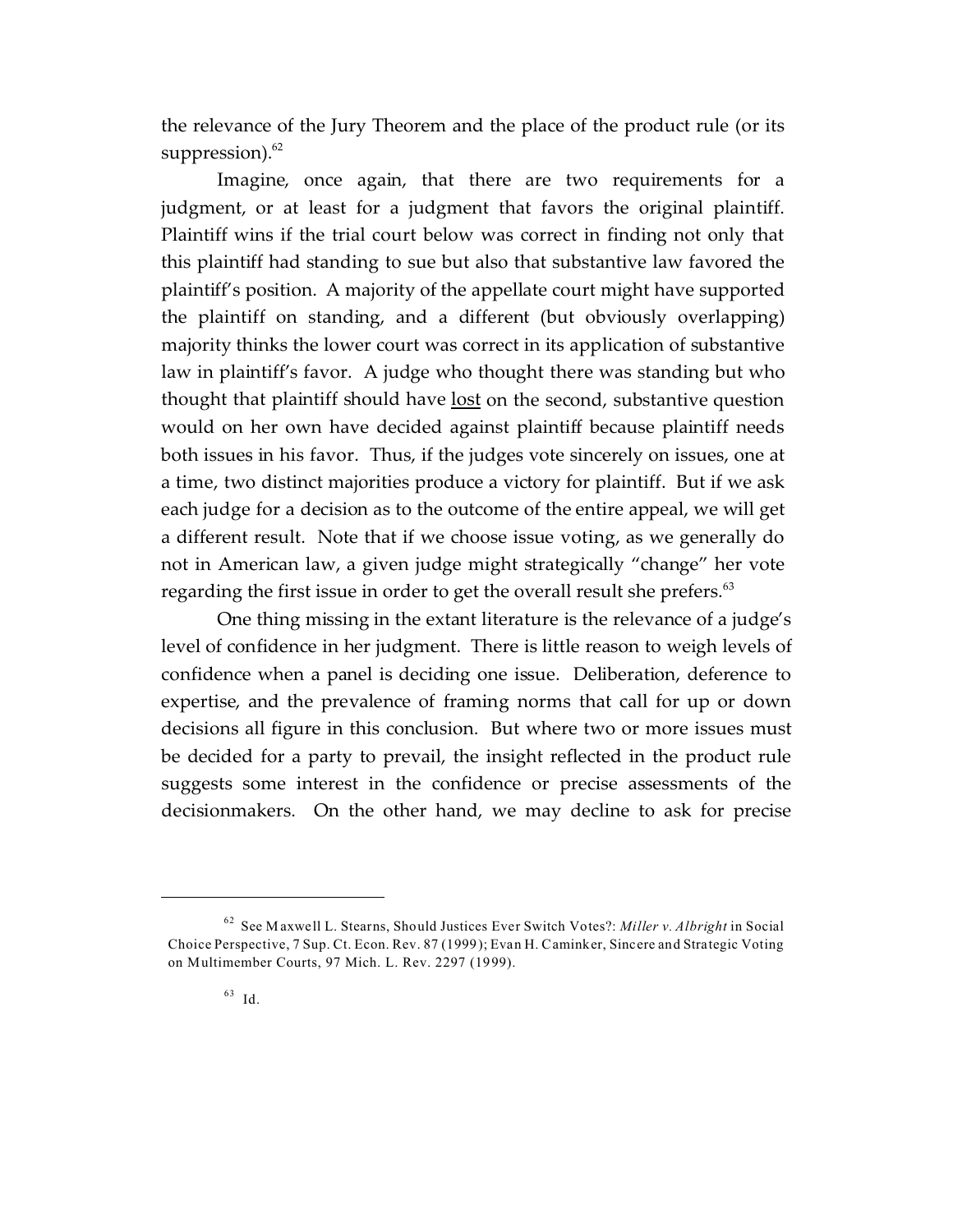the relevance of the Jury Theorem and the place of the product rule (or its suppression).[62]

Imagine, once again, that there are two requirements for a judgment, or at least for a judgment that favors the original plaintiff. Plaintiff wins if the trial court below was correct in finding not only that this plaintiff had standing to sue but also that substantive law favored the plaintiff's position. A majority of the appellate court might have supported the plaintiff on standing, and a different (but obviously overlapping) majority thinks the lower court was correct in its application of substantive law in plaintiff's favor. A judge who thought there was standing but who thought that plaintiff should have lost on the second, substantive question would on her own have decided against plaintiff because plaintiff needs both issues in his favor. Thus, if the judges vote sincerely on issues, one at a time, two distinct majorities produce a victory for plaintiff. But if we ask each judge for a decision as to the outcome of the entire appeal, we will get a different result. Note that if we choose issue voting, as we generally do not in American law, a given judge might strategically "change" her vote regarding the first issue in order to get the overall result she prefers.[63]

One thing missing in the extant literature is the relevance of a judge's level of confidence in her judgment. There is little reason to weigh levels of confidence when a panel is deciding one issue. Deliberation, deference to expertise, and the prevalence of framing norms that call for up or down decisions all figure in this conclusion. But where two or more issues must be decided for a party to prevail, the insight reflected in the product rule suggests some interest in the confidence or precise assessments of the decisionmakers. On the other hand, we may decline to ask for precise

---

[62] See Maxwell L. Stearns, Should Justices Ever Switch Votes?: *Miller v. Albright* in Social Choice Perspective, 7 Sup. Ct. Econ. Rev. 87 (1999); Evan H. Caminker, Sincere and Strategic Voting on Multimember Courts, 97 Mich. L. Rev. 2297 (1999).

[63] Id.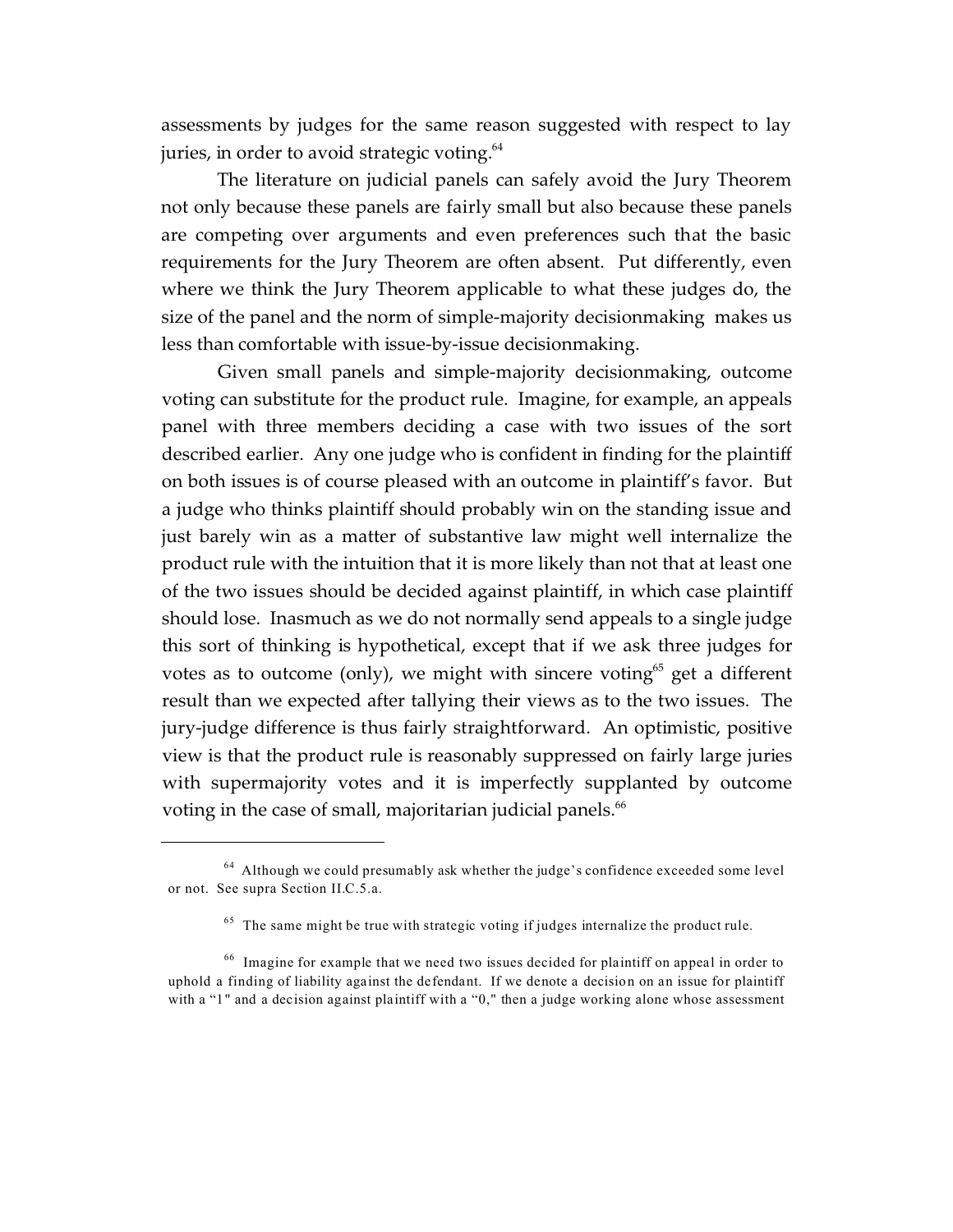assessments by judges for the same reason suggested with respect to lay juries, in order to avoid strategic voting.[64]

The literature on judicial panels can safely avoid the Jury Theorem not only because these panels are fairly small but also because these panels are competing over arguments and even preferences such that the basic requirements for the Jury Theorem are often absent. Put differently, even where we think the Jury Theorem applicable to what these judges do, the size of the panel and the norm of simple-majority decisionmaking makes us less than comfortable with issue-by-issue decisionmaking.

Given small panels and simple-majority decisionmaking, outcome voting can substitute for the product rule. Imagine, for example, an appeals panel with three members deciding a case with two issues of the sort described earlier. Any one judge who is confident in finding for the plaintiff on both issues is of course pleased with an outcome in plaintiff's favor. But a judge who thinks plaintiff should probably win on the standing issue and just barely win as a matter of substantive law might well internalize the product rule with the intuition that it is more likely than not that at least one of the two issues should be decided against plaintiff, in which case plaintiff should lose. Inasmuch as we do not normally send appeals to a single judge this sort of thinking is hypothetical, except that if we ask three judges for votes as to outcome (only), we might with sincere voting[65] get a different result than we expected after tallying their views as to the two issues. The jury-judge difference is thus fairly straightforward. An optimistic, positive view is that the product rule is reasonably suppressed on fairly large juries with supermajority votes and it is imperfectly supplanted by outcome voting in the case of small, majoritarian judicial panels.[66]

---

[64] Although we could presumably ask whether the judge's confidence exceeded some level or not. See supra Section II.C.5.a.

[65] The same might be true with strategic voting if judges internalize the product rule.

[66] Imagine for example that we need two issues decided for plaintiff on appeal in order to uphold a finding of liability against the defendant. If we denote a decision on an issue for plaintiff with a "1" and a decision against plaintiff with a "0," then a judge working alone whose assessment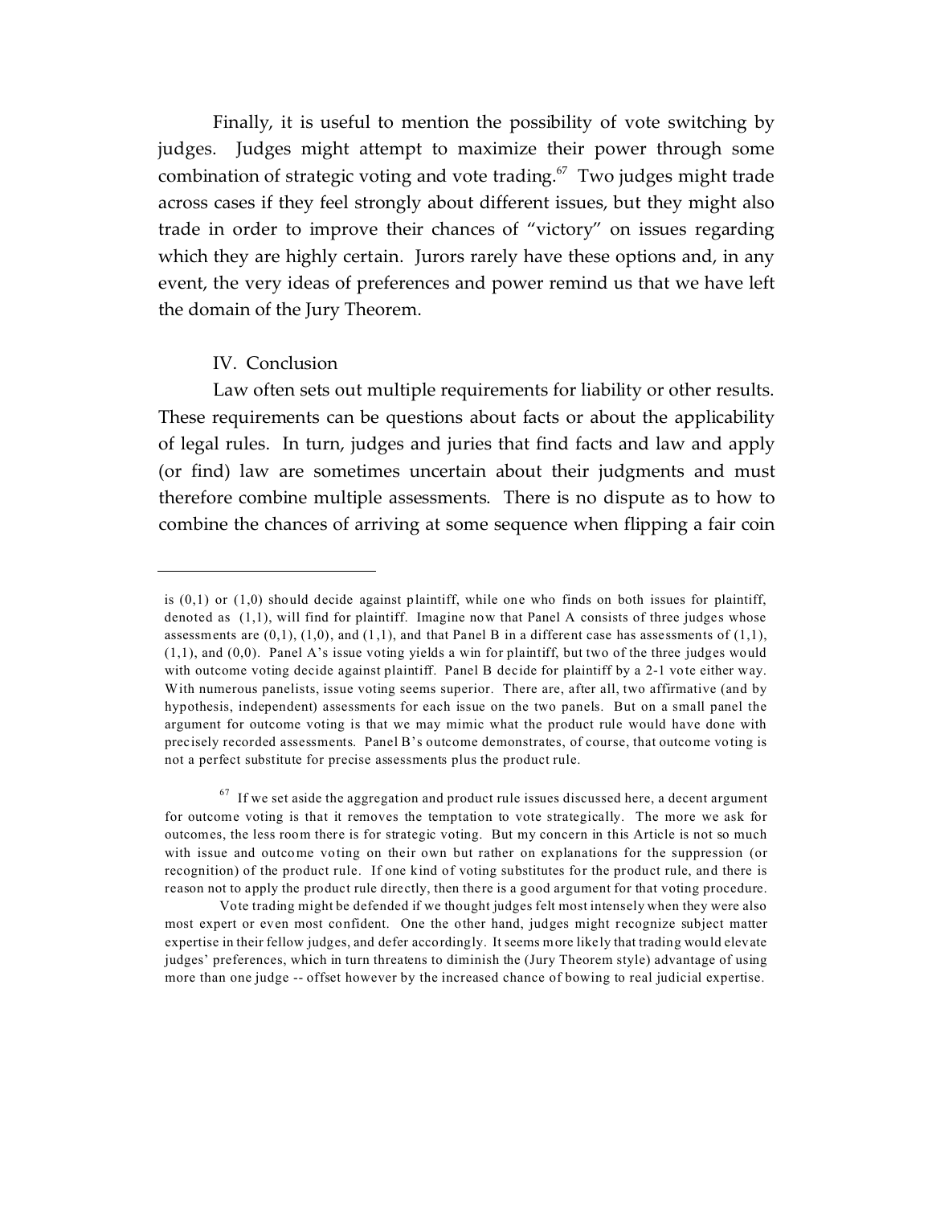Finally, it is useful to mention the possibility of vote switching by judges. Judges might attempt to maximize their power through some combination of strategic voting and vote trading.[67] Two judges might trade across cases if they feel strongly about different issues, but they might also trade in order to improve their chances of "victory" on issues regarding which they are highly certain. Jurors rarely have these options and, in any event, the very ideas of preferences and power remind us that we have left the domain of the Jury Theorem.

## IV. Conclusion

Law often sets out multiple requirements for liability or other results. These requirements can be questions about facts or about the applicability of legal rules. In turn, judges and juries that find facts and law and apply (or find) law are sometimes uncertain about their judgments and must therefore combine multiple assessments. There is no dispute as to how to combine the chances of arriving at some sequence when flipping a fair coin

---

is (0,1) or (1,0) should decide against plaintiff, while one who finds on both issues for plaintiff, denoted as (1,1), will find for plaintiff. Imagine now that Panel A consists of three judges whose assessments are (0,1), (1,0), and (1,1), and that Panel B in a different case has assessments of (1,1), (1,1), and (0,0). Panel A's issue voting yields a win for plaintiff, but two of the three judges would with outcome voting decide against plaintiff. Panel B decide for plaintiff by a 2-1 vote either way. With numerous panelists, issue voting seems superior. There are, after all, two affirmative (and by hypothesis, independent) assessments for each issue on the two panels. But on a small panel the argument for outcome voting is that we may mimic what the product rule would have done with precisely recorded assessments. Panel B's outcome demonstrates, of course, that outcome voting is not a perfect substitute for precise assessments plus the product rule.

[67] If we set aside the aggregation and product rule issues discussed here, a decent argument for outcome voting is that it removes the temptation to vote strategically. The more we ask for outcomes, the less room there is for strategic voting. But my concern in this Article is not so much with issue and outcome voting on their own but rather on explanations for the suppression (or recognition) of the product rule. If one kind of voting substitutes for the product rule, and there is reason not to apply the product rule directly, then there is a good argument for that voting procedure.

Vote trading might be defended if we thought judges felt most intensely when they were also most expert or even most confident. One the other hand, judges might recognize subject matter expertise in their fellow judges, and defer accordingly. It seems more likely that trading would elevate judges' preferences, which in turn threatens to diminish the (Jury Theorem style) advantage of using more than one judge -- offset however by the increased chance of bowing to real judicial expertise.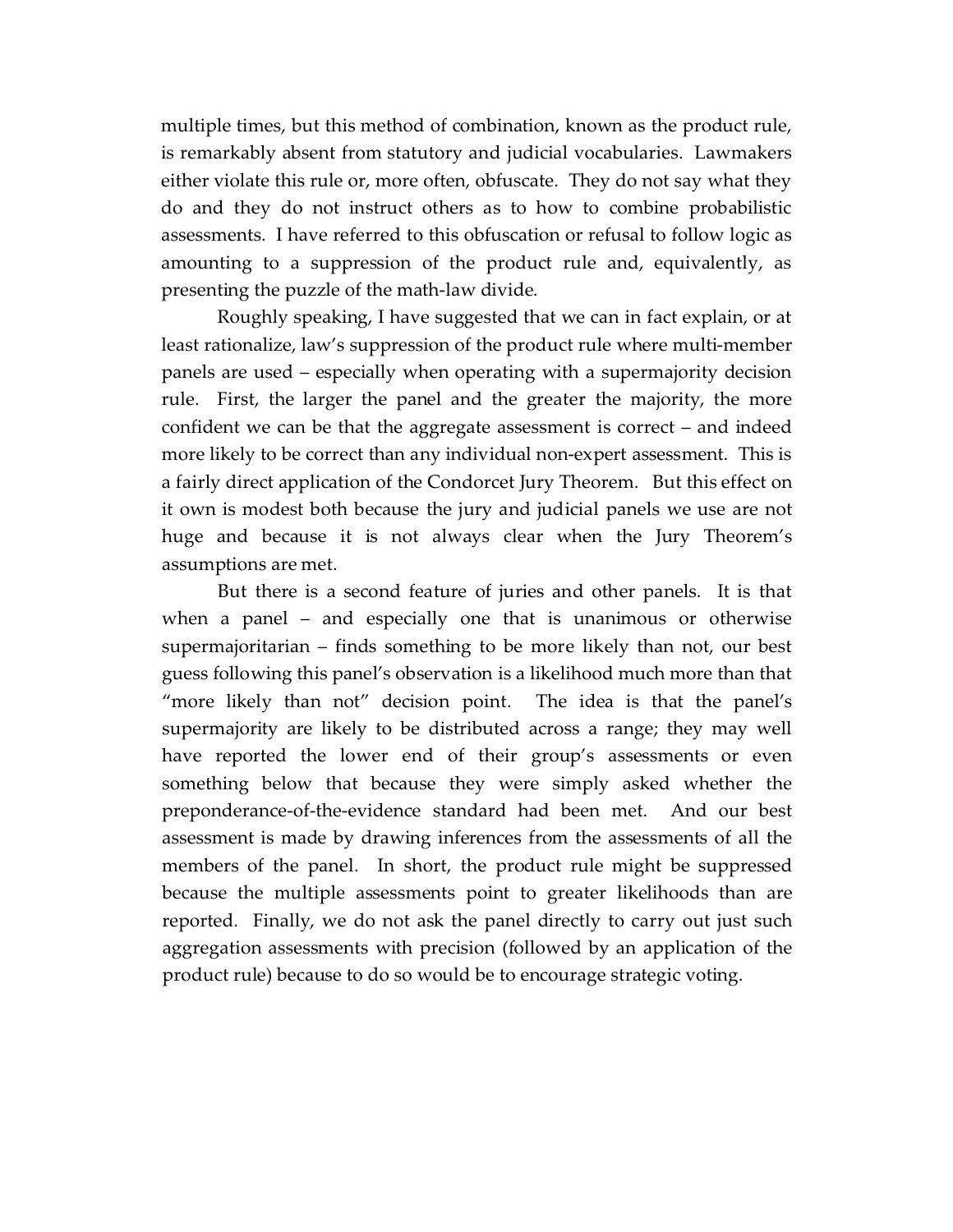multiple times, but this method of combination, known as the product rule, is remarkably absent from statutory and judicial vocabularies. Lawmakers either violate this rule or, more often, obfuscate. They do not say what they do and they do not instruct others as to how to combine probabilistic assessments. I have referred to this obfuscation or refusal to follow logic as amounting to a suppression of the product rule and, equivalently, as presenting the puzzle of the math-law divide.

Roughly speaking, I have suggested that we can in fact explain, or at least rationalize, law's suppression of the product rule where multi-member panels are used – especially when operating with a supermajority decision rule. First, the larger the panel and the greater the majority, the more confident we can be that the aggregate assessment is correct – and indeed more likely to be correct than any individual non-expert assessment. This is a fairly direct application of the Condorcet Jury Theorem. But this effect on it own is modest both because the jury and judicial panels we use are not huge and because it is not always clear when the Jury Theorem's assumptions are met.

But there is a second feature of juries and other panels. It is that when a panel – and especially one that is unanimous or otherwise supermajoritarian – finds something to be more likely than not, our best guess following this panel's observation is a likelihood much more than that "more likely than not" decision point. The idea is that the panel's supermajority are likely to be distributed across a range; they may well have reported the lower end of their group's assessments or even something below that because they were simply asked whether the preponderance-of-the-evidence standard had been met. And our best assessment is made by drawing inferences from the assessments of all the members of the panel. In short, the product rule might be suppressed because the multiple assessments point to greater likelihoods than are reported. Finally, we do not ask the panel directly to carry out just such aggregation assessments with precision (followed by an application of the product rule) because to do so would be to encourage strategic voting.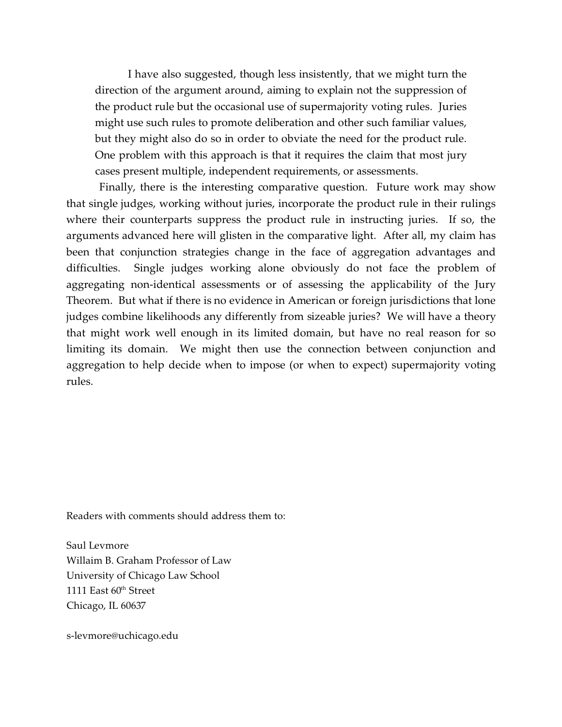I have also suggested, though less insistently, that we might turn the direction of the argument around, aiming to explain not the suppression of the product rule but the occasional use of supermajority voting rules. Juries might use such rules to promote deliberation and other such familiar values, but they might also do so in order to obviate the need for the product rule. One problem with this approach is that it requires the claim that most jury cases present multiple, independent requirements, or assessments.

Finally, there is the interesting comparative question. Future work may show that single judges, working without juries, incorporate the product rule in their rulings where their counterparts suppress the product rule in instructing juries. If so, the arguments advanced here will glisten in the comparative light. After all, my claim has been that conjunction strategies change in the face of aggregation advantages and difficulties. Single judges working alone obviously do not face the problem of aggregating non-identical assessments or of assessing the applicability of the Jury Theorem. But what if there is no evidence in American or foreign jurisdictions that lone judges combine likelihoods any differently from sizeable juries? We will have a theory that might work well enough in its limited domain, but have no real reason for so limiting its domain. We might then use the connection between conjunction and aggregation to help decide when to impose (or when to expect) supermajority voting rules.

Readers with comments should address them to:

Saul Levmore
Willaim B. Graham Professor of Law
University of Chicago Law School
1111 East 60th Street
Chicago, IL 60637

s-levmore@uchicago.edu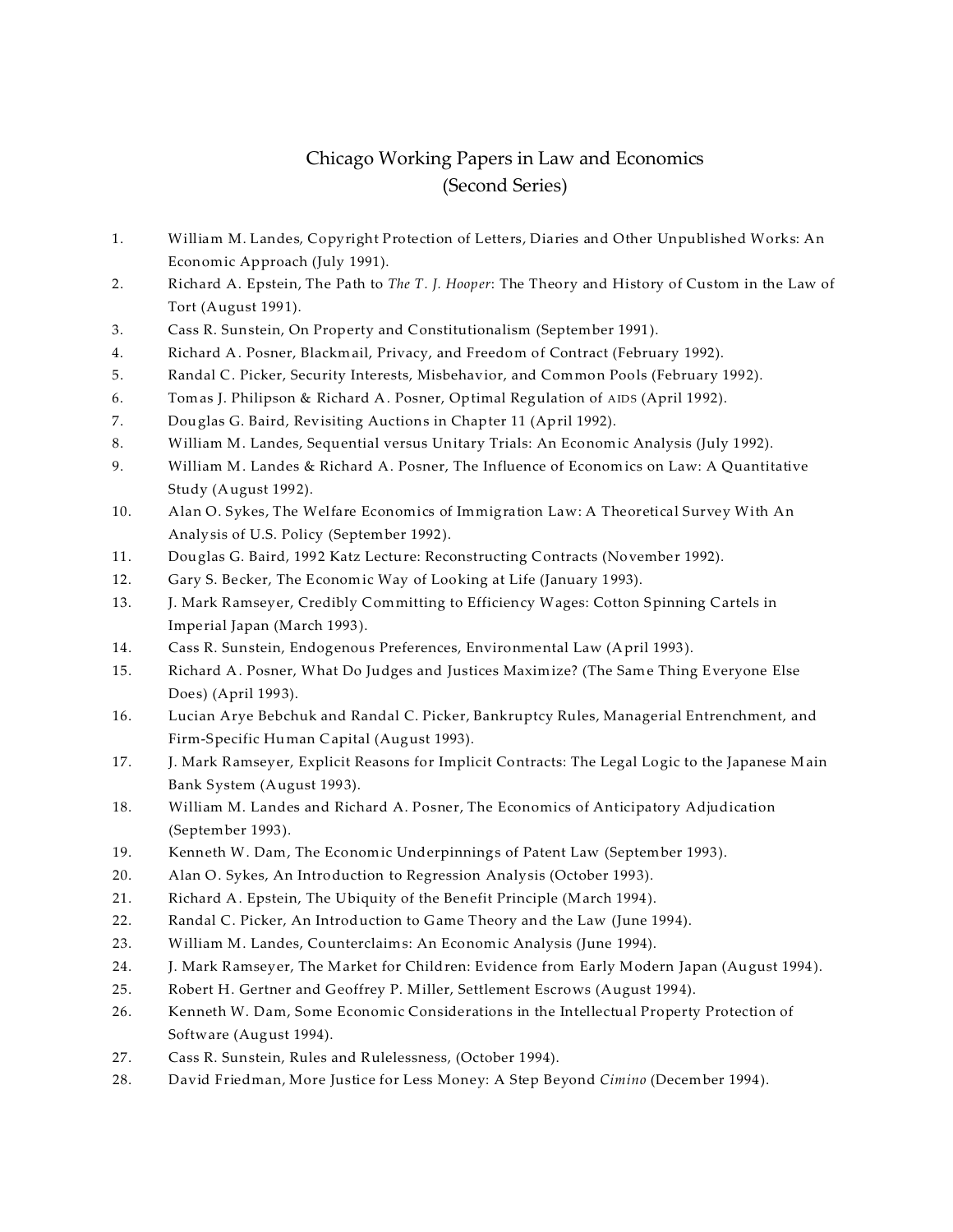# Chicago Working Papers in Law and Economics (Second Series)

1. William M. Landes, Copyright Protection of Letters, Diaries and Other Unpublished Works: An Economic Approach (July 1991).
2. Richard A. Epstein, The Path to *The T. J. Hooper*: The Theory and History of Custom in the Law of Tort (August 1991).
3. Cass R. Sunstein, On Property and Constitutionalism (September 1991).
4. Richard A. Posner, Blackmail, Privacy, and Freedom of Contract (February 1992).
5. Randal C. Picker, Security Interests, Misbehavior, and Common Pools (February 1992).
6. Tomas J. Philipson & Richard A. Posner, Optimal Regulation of AIDS (April 1992).
7. Douglas G. Baird, Revisiting Auctions in Chapter 11 (April 1992).
8. William M. Landes, Sequential versus Unitary Trials: An Economic Analysis (July 1992).
9. William M. Landes & Richard A. Posner, The Influence of Economics on Law: A Quantitative Study (August 1992).
10. Alan O. Sykes, The Welfare Economics of Immigration Law: A Theoretical Survey With An Analysis of U.S. Policy (September 1992).
11. Douglas G. Baird, 1992 Katz Lecture: Reconstructing Contracts (November 1992).
12. Gary S. Becker, The Economic Way of Looking at Life (January 1993).
13. J. Mark Ramseyer, Credibly Committing to Efficiency Wages: Cotton Spinning Cartels in Imperial Japan (March 1993).
14. Cass R. Sunstein, Endogenous Preferences, Environmental Law (April 1993).
15. Richard A. Posner, What Do Judges and Justices Maximize? (The Same Thing Everyone Else Does) (April 1993).
16. Lucian Arye Bebchuk and Randal C. Picker, Bankruptcy Rules, Managerial Entrenchment, and Firm-Specific Human Capital (August 1993).
17. J. Mark Ramseyer, Explicit Reasons for Implicit Contracts: The Legal Logic to the Japanese Main Bank System (August 1993).
18. William M. Landes and Richard A. Posner, The Economics of Anticipatory Adjudication (September 1993).
19. Kenneth W. Dam, The Economic Underpinnings of Patent Law (September 1993).
20. Alan O. Sykes, An Introduction to Regression Analysis (October 1993).
21. Richard A. Epstein, The Ubiquity of the Benefit Principle (March 1994).
22. Randal C. Picker, An Introduction to Game Theory and the Law (June 1994).
23. William M. Landes, Counterclaims: An Economic Analysis (June 1994).
24. J. Mark Ramseyer, The Market for Children: Evidence from Early Modern Japan (August 1994).
25. Robert H. Gertner and Geoffrey P. Miller, Settlement Escrows (August 1994).
26. Kenneth W. Dam, Some Economic Considerations in the Intellectual Property Protection of Software (August 1994).
27. Cass R. Sunstein, Rules and Rulelessness, (October 1994).
28. David Friedman, More Justice for Less Money: A Step Beyond *Cimino* (December 1994).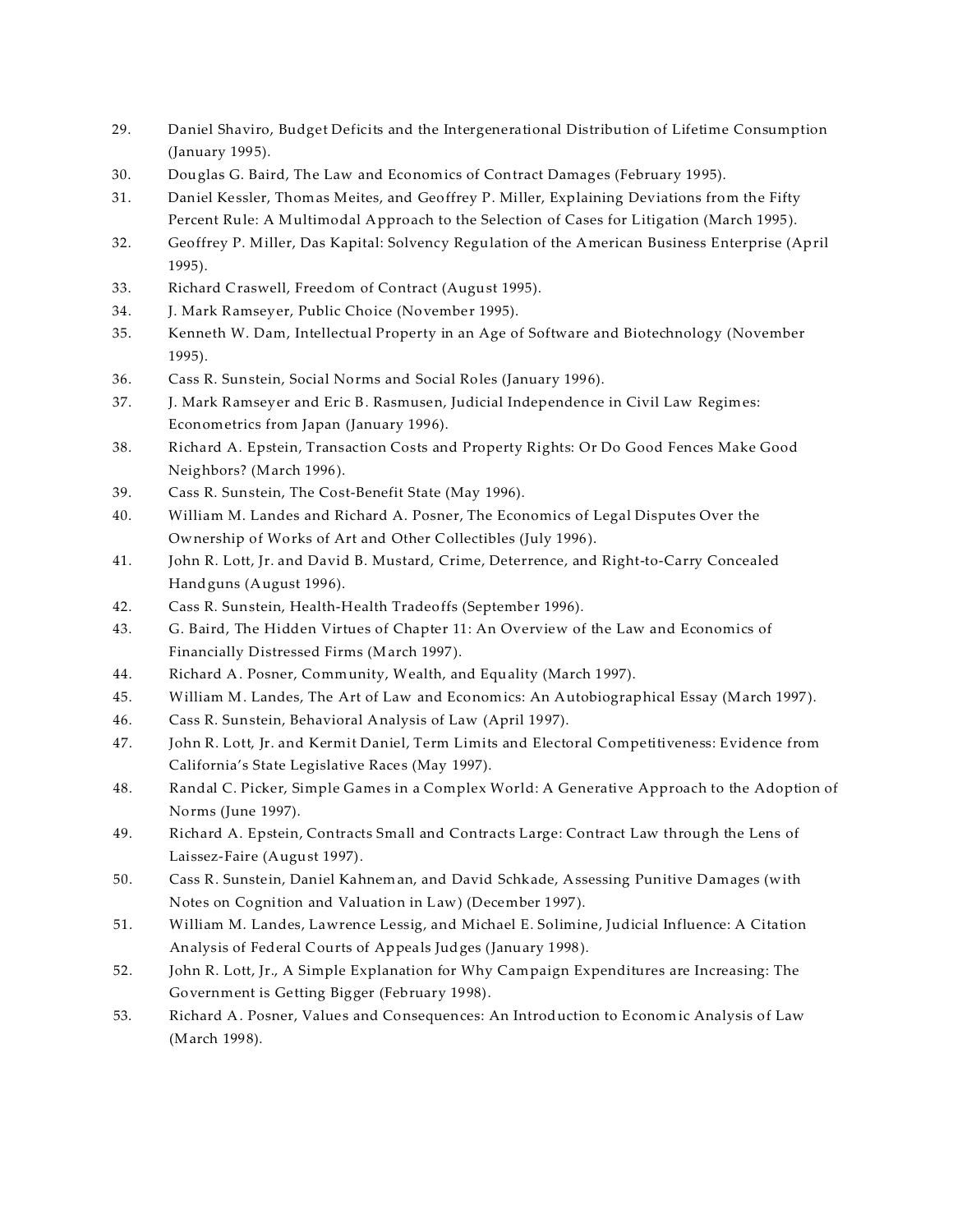29. Daniel Shaviro, Budget Deficits and the Intergenerational Distribution of Lifetime Consumption (January 1995).
30. Douglas G. Baird, The Law and Economics of Contract Damages (February 1995).
31. Daniel Kessler, Thomas Meites, and Geoffrey P. Miller, Explaining Deviations from the Fifty Percent Rule: A Multimodal Approach to the Selection of Cases for Litigation (March 1995).
32. Geoffrey P. Miller, Das Kapital: Solvency Regulation of the American Business Enterprise (April 1995).
33. Richard Craswell, Freedom of Contract (August 1995).
34. J. Mark Ramseyer, Public Choice (November 1995).
35. Kenneth W. Dam, Intellectual Property in an Age of Software and Biotechnology (November 1995).
36. Cass R. Sunstein, Social Norms and Social Roles (January 1996).
37. J. Mark Ramseyer and Eric B. Rasmusen, Judicial Independence in Civil Law Regimes: Econometrics from Japan (January 1996).
38. Richard A. Epstein, Transaction Costs and Property Rights: Or Do Good Fences Make Good Neighbors? (March 1996).
39. Cass R. Sunstein, The Cost-Benefit State (May 1996).
40. William M. Landes and Richard A. Posner, The Economics of Legal Disputes Over the Ownership of Works of Art and Other Collectibles (July 1996).
41. John R. Lott, Jr. and David B. Mustard, Crime, Deterrence, and Right-to-Carry Concealed Handguns (August 1996).
42. Cass R. Sunstein, Health-Health Tradeoffs (September 1996).
43. G. Baird, The Hidden Virtues of Chapter 11: An Overview of the Law and Economics of Financially Distressed Firms (March 1997).
44. Richard A. Posner, Community, Wealth, and Equality (March 1997).
45. William M. Landes, The Art of Law and Economics: An Autobiographical Essay (March 1997).
46. Cass R. Sunstein, Behavioral Analysis of Law (April 1997).
47. John R. Lott, Jr. and Kermit Daniel, Term Limits and Electoral Competitiveness: Evidence from California's State Legislative Races (May 1997).
48. Randal C. Picker, Simple Games in a Complex World: A Generative Approach to the Adoption of Norms (June 1997).
49. Richard A. Epstein, Contracts Small and Contracts Large: Contract Law through the Lens of Laissez-Faire (August 1997).
50. Cass R. Sunstein, Daniel Kahneman, and David Schkade, Assessing Punitive Damages (with Notes on Cognition and Valuation in Law) (December 1997).
51. William M. Landes, Lawrence Lessig, and Michael E. Solimine, Judicial Influence: A Citation Analysis of Federal Courts of Appeals Judges (January 1998).
52. John R. Lott, Jr., A Simple Explanation for Why Campaign Expenditures are Increasing: The Government is Getting Bigger (February 1998).
53. Richard A. Posner, Values and Consequences: An Introduction to Economic Analysis of Law (March 1998).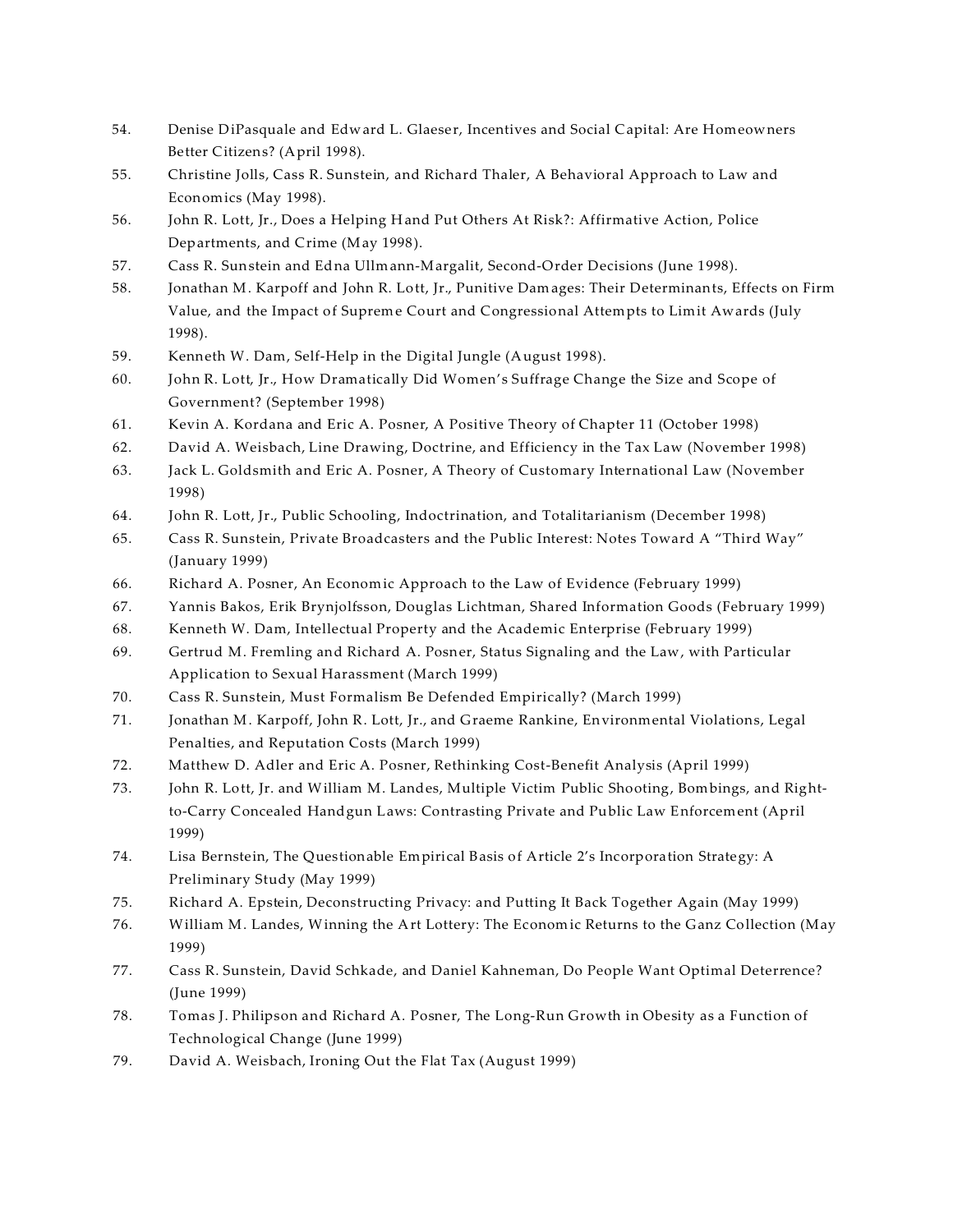54. Denise DiPasquale and Edward L. Glaeser, Incentives and Social Capital: Are Homeowners Better Citizens? (April 1998).
55. Christine Jolls, Cass R. Sunstein, and Richard Thaler, A Behavioral Approach to Law and Economics (May 1998).
56. John R. Lott, Jr., Does a Helping Hand Put Others At Risk?: Affirmative Action, Police Departments, and Crime (May 1998).
57. Cass R. Sunstein and Edna Ullmann-Margalit, Second-Order Decisions (June 1998).
58. Jonathan M. Karpoff and John R. Lott, Jr., Punitive Damages: Their Determinants, Effects on Firm Value, and the Impact of Supreme Court and Congressional Attempts to Limit Awards (July 1998).
59. Kenneth W. Dam, Self-Help in the Digital Jungle (August 1998).
60. John R. Lott, Jr., How Dramatically Did Women's Suffrage Change the Size and Scope of Government? (September 1998)
61. Kevin A. Kordana and Eric A. Posner, A Positive Theory of Chapter 11 (October 1998)
62. David A. Weisbach, Line Drawing, Doctrine, and Efficiency in the Tax Law (November 1998)
63. Jack L. Goldsmith and Eric A. Posner, A Theory of Customary International Law (November 1998)
64. John R. Lott, Jr., Public Schooling, Indoctrination, and Totalitarianism (December 1998)
65. Cass R. Sunstein, Private Broadcasters and the Public Interest: Notes Toward A "Third Way" (January 1999)
66. Richard A. Posner, An Economic Approach to the Law of Evidence (February 1999)
67. Yannis Bakos, Erik Brynjolfsson, Douglas Lichtman, Shared Information Goods (February 1999)
68. Kenneth W. Dam, Intellectual Property and the Academic Enterprise (February 1999)
69. Gertrud M. Fremling and Richard A. Posner, Status Signaling and the Law, with Particular Application to Sexual Harassment (March 1999)
70. Cass R. Sunstein, Must Formalism Be Defended Empirically? (March 1999)
71. Jonathan M. Karpoff, John R. Lott, Jr., and Graeme Rankine, Environmental Violations, Legal Penalties, and Reputation Costs (March 1999)
72. Matthew D. Adler and Eric A. Posner, Rethinking Cost-Benefit Analysis (April 1999)
73. John R. Lott, Jr. and William M. Landes, Multiple Victim Public Shooting, Bombings, and Right-to-Carry Concealed Handgun Laws: Contrasting Private and Public Law Enforcement (April 1999)
74. Lisa Bernstein, The Questionable Empirical Basis of Article 2's Incorporation Strategy: A Preliminary Study (May 1999)
75. Richard A. Epstein, Deconstructing Privacy: and Putting It Back Together Again (May 1999)
76. William M. Landes, Winning the Art Lottery: The Economic Returns to the Ganz Collection (May 1999)
77. Cass R. Sunstein, David Schkade, and Daniel Kahneman, Do People Want Optimal Deterrence? (June 1999)
78. Tomas J. Philipson and Richard A. Posner, The Long-Run Growth in Obesity as a Function of Technological Change (June 1999)
79. David A. Weisbach, Ironing Out the Flat Tax (August 1999)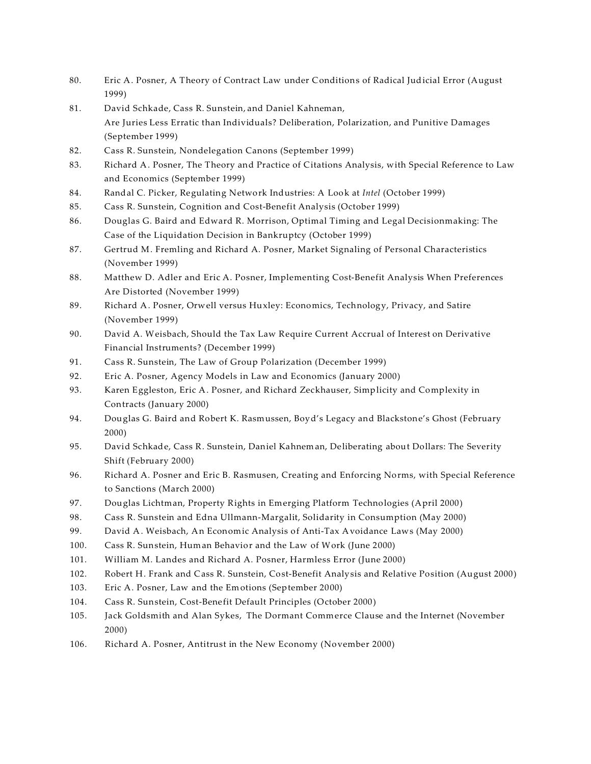80. Eric A. Posner, A Theory of Contract Law under Conditions of Radical Judicial Error (August 1999)
81. David Schkade, Cass R. Sunstein, and Daniel Kahneman, Are Juries Less Erratic than Individuals? Deliberation, Polarization, and Punitive Damages (September 1999)
82. Cass R. Sunstein, Nondelegation Canons (September 1999)
83. Richard A. Posner, The Theory and Practice of Citations Analysis, with Special Reference to Law and Economics (September 1999)
84. Randal C. Picker, Regulating Network Industries: A Look at *Intel* (October 1999)
85. Cass R. Sunstein, Cognition and Cost-Benefit Analysis (October 1999)
86. Douglas G. Baird and Edward R. Morrison, Optimal Timing and Legal Decisionmaking: The Case of the Liquidation Decision in Bankruptcy (October 1999)
87. Gertrud M. Fremling and Richard A. Posner, Market Signaling of Personal Characteristics (November 1999)
88. Matthew D. Adler and Eric A. Posner, Implementing Cost-Benefit Analysis When Preferences Are Distorted (November 1999)
89. Richard A. Posner, Orwell versus Huxley: Economics, Technology, Privacy, and Satire (November 1999)
90. David A. Weisbach, Should the Tax Law Require Current Accrual of Interest on Derivative Financial Instruments? (December 1999)
91. Cass R. Sunstein, The Law of Group Polarization (December 1999)
92. Eric A. Posner, Agency Models in Law and Economics (January 2000)
93. Karen Eggleston, Eric A. Posner, and Richard Zeckhauser, Simplicity and Complexity in Contracts (January 2000)
94. Douglas G. Baird and Robert K. Rasmussen, Boyd's Legacy and Blackstone's Ghost (February 2000)
95. David Schkade, Cass R. Sunstein, Daniel Kahneman, Deliberating about Dollars: The Severity Shift (February 2000)
96. Richard A. Posner and Eric B. Rasmusen, Creating and Enforcing Norms, with Special Reference to Sanctions (March 2000)
97. Douglas Lichtman, Property Rights in Emerging Platform Technologies (April 2000)
98. Cass R. Sunstein and Edna Ullmann-Margalit, Solidarity in Consumption (May 2000)
99. David A. Weisbach, An Economic Analysis of Anti-Tax Avoidance Laws (May 2000)
100. Cass R. Sunstein, Human Behavior and the Law of Work (June 2000)
101. William M. Landes and Richard A. Posner, Harmless Error (June 2000)
102. Robert H. Frank and Cass R. Sunstein, Cost-Benefit Analysis and Relative Position (August 2000)
103. Eric A. Posner, Law and the Emotions (September 2000)
104. Cass R. Sunstein, Cost-Benefit Default Principles (October 2000)
105. Jack Goldsmith and Alan Sykes, The Dormant Commerce Clause and the Internet (November 2000)
106. Richard A. Posner, Antitrust in the New Economy (November 2000)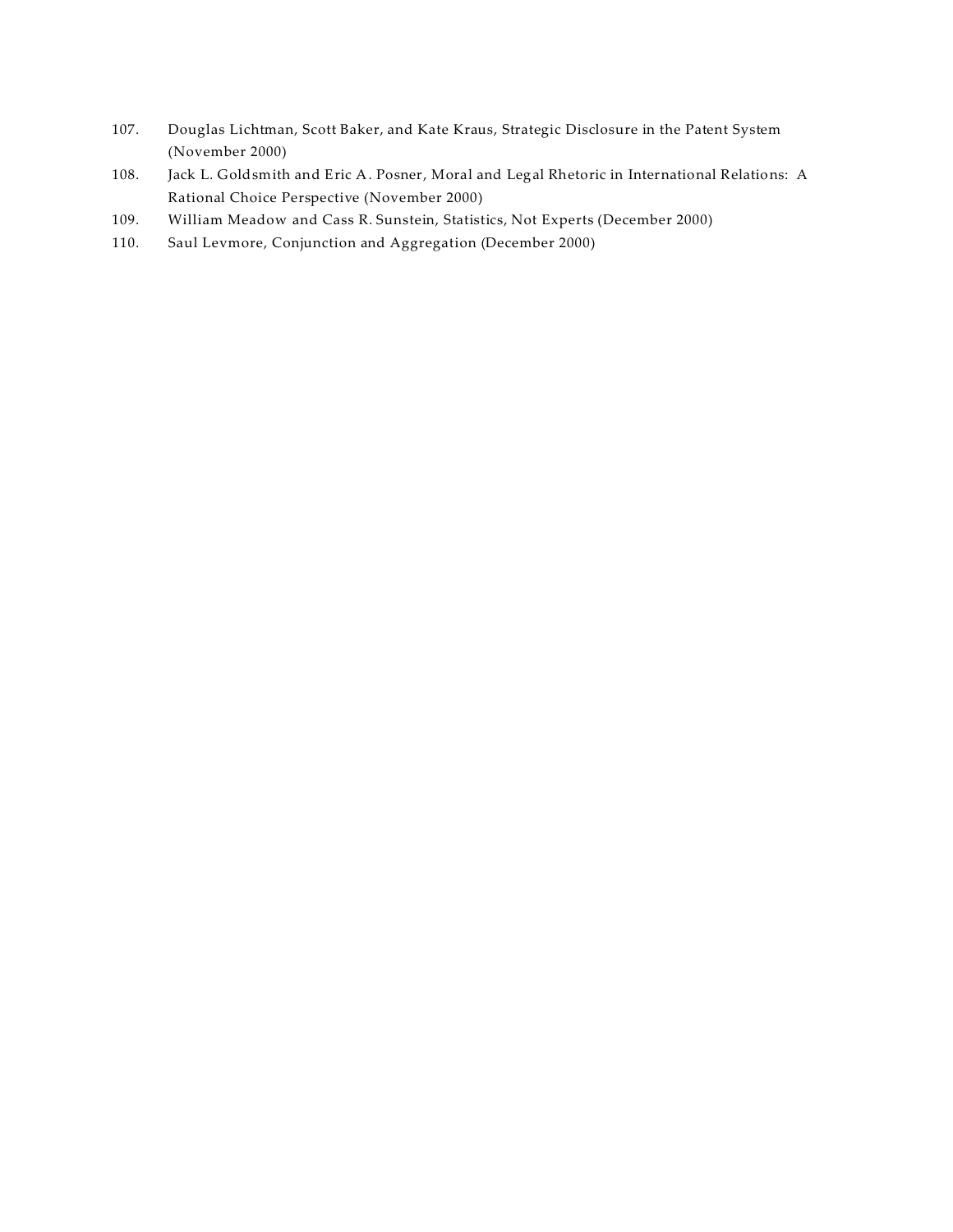107. Douglas Lichtman, Scott Baker, and Kate Kraus, Strategic Disclosure in the Patent System (November 2000)
108. Jack L. Goldsmith and Eric A. Posner, Moral and Legal Rhetoric in International Relations: A Rational Choice Perspective (November 2000)
109. William Meadow and Cass R. Sunstein, Statistics, Not Experts (December 2000)
110. Saul Levmore, Conjunction and Aggregation (December 2000)